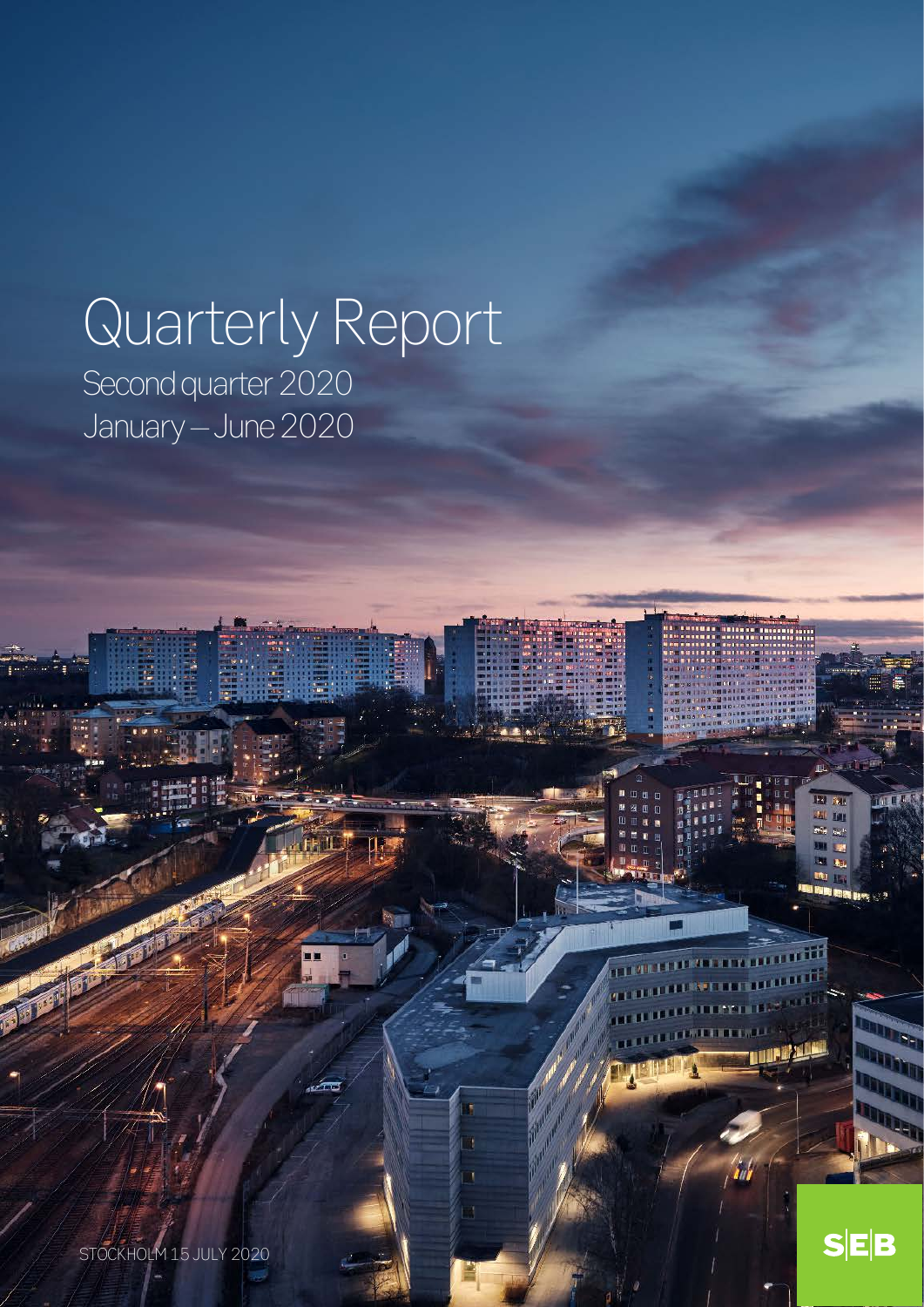# Quarterly Report

Second quarter 2020

January – June 2020

STOCKHOLM 15 JULY 2020

SEB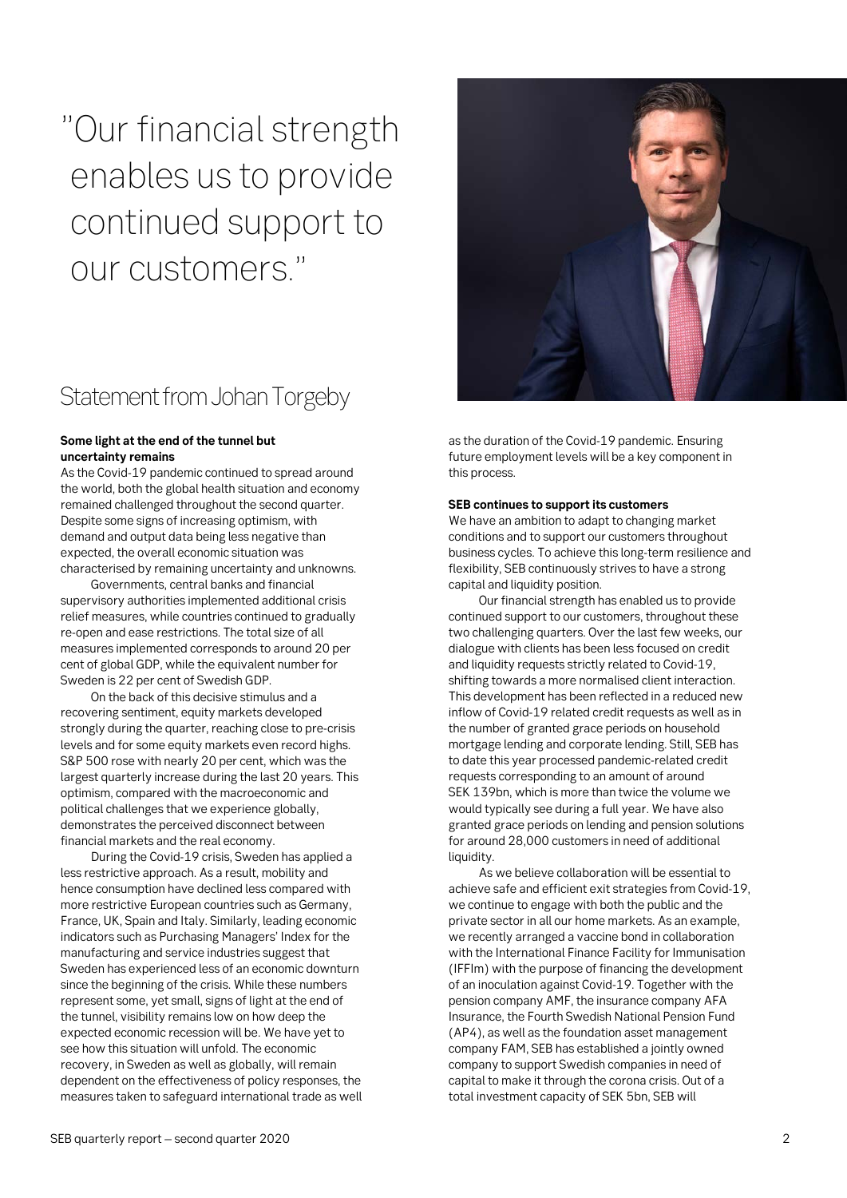"Our financial strength enables us to provide continued support to our customers."

## Statement from Johan Torgeby

**Some light at the end of the tunnel but uncertainty remains**

As the Covid-19 pandemic continued to spread around the world, both the global health situation and economy remained challenged throughout the second quarter. Despite some signs of increasing optimism, with demand and output data being less negative than expected, the overall economic situation was characterised by remaining uncertainty and unknowns.

Governments, central banks and financial supervisory authorities implemented additional crisis relief measures, while countries continued to gradually re-open and ease restrictions. The total size of all measures implemented corresponds to around 20 per cent of global GDP, while the equivalent number for Sweden is 22 per cent of Swedish GDP.

On the back of this decisive stimulus and a recovering sentiment, equity markets developed strongly during the quarter, reaching close to pre-crisis levels and for some equity markets even record highs. S&P 500 rose with nearly 20 per cent, which was the largest quarterly increase during the last 20 years. This optimism, compared with the macroeconomic and political challenges that we experience globally, demonstrates the perceived disconnect between financial markets and the real economy.

During the Covid-19 crisis, Sweden has applied a less restrictive approach. As a result, mobility and hence consumption have declined less compared with more restrictive European countries such as Germany, France, UK, Spain and Italy. Similarly, leading economic indicators such as Purchasing Managers' Index for the manufacturing and service industries suggest that Sweden has experienced less of an economic downturn since the beginning of the crisis. While these numbers represent some, yet small, signs of light at the end of the tunnel, visibility remains low on how deep the expected economic recession will be. We have yet to see how this situation will unfold. The economic recovery, in Sweden as well as globally, will remain dependent on the effectiveness of policy responses, the measures taken to safeguard international trade as well as the duration of the Covid-19 pandemic. Ensuring future employment levels will be a key component in this process.

**SEB continues to support its customers**

We have an ambition to adapt to changing market conditions and to support our customers throughout business cycles. To achieve this long-term resilience and flexibility, SEB continuously strives to have a strong capital and liquidity position.

Our financial strength has enabled us to provide continued support to our customers, throughout these two challenging quarters. Over the last few weeks, our dialogue with clients has been less focused on credit and liquidity requests strictly related to Covid-19, shifting towards a more normalised client interaction. This development has been reflected in a reduced new inflow of Covid-19 related credit requests as well as in the number of granted grace periods on household mortgage lending and corporate lending. Still, SEB has to date this year processed pandemic-related credit requests corresponding to an amount of around SEK 139bn, which is more than twice the volume we would typically see during a full year. We have also granted grace periods on lending and pension solutions for around 28,000 customers in need of additional liquidity.

As we believe collaboration will be essential to achieve safe and efficient exit strategies from Covid-19, we continue to engage with both the public and the private sector in all our home markets. As an example, we recently arranged a vaccine bond in collaboration with the International Finance Facility for Immunisation (IFFIm) with the purpose of financing the development of an inoculation against Covid-19. Together with the pension company AMF, the insurance company AFA Insurance, the Fourth Swedish National Pension Fund (AP4), as well as the foundation asset management company FAM, SEB has established a jointly owned company to support Swedish companies in need of capital to make it through the corona crisis. Out of a total investment capacity of SEK 5bn, SEB will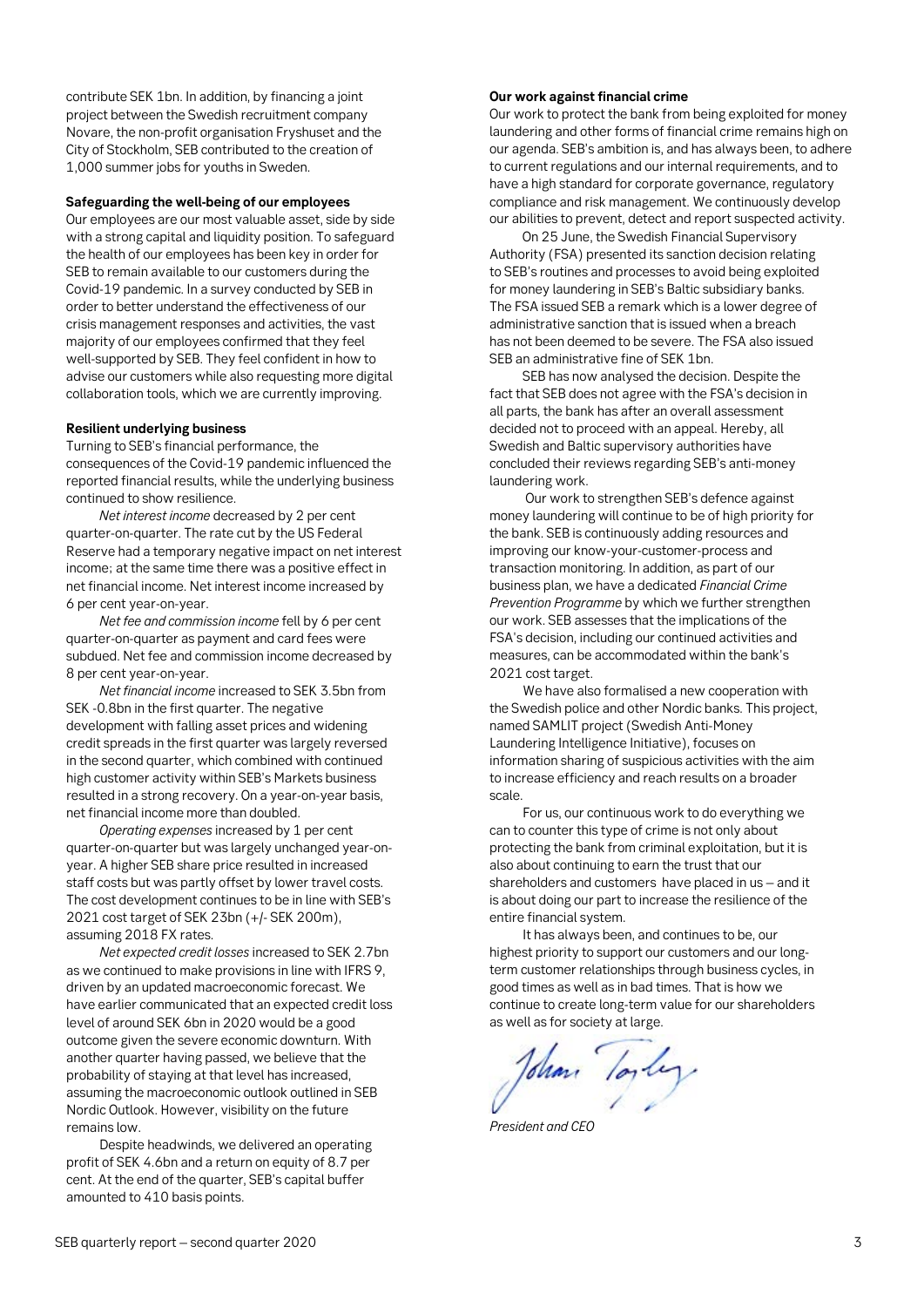contribute SEK 1bn. In addition, by financing a joint project between the Swedish recruitment company Novare, the non-profit organisation Fryshuset and the City of Stockholm, SEB contributed to the creation of 1,000 summer jobs for youths in Sweden.

**Safeguarding the well-being of our employees**

Our employees are our most valuable asset, side by side with a strong capital and liquidity position. To safeguard the health of our employees has been key in order for SEB to remain available to our customers during the Covid-19 pandemic. In a survey conducted by SEB in order to better understand the effectiveness of our crisis management responses and activities, the vast majority of our employees confirmed that they feel well-supported by SEB. They feel confident in how to advise our customers while also requesting more digital collaboration tools, which we are currently improving.

**Resilient underlying business**

Turning to SEB's financial performance, the consequences of the Covid-19 pandemic influenced the reported financial results, while the underlying business continued to show resilience.

*Net interest income* decreased by 2 per cent quarter-on-quarter. The rate cut by the US Federal Reserve had a temporary negative impact on net interest income; at the same time there was a positive effect in net financial income. Net interest income increased by 6 per cent year-on-year.

*Net fee and commission income* fell by 6 per cent quarter-on-quarter as payment and card fees were subdued. Net fee and commission income decreased by 8 per cent year-on-year.

*Net financial income* increased to SEK 3.5bn from SEK -0.8bn in the first quarter. The negative development with falling asset prices and widening credit spreads in the first quarter was largely reversed in the second quarter, which combined with continued high customer activity within SEB's Markets business resulted in a strong recovery. On a year-on-year basis, net financial income more than doubled.

*Operating expenses* increased by 1 per cent quarter-on-quarter but was largely unchanged year-on-year. A higher SEB share price resulted in increased staff costs but was partly offset by lower travel costs. The cost development continues to be in line with SEB's 2021 cost target of SEK 23bn (+/- SEK 200m), assuming 2018 FX rates.

*Net expected credit losses* increased to SEK 2.7bn as we continued to make provisions in line with IFRS 9, driven by an updated macroeconomic forecast. We have earlier communicated that an expected credit loss level of around SEK 6bn in 2020 would be a good outcome given the severe economic downturn. With another quarter having passed, we believe that the probability of staying at that level has increased, assuming the macroeconomic outlook outlined in SEB Nordic Outlook. However, visibility on the future remains low.

Despite headwinds, we delivered an operating profit of SEK 4.6bn and a return on equity of 8.7 per cent. At the end of the quarter, SEB's capital buffer amounted to 410 basis points.

**Our work against financial crime**

Our work to protect the bank from being exploited for money laundering and other forms of financial crime remains high on our agenda. SEB's ambition is, and has always been, to adhere to current regulations and our internal requirements, and to have a high standard for corporate governance, regulatory compliance and risk management. We continuously develop our abilities to prevent, detect and report suspected activity.

On 25 June, the Swedish Financial Supervisory Authority (FSA) presented its sanction decision relating to SEB's routines and processes to avoid being exploited for money laundering in SEB's Baltic subsidiary banks. The FSA issued SEB a remark which is a lower degree of administrative sanction that is issued when a breach has not been deemed to be severe. The FSA also issued SEB an administrative fine of SEK 1bn.

SEB has now analysed the decision. Despite the fact that SEB does not agree with the FSA's decision in all parts, the bank has after an overall assessment decided not to proceed with an appeal. Hereby, all Swedish and Baltic supervisory authorities have concluded their reviews regarding SEB's anti-money laundering work.

Our work to strengthen SEB's defence against money laundering will continue to be of high priority for the bank. SEB is continuously adding resources and improving our know-your-customer-process and transaction monitoring. In addition, as part of our business plan, we have a dedicated *Financial Crime Prevention Programme* by which we further strengthen our work. SEB assesses that the implications of the FSA's decision, including our continued activities and measures, can be accommodated within the bank's 2021 cost target.

We have also formalised a new cooperation with the Swedish police and other Nordic banks. This project, named SAMLIT project (Swedish Anti-Money Laundering Intelligence Initiative), focuses on information sharing of suspicious activities with the aim to increase efficiency and reach results on a broader scale.

For us, our continuous work to do everything we can to counter this type of crime is not only about protecting the bank from criminal exploitation, but it is also about continuing to earn the trust that our shareholders and customers have placed in us – and it is about doing our part to increase the resilience of the entire financial system.

It has always been, and continues to be, our highest priority to support our customers and our long-term customer relationships through business cycles, in good times as well as in bad times. That is how we continue to create long-term value for our shareholders as well as for society at large.

Johan Torgeby

*President and CEO*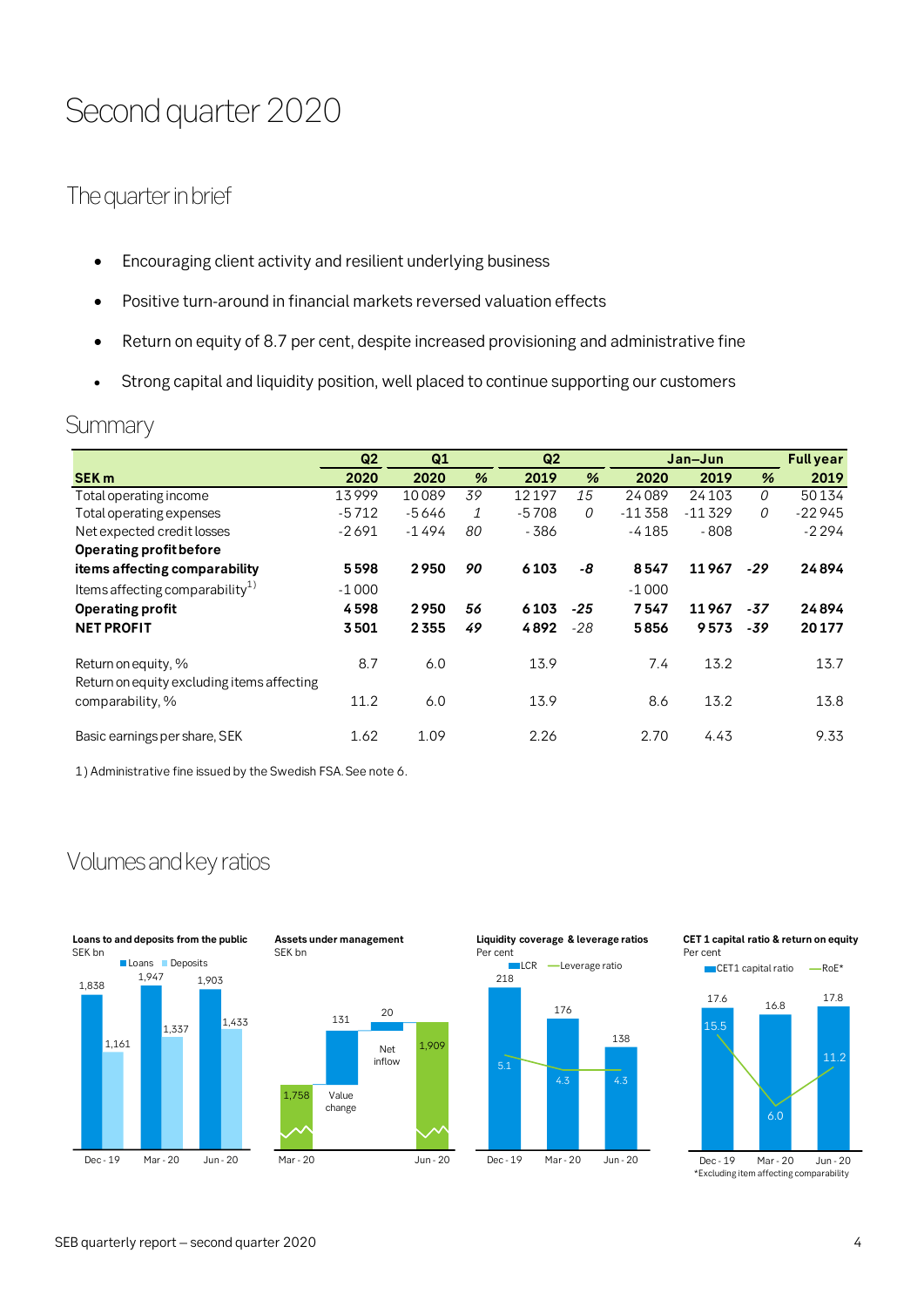# Second quarter 2020

## The quarter in brief

- Encouraging client activity and resilient underlying business
- Positive turn-around in financial markets reversed valuation effects
- Return on equity of 8.7 per cent, despite increased provisioning and administrative fine
- Strong capital and liquidity position, well placed to continue supporting our customers

## Summary

| | Q2 | Q1 | | Q2 | | Jan–Jun | | | Full year |
|---|---|---|---|---|---|---|---|---|---|
| **SEK m** | **2020** | **2020** | **%** | **2019** | **%** | **2020** | **2019** | **%** | **2019** |
| Total operating income | 13 999 | 10 089 | 39 | 12 197 | 15 | 24 089 | 24 103 | 0 | 50 134 |
| Total operating expenses | -5 712 | -5 646 | 1 | -5 708 | 0 | -11 358 | -11 329 | 0 | -22 945 |
| Net expected credit losses | -2 691 | -1 494 | 80 | - 386 | | -4 185 | - 808 | | -2 294 |
| **Operating profit before items affecting comparability** | **5 598** | **2 950** | **90** | **6 103** | **-8** | **8 547** | **11 967** | **-29** | **24 894** |
| Items affecting comparability[1)] | -1 000 | | | | | -1 000 | | | |
| **Operating profit** | **4 598** | **2 950** | **56** | **6 103** | **-25** | **7 547** | **11 967** | **-37** | **24 894** |
| **NET PROFIT** | **3 501** | **2 355** | **49** | **4 892** | **-28** | **5 856** | **9 573** | **-39** | **20 177** |
| Return on equity, % | 8.7 | 6.0 | | 13.9 | | 7.4 | 13.2 | | 13.7 |
| Return on equity excluding items affecting comparability, % | 11.2 | 6.0 | | 13.9 | | 8.6 | 13.2 | | 13.8 |
| Basic earnings per share, SEK | 1.62 | 1.09 | | 2.26 | | 2.70 | 4.43 | | 9.33 |

1) Administrative fine issued by the Swedish FSA. See note 6.

## Volumes and key ratios

**Loans to and deposits from the public**
SEK bn

| | Loans | Deposits |
|---|---|---|
| Dec - 19 | 1,838 | 1,161 |
| Mar - 20 | 1,947 | 1,337 |
| Jun - 20 | 1,903 | 1,433 |

**Assets under management**
SEK bn

| Mar - 20 | Value change | Net inflow | Jun - 20 |
|---|---|---|---|
| 1,758 | 131 | 20 | 1,909 |

**Liquidity coverage & leverage ratios**
Per cent

| | LCR | Leverage ratio |
|---|---|---|
| Dec - 19 | 218 | 5.1 |
| Mar - 20 | 176 | 4.3 |
| Jun - 20 | 138 | 4.3 |

**CET 1 capital ratio & return on equity**
Per cent

| | CET1 capital ratio | RoE* |
|---|---|---|
| Dec - 19 | 17.6 | 15.5 |
| Mar - 20 | 16.8 | 6.0 |
| Jun - 20 | 17.8 | 11.2 |

*Excluding item affecting comparability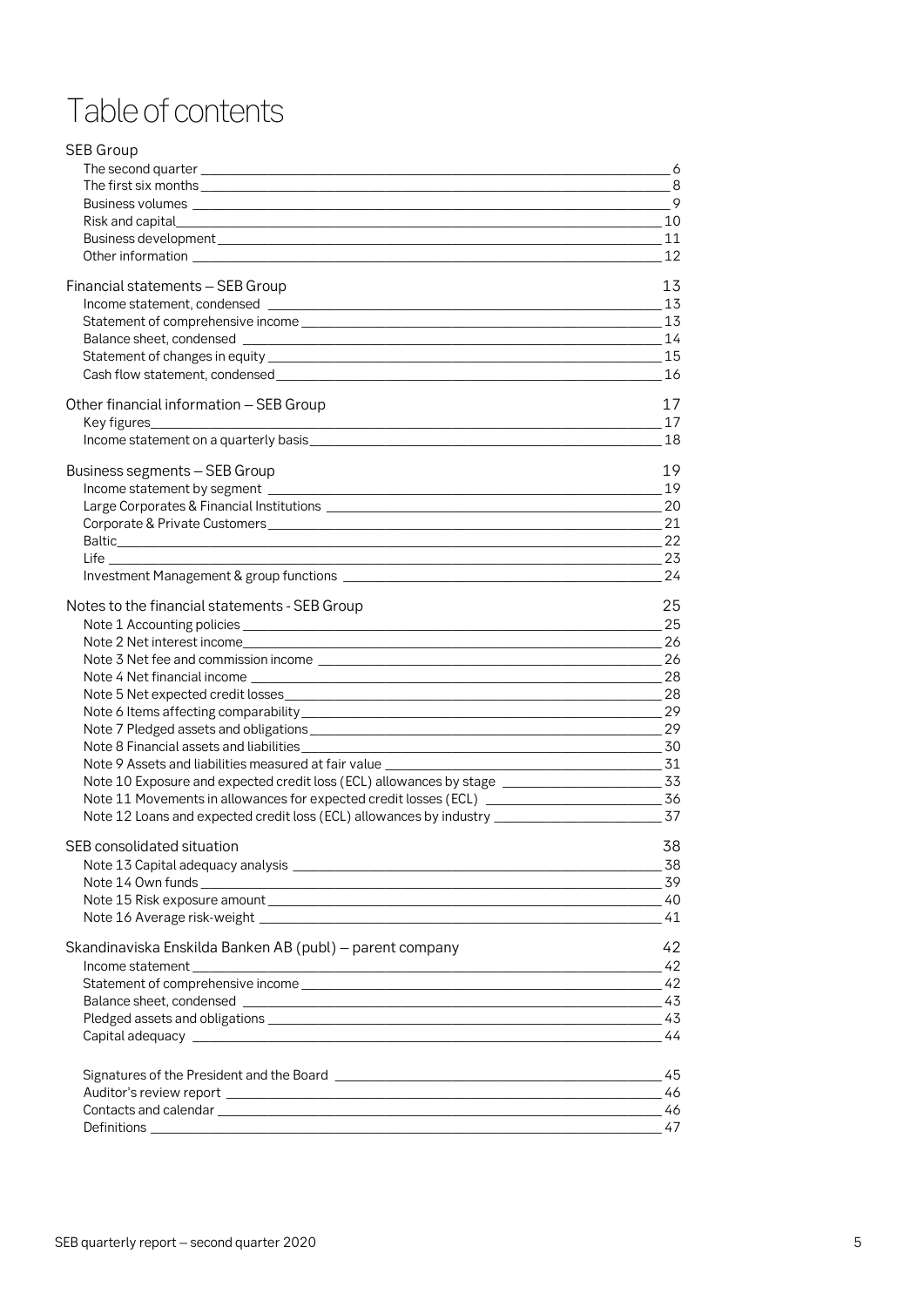# Table of contents

| | |
|---|---|
| **SEB Group** | |
| The second quarter | 6 |
| The first six months | 8 |
| Business volumes | 9 |
| Risk and capital | 10 |
| Business development | 11 |
| Other information | 12 |
| **Financial statements – SEB Group** | **13** |
| Income statement, condensed | 13 |
| Statement of comprehensive income | 13 |
| Balance sheet, condensed | 14 |
| Statement of changes in equity | 15 |
| Cash flow statement, condensed | 16 |
| **Other financial information – SEB Group** | **17** |
| Key figures | 17 |
| Income statement on a quarterly basis | 18 |
| **Business segments – SEB Group** | **19** |
| Income statement by segment | 19 |
| Large Corporates & Financial Institutions | 20 |
| Corporate & Private Customers | 21 |
| Baltic | 22 |
| Life | 23 |
| Investment Management & group functions | 24 |
| **Notes to the financial statements - SEB Group** | **25** |
| Note 1 Accounting policies | 25 |
| Note 2 Net interest income | 26 |
| Note 3 Net fee and commission income | 26 |
| Note 4 Net financial income | 28 |
| Note 5 Net expected credit losses | 28 |
| Note 6 Items affecting comparability | 29 |
| Note 7 Pledged assets and obligations | 29 |
| Note 8 Financial assets and liabilities | 30 |
| Note 9 Assets and liabilities measured at fair value | 31 |
| Note 10 Exposure and expected credit loss (ECL) allowances by stage | 33 |
| Note 11 Movements in allowances for expected credit losses (ECL) | 36 |
| Note 12 Loans and expected credit loss (ECL) allowances by industry | 37 |
| **SEB consolidated situation** | **38** |
| Note 13 Capital adequacy analysis | 38 |
| Note 14 Own funds | 39 |
| Note 15 Risk exposure amount | 40 |
| Note 16 Average risk-weight | 41 |
| **Skandinaviska Enskilda Banken AB (publ) – parent company** | **42** |
| Income statement | 42 |
| Statement of comprehensive income | 42 |
| Balance sheet, condensed | 43 |
| Pledged assets and obligations | 43 |
| Capital adequacy | 44 |
| Signatures of the President and the Board | 45 |
| Auditor's review report | 46 |
| Contacts and calendar | 46 |
| Definitions | 47 |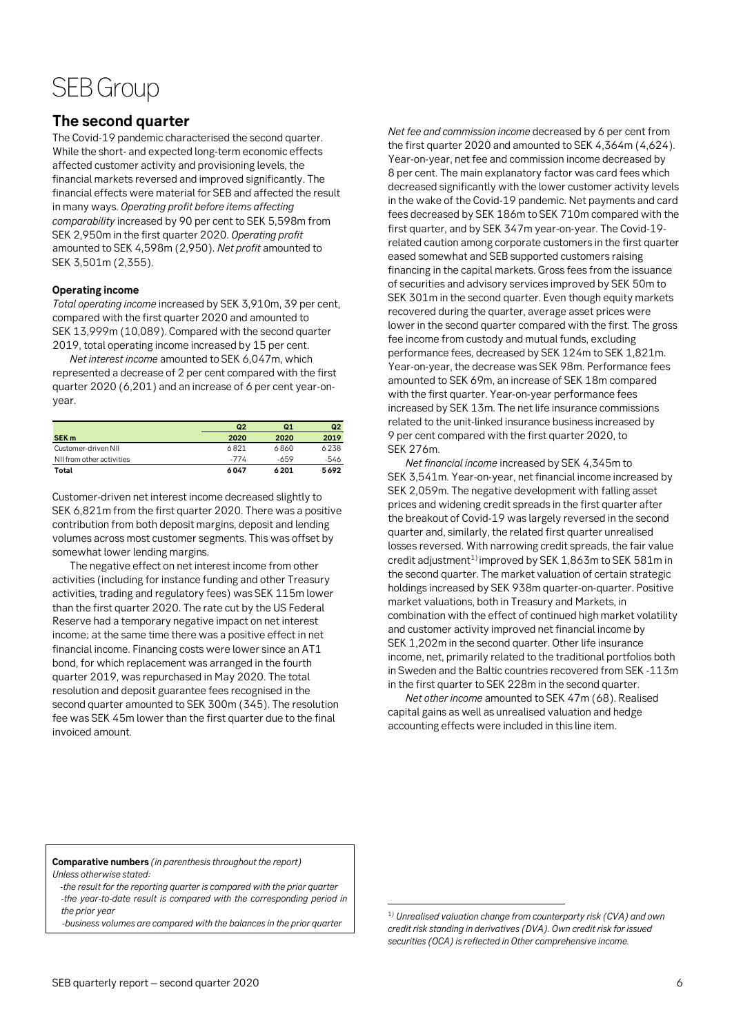# SEB Group

## The second quarter

The Covid-19 pandemic characterised the second quarter. While the short- and expected long-term economic effects affected customer activity and provisioning levels, the financial markets reversed and improved significantly. The financial effects were material for SEB and affected the result in many ways. *Operating profit before items affecting comparability* increased by 90 per cent to SEK 5,598m from SEK 2,950m in the first quarter 2020. *Operating profit* amounted to SEK 4,598m (2,950). *Net profit* amounted to SEK 3,501m (2,355).

### Operating income

*Total operating income* increased by SEK 3,910m, 39 per cent, compared with the first quarter 2020 and amounted to SEK 13,999m (10,089). Compared with the second quarter 2019, total operating income increased by 15 per cent.

*Net interest income* amounted to SEK 6,047m, which represented a decrease of 2 per cent compared with the first quarter 2020 (6,201) and an increase of 6 per cent year-on-year.

| SEK m | Q2 2020 | Q1 2020 | Q2 2019 |
|---|---|---|---|
| Customer-driven NII | 6 821 | 6 860 | 6 238 |
| NII from other activities | -774 | -659 | -546 |
| **Total** | **6 047** | **6 201** | **5 692** |

Customer-driven net interest income decreased slightly to SEK 6,821m from the first quarter 2020. There was a positive contribution from both deposit margins, deposit and lending volumes across most customer segments. This was offset by somewhat lower lending margins.

The negative effect on net interest income from other activities (including for instance funding and other Treasury activities, trading and regulatory fees) was SEK 115m lower than the first quarter 2020. The rate cut by the US Federal Reserve had a temporary negative impact on net interest income; at the same time there was a positive effect in net financial income. Financing costs were lower since an AT1 bond, for which replacement was arranged in the fourth quarter 2019, was repurchased in May 2020. The total resolution and deposit guarantee fees recognised in the second quarter amounted to SEK 300m (345). The resolution fee was SEK 45m lower than the first quarter due to the final invoiced amount.

*Net fee and commission income* decreased by 6 per cent from the first quarter 2020 and amounted to SEK 4,364m (4,624). Year-on-year, net fee and commission income decreased by 8 per cent. The main explanatory factor was card fees which decreased significantly with the lower customer activity levels in the wake of the Covid-19 pandemic. Net payments and card fees decreased by SEK 186m to SEK 710m compared with the first quarter, and by SEK 347m year-on-year. The Covid-19-related caution among corporate customers in the first quarter eased somewhat and SEB supported customers raising financing in the capital markets. Gross fees from the issuance of securities and advisory services improved by SEK 50m to SEK 301m in the second quarter. Even though equity markets recovered during the quarter, average asset prices were lower in the second quarter compared with the first. The gross fee income from custody and mutual funds, excluding performance fees, decreased by SEK 124m to SEK 1,821m. Year-on-year, the decrease was SEK 98m. Performance fees amounted to SEK 69m, an increase of SEK 18m compared with the first quarter. Year-on-year performance fees increased by SEK 13m. The net life insurance commissions related to the unit-linked insurance business increased by 9 per cent compared with the first quarter 2020, to SEK 276m.

*Net financial income* increased by SEK 4,345m to SEK 3,541m. Year-on-year, net financial income increased by SEK 2,059m. The negative development with falling asset prices and widening credit spreads in the first quarter after the breakout of Covid-19 was largely reversed in the second quarter and, similarly, the related first quarter unrealised losses reversed. With narrowing credit spreads, the fair value credit adjustment[1] improved by SEK 1,863m to SEK 581m in the second quarter. The market valuation of certain strategic holdings increased by SEK 938m quarter-on-quarter. Positive market valuations, both in Treasury and Markets, in combination with the effect of continued high market volatility and customer activity improved net financial income by SEK 1,202m in the second quarter. Other life insurance income, net, primarily related to the traditional portfolios both in Sweden and the Baltic countries recovered from SEK -113m in the first quarter to SEK 228m in the second quarter.

*Net other income* amounted to SEK 47m (68). Realised capital gains as well as unrealised valuation and hedge accounting effects were included in this line item.

**Comparative numbers** *(in parenthesis throughout the report)*
*Unless otherwise stated:*

*-the result for the reporting quarter is compared with the prior quarter*
*-the year-to-date result is compared with the corresponding period in the prior year*
*-business volumes are compared with the balances in the prior quarter*

[1] *Unrealised valuation change from counterparty risk (CVA) and own credit risk standing in derivatives (DVA). Own credit risk for issued securities (OCA) is reflected in Other comprehensive income.*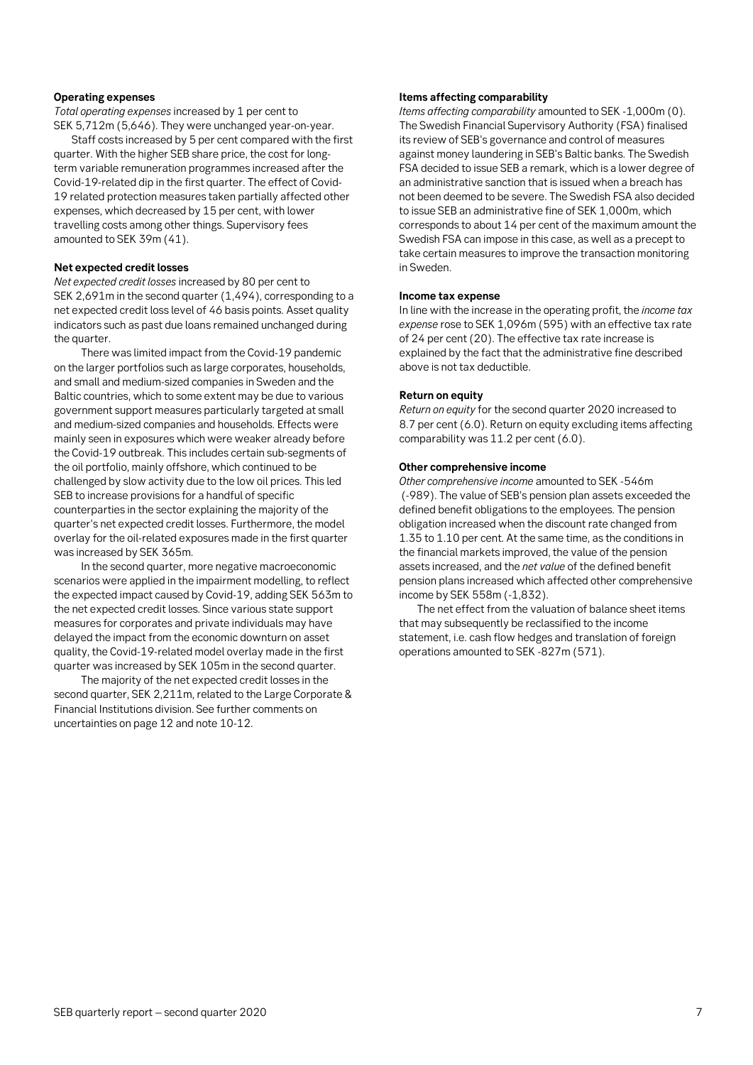### Operating expenses

*Total operating expenses* increased by 1 per cent to SEK 5,712m (5,646). They were unchanged year-on-year.

Staff costs increased by 5 per cent compared with the first quarter. With the higher SEB share price, the cost for long-term variable remuneration programmes increased after the Covid-19-related dip in the first quarter. The effect of Covid-19 related protection measures taken partially affected other expenses, which decreased by 15 per cent, with lower travelling costs among other things. Supervisory fees amounted to SEK 39m (41).

### Net expected credit losses

*Net expected credit losses* increased by 80 per cent to SEK 2,691m in the second quarter (1,494), corresponding to a net expected credit loss level of 46 basis points. Asset quality indicators such as past due loans remained unchanged during the quarter.

There was limited impact from the Covid-19 pandemic on the larger portfolios such as large corporates, households, and small and medium-sized companies in Sweden and the Baltic countries, which to some extent may be due to various government support measures particularly targeted at small and medium-sized companies and households. Effects were mainly seen in exposures which were weaker already before the Covid-19 outbreak. This includes certain sub-segments of the oil portfolio, mainly offshore, which continued to be challenged by slow activity due to the low oil prices. This led SEB to increase provisions for a handful of specific counterparties in the sector explaining the majority of the quarter's net expected credit losses. Furthermore, the model overlay for the oil-related exposures made in the first quarter was increased by SEK 365m.

In the second quarter, more negative macroeconomic scenarios were applied in the impairment modelling, to reflect the expected impact caused by Covid-19, adding SEK 563m to the net expected credit losses. Since various state support measures for corporates and private individuals may have delayed the impact from the economic downturn on asset quality, the Covid-19-related model overlay made in the first quarter was increased by SEK 105m in the second quarter.

The majority of the net expected credit losses in the second quarter, SEK 2,211m, related to the Large Corporate & Financial Institutions division. See further comments on uncertainties on page 12 and note 10-12.

### Items affecting comparability

*Items affecting comparability* amounted to SEK -1,000m (0). The Swedish Financial Supervisory Authority (FSA) finalised its review of SEB's governance and control of measures against money laundering in SEB's Baltic banks. The Swedish FSA decided to issue SEB a remark, which is a lower degree of an administrative sanction that is issued when a breach has not been deemed to be severe. The Swedish FSA also decided to issue SEB an administrative fine of SEK 1,000m, which corresponds to about 14 per cent of the maximum amount the Swedish FSA can impose in this case, as well as a precept to take certain measures to improve the transaction monitoring in Sweden.

### Income tax expense

In line with the increase in the operating profit, the *income tax expense* rose to SEK 1,096m (595) with an effective tax rate of 24 per cent (20). The effective tax rate increase is explained by the fact that the administrative fine described above is not tax deductible.

### Return on equity

*Return on equity* for the second quarter 2020 increased to 8.7 per cent (6.0). Return on equity excluding items affecting comparability was 11.2 per cent (6.0).

### Other comprehensive income

*Other comprehensive income* amounted to SEK -546m (-989). The value of SEB's pension plan assets exceeded the defined benefit obligations to the employees. The pension obligation increased when the discount rate changed from 1.35 to 1.10 per cent. At the same time, as the conditions in the financial markets improved, the value of the pension assets increased, and the *net value* of the defined benefit pension plans increased which affected other comprehensive income by SEK 558m (-1,832).

The net effect from the valuation of balance sheet items that may subsequently be reclassified to the income statement, i.e. cash flow hedges and translation of foreign operations amounted to SEK -827m (571).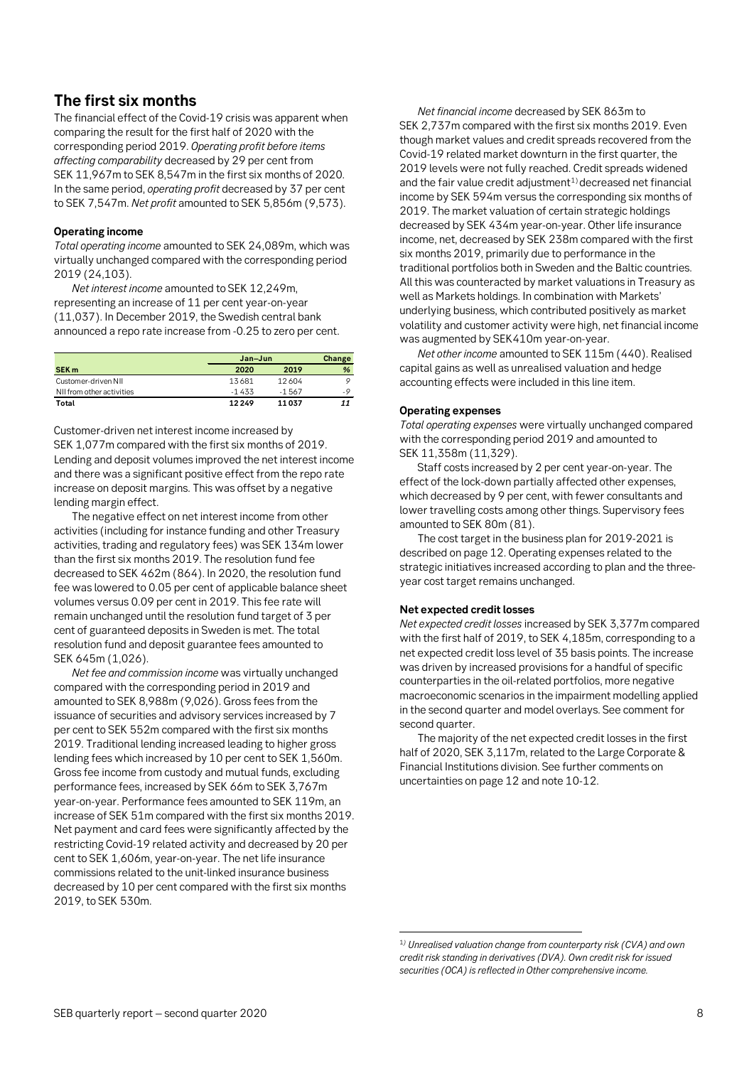## The first six months

The financial effect of the Covid-19 crisis was apparent when comparing the result for the first half of 2020 with the corresponding period 2019. *Operating profit before items affecting comparability* decreased by 29 per cent from SEK 11,967m to SEK 8,547m in the first six months of 2020. In the same period, *operating profit* decreased by 37 per cent to SEK 7,547m. *Net profit* amounted to SEK 5,856m (9,573).

### Operating income

*Total operating income* amounted to SEK 24,089m, which was virtually unchanged compared with the corresponding period 2019 (24,103).

*Net interest income* amounted to SEK 12,249m, representing an increase of 11 per cent year-on-year (11,037). In December 2019, the Swedish central bank announced a repo rate increase from -0.25 to zero per cent.

| | Jan–Jun | | Change |
|---|---|---|---|
| **SEK m** | **2020** | **2019** | **%** |
| Customer-driven NII | 13 681 | 12 604 | 9 |
| NII from other activities | -1 433 | -1 567 | -9 |
| **Total** | **12 249** | **11 037** | ***11*** |

Customer-driven net interest income increased by SEK 1,077m compared with the first six months of 2019. Lending and deposit volumes improved the net interest income and there was a significant positive effect from the repo rate increase on deposit margins. This was offset by a negative lending margin effect.

The negative effect on net interest income from other activities (including for instance funding and other Treasury activities, trading and regulatory fees) was SEK 134m lower than the first six months 2019. The resolution fund fee decreased to SEK 462m (864). In 2020, the resolution fund fee was lowered to 0.05 per cent of applicable balance sheet volumes versus 0.09 per cent in 2019. This fee rate will remain unchanged until the resolution fund target of 3 per cent of guaranteed deposits in Sweden is met. The total resolution fund and deposit guarantee fees amounted to SEK 645m (1,026).

*Net fee and commission income* was virtually unchanged compared with the corresponding period in 2019 and amounted to SEK 8,988m (9,026). Gross fees from the issuance of securities and advisory services increased by 7 per cent to SEK 552m compared with the first six months 2019. Traditional lending increased leading to higher gross lending fees which increased by 10 per cent to SEK 1,560m. Gross fee income from custody and mutual funds, excluding performance fees, increased by SEK 66m to SEK 3,767m year-on-year. Performance fees amounted to SEK 119m, an increase of SEK 51m compared with the first six months 2019. Net payment and card fees were significantly affected by the restricting Covid-19 related activity and decreased by 20 per cent to SEK 1,606m, year-on-year. The net life insurance commissions related to the unit-linked insurance business decreased by 10 per cent compared with the first six months 2019, to SEK 530m.

*Net financial income* decreased by SEK 863m to SEK 2,737m compared with the first six months 2019. Even though market values and credit spreads recovered from the Covid-19 related market downturn in the first quarter, the 2019 levels were not fully reached. Credit spreads widened and the fair value credit adjustment[1] decreased net financial income by SEK 594m versus the corresponding six months of 2019. The market valuation of certain strategic holdings decreased by SEK 434m year-on-year. Other life insurance income, net, decreased by SEK 238m compared with the first six months 2019, primarily due to performance in the traditional portfolios both in Sweden and the Baltic countries. All this was counteracted by market valuations in Treasury as well as Markets holdings. In combination with Markets' underlying business, which contributed positively as market volatility and customer activity were high, net financial income was augmented by SEK410m year-on-year.

*Net other income* amounted to SEK 115m (440). Realised capital gains as well as unrealised valuation and hedge accounting effects were included in this line item.

### Operating expenses

*Total operating expenses* were virtually unchanged compared with the corresponding period 2019 and amounted to SEK 11,358m (11,329).

Staff costs increased by 2 per cent year-on-year. The effect of the lock-down partially affected other expenses, which decreased by 9 per cent, with fewer consultants and lower travelling costs among other things. Supervisory fees amounted to SEK 80m (81).

The cost target in the business plan for 2019-2021 is described on page 12. Operating expenses related to the strategic initiatives increased according to plan and the three-year cost target remains unchanged.

### Net expected credit losses

*Net expected credit losses* increased by SEK 3,377m compared with the first half of 2019, to SEK 4,185m, corresponding to a net expected credit loss level of 35 basis points. The increase was driven by increased provisions for a handful of specific counterparties in the oil-related portfolios, more negative macroeconomic scenarios in the impairment modelling applied in the second quarter and model overlays. See comment for second quarter.

The majority of the net expected credit losses in the first half of 2020, SEK 3,117m, related to the Large Corporate & Financial Institutions division. See further comments on uncertainties on page 12 and note 10-12.

---

[1] *Unrealised valuation change from counterparty risk (CVA) and own credit risk standing in derivatives (DVA). Own credit risk for issued securities (OCA) is reflected in Other comprehensive income.*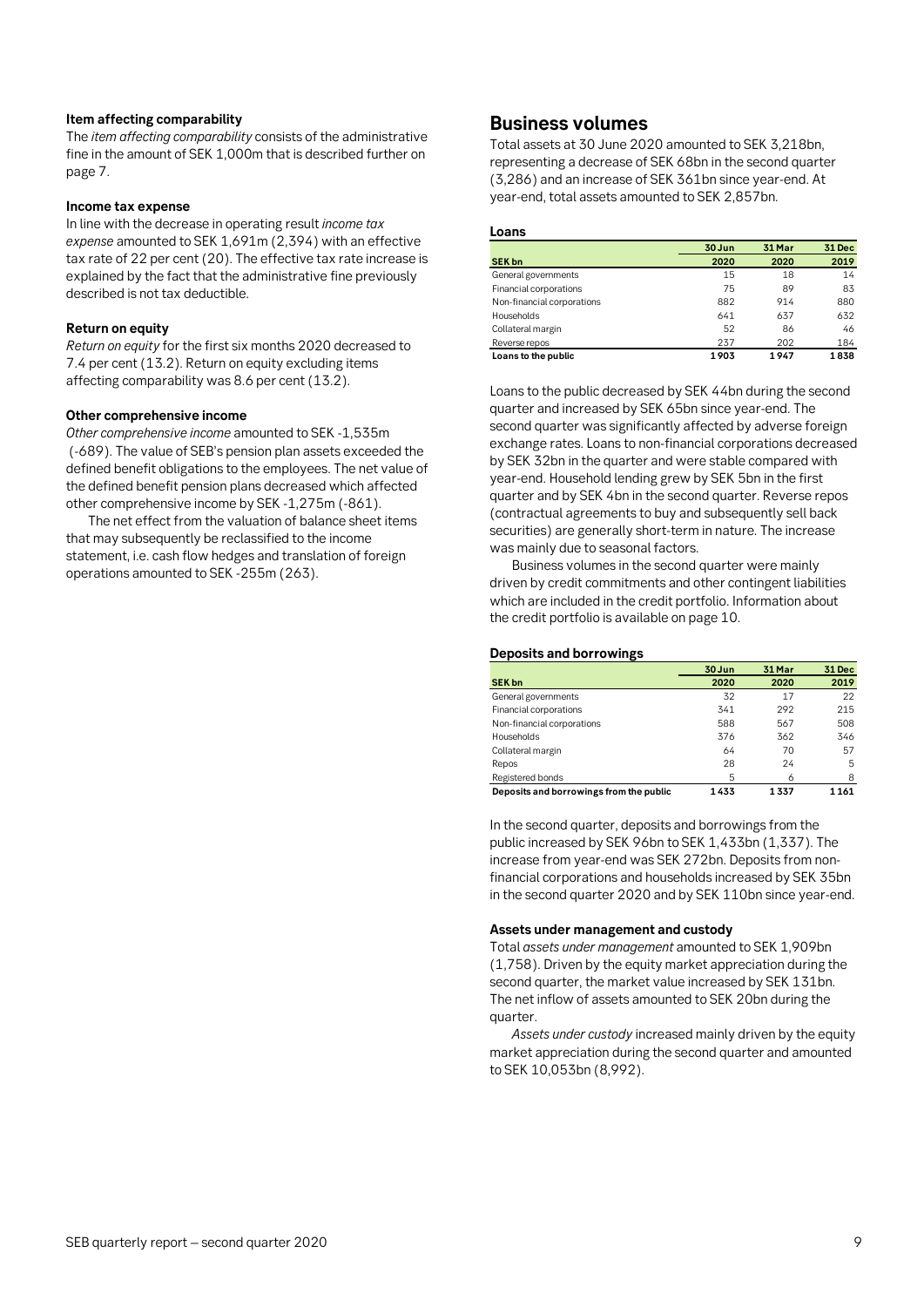#### Item affecting comparability

The *item affecting comparability* consists of the administrative fine in the amount of SEK 1,000m that is described further on page 7.

#### Income tax expense

In line with the decrease in operating result *income tax expense* amounted to SEK 1,691m (2,394) with an effective tax rate of 22 per cent (20). The effective tax rate increase is explained by the fact that the administrative fine previously described is not tax deductible.

#### Return on equity

*Return on equity* for the first six months 2020 decreased to 7.4 per cent (13.2). Return on equity excluding items affecting comparability was 8.6 per cent (13.2).

#### Other comprehensive income

*Other comprehensive income* amounted to SEK -1,535m (-689). The value of SEB's pension plan assets exceeded the defined benefit obligations to the employees. The net value of the defined benefit pension plans decreased which affected other comprehensive income by SEK -1,275m (-861).

The net effect from the valuation of balance sheet items that may subsequently be reclassified to the income statement, i.e. cash flow hedges and translation of foreign operations amounted to SEK -255m (263).

## Business volumes

Total assets at 30 June 2020 amounted to SEK 3,218bn, representing a decrease of SEK 68bn in the second quarter (3,286) and an increase of SEK 361bn since year-end. At year-end, total assets amounted to SEK 2,857bn.

#### Loans

| SEK bn | 30 Jun 2020 | 31 Mar 2020 | 31 Dec 2019 |
|---|---|---|---|
| General governments | 15 | 18 | 14 |
| Financial corporations | 75 | 89 | 83 |
| Non-financial corporations | 882 | 914 | 880 |
| Households | 641 | 637 | 632 |
| Collateral margin | 52 | 86 | 46 |
| Reverse repos | 237 | 202 | 184 |
| **Loans to the public** | **1 903** | **1 947** | **1 838** |

Loans to the public decreased by SEK 44bn during the second quarter and increased by SEK 65bn since year-end. The second quarter was significantly affected by adverse foreign exchange rates. Loans to non-financial corporations decreased by SEK 32bn in the quarter and were stable compared with year-end. Household lending grew by SEK 5bn in the first quarter and by SEK 4bn in the second quarter. Reverse repos (contractual agreements to buy and subsequently sell back securities) are generally short-term in nature. The increase was mainly due to seasonal factors.

Business volumes in the second quarter were mainly driven by credit commitments and other contingent liabilities which are included in the credit portfolio. Information about the credit portfolio is available on page 10.

#### Deposits and borrowings

| SEK bn | 30 Jun 2020 | 31 Mar 2020 | 31 Dec 2019 |
|---|---|---|---|
| General governments | 32 | 17 | 22 |
| Financial corporations | 341 | 292 | 215 |
| Non-financial corporations | 588 | 567 | 508 |
| Households | 376 | 362 | 346 |
| Collateral margin | 64 | 70 | 57 |
| Repos | 28 | 24 | 5 |
| Registered bonds | 5 | 6 | 8 |
| **Deposits and borrowings from the public** | **1 433** | **1 337** | **1 161** |

In the second quarter, deposits and borrowings from the public increased by SEK 96bn to SEK 1,433bn (1,337). The increase from year-end was SEK 272bn. Deposits from non-financial corporations and households increased by SEK 35bn in the second quarter 2020 and by SEK 110bn since year-end.

#### Assets under management and custody

Total *assets under management* amounted to SEK 1,909bn (1,758). Driven by the equity market appreciation during the second quarter, the market value increased by SEK 131bn. The net inflow of assets amounted to SEK 20bn during the quarter.

*Assets under custody* increased mainly driven by the equity market appreciation during the second quarter and amounted to SEK 10,053bn (8,992).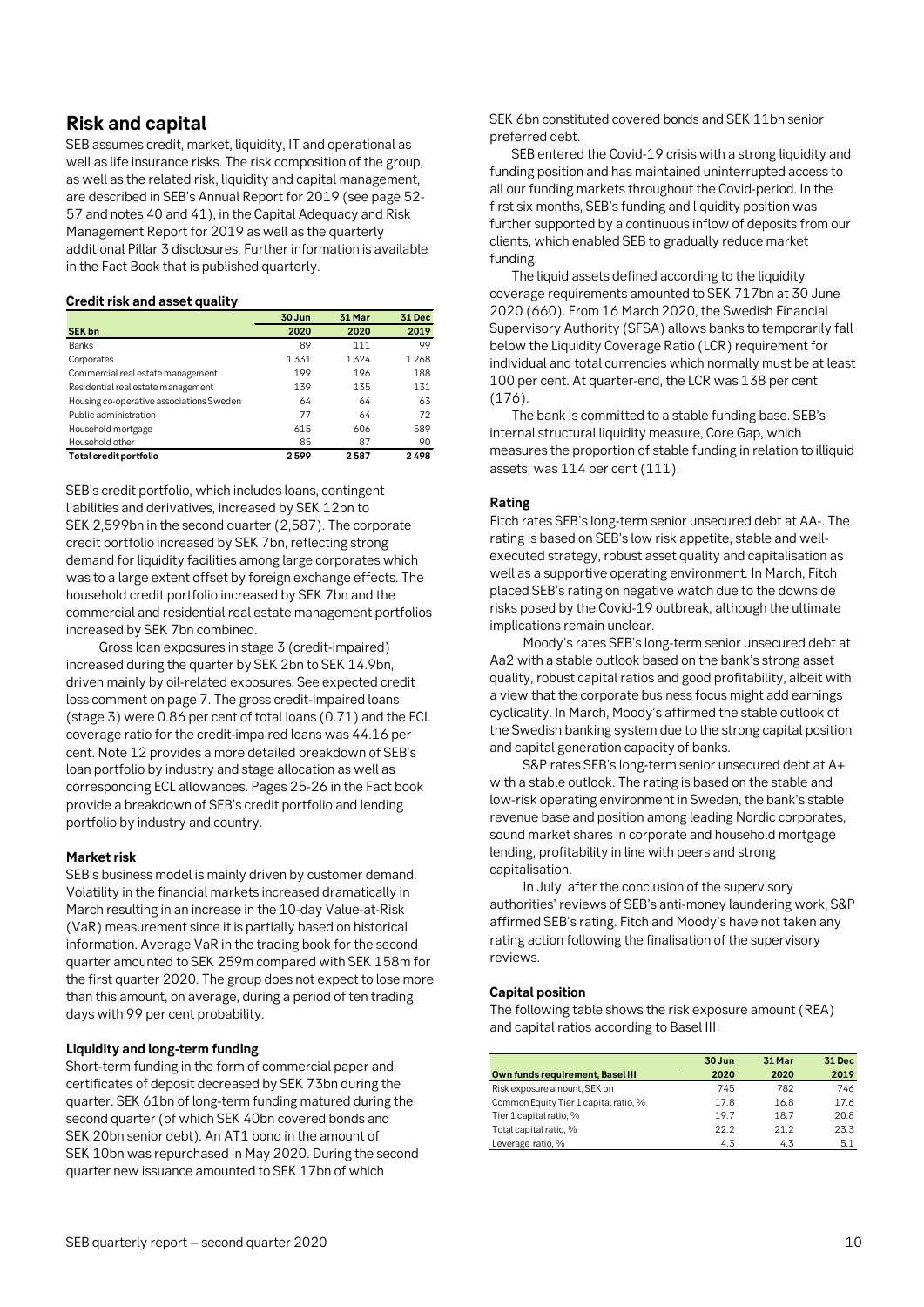## Risk and capital

SEB assumes credit, market, liquidity, IT and operational as well as life insurance risks. The risk composition of the group, as well as the related risk, liquidity and capital management, are described in SEB's Annual Report for 2019 (see page 52-57 and notes 40 and 41), in the Capital Adequacy and Risk Management Report for 2019 as well as the quarterly additional Pillar 3 disclosures. Further information is available in the Fact Book that is published quarterly.

#### Credit risk and asset quality

| SEK bn | 30 Jun 2020 | 31 Mar 2020 | 31 Dec 2019 |
|---|---|---|---|
| Banks | 89 | 111 | 99 |
| Corporates | 1 331 | 1 324 | 1 268 |
| Commercial real estate management | 199 | 196 | 188 |
| Residential real estate management | 139 | 135 | 131 |
| Housing co-operative associations Sweden | 64 | 64 | 63 |
| Public administration | 77 | 64 | 72 |
| Household mortgage | 615 | 606 | 589 |
| Household other | 85 | 87 | 90 |
| **Total credit portfolio** | **2 599** | **2 587** | **2 498** |

SEB's credit portfolio, which includes loans, contingent liabilities and derivatives, increased by SEK 12bn to SEK 2,599bn in the second quarter (2,587). The corporate credit portfolio increased by SEK 7bn, reflecting strong demand for liquidity facilities among large corporates which was to a large extent offset by foreign exchange effects. The household credit portfolio increased by SEK 7bn and the commercial and residential real estate management portfolios increased by SEK 7bn combined.

Gross loan exposures in stage 3 (credit-impaired) increased during the quarter by SEK 2bn to SEK 14.9bn, driven mainly by oil-related exposures. See expected credit loss comment on page 7. The gross credit-impaired loans (stage 3) were 0.86 per cent of total loans (0.71) and the ECL coverage ratio for the credit-impaired loans was 44.16 per cent. Note 12 provides a more detailed breakdown of SEB's loan portfolio by industry and stage allocation as well as corresponding ECL allowances. Pages 25-26 in the Fact book provide a breakdown of SEB's credit portfolio and lending portfolio by industry and country.

#### Market risk

SEB's business model is mainly driven by customer demand. Volatility in the financial markets increased dramatically in March resulting in an increase in the 10-day Value-at-Risk (VaR) measurement since it is partially based on historical information. Average VaR in the trading book for the second quarter amounted to SEK 259m compared with SEK 158m for the first quarter 2020. The group does not expect to lose more than this amount, on average, during a period of ten trading days with 99 per cent probability.

#### Liquidity and long-term funding

Short-term funding in the form of commercial paper and certificates of deposit decreased by SEK 73bn during the quarter. SEK 61bn of long-term funding matured during the second quarter (of which SEK 40bn covered bonds and SEK 20bn senior debt). An AT1 bond in the amount of SEK 10bn was repurchased in May 2020. During the second quarter new issuance amounted to SEK 17bn of which SEK 6bn constituted covered bonds and SEK 11bn senior preferred debt.

SEB entered the Covid-19 crisis with a strong liquidity and funding position and has maintained uninterrupted access to all our funding markets throughout the Covid-period. In the first six months, SEB's funding and liquidity position was further supported by a continuous inflow of deposits from our clients, which enabled SEB to gradually reduce market funding.

The liquid assets defined according to the liquidity coverage requirements amounted to SEK 717bn at 30 June 2020 (660). From 16 March 2020, the Swedish Financial Supervisory Authority (SFSA) allows banks to temporarily fall below the Liquidity Coverage Ratio (LCR) requirement for individual and total currencies which normally must be at least 100 per cent. At quarter-end, the LCR was 138 per cent (176).

The bank is committed to a stable funding base. SEB's internal structural liquidity measure, Core Gap, which measures the proportion of stable funding in relation to illiquid assets, was 114 per cent (111).

#### Rating

Fitch rates SEB's long-term senior unsecured debt at AA-. The rating is based on SEB's low risk appetite, stable and well-executed strategy, robust asset quality and capitalisation as well as a supportive operating environment. In March, Fitch placed SEB's rating on negative watch due to the downside risks posed by the Covid-19 outbreak, although the ultimate implications remain unclear.

Moody's rates SEB's long-term senior unsecured debt at Aa2 with a stable outlook based on the bank's strong asset quality, robust capital ratios and good profitability, albeit with a view that the corporate business focus might add earnings cyclicality. In March, Moody's affirmed the stable outlook of the Swedish banking system due to the strong capital position and capital generation capacity of banks.

S&P rates SEB's long-term senior unsecured debt at A+ with a stable outlook. The rating is based on the stable and low-risk operating environment in Sweden, the bank's stable revenue base and position among leading Nordic corporates, sound market shares in corporate and household mortgage lending, profitability in line with peers and strong capitalisation.

In July, after the conclusion of the supervisory authorities' reviews of SEB's anti-money laundering work, S&P affirmed SEB's rating. Fitch and Moody's have not taken any rating action following the finalisation of the supervisory reviews.

#### Capital position

The following table shows the risk exposure amount (REA) and capital ratios according to Basel III:

| Own funds requirement, Basel III | 30 Jun 2020 | 31 Mar 2020 | 31 Dec 2019 |
|---|---|---|---|
| Risk exposure amount, SEK bn | 745 | 782 | 746 |
| Common Equity Tier 1 capital ratio, % | 17.8 | 16.8 | 17.6 |
| Tier 1 capital ratio, % | 19.7 | 18.7 | 20.8 |
| Total capital ratio, % | 22.2 | 21.2 | 23.3 |
| Leverage ratio, % | 4.3 | 4.3 | 5.1 |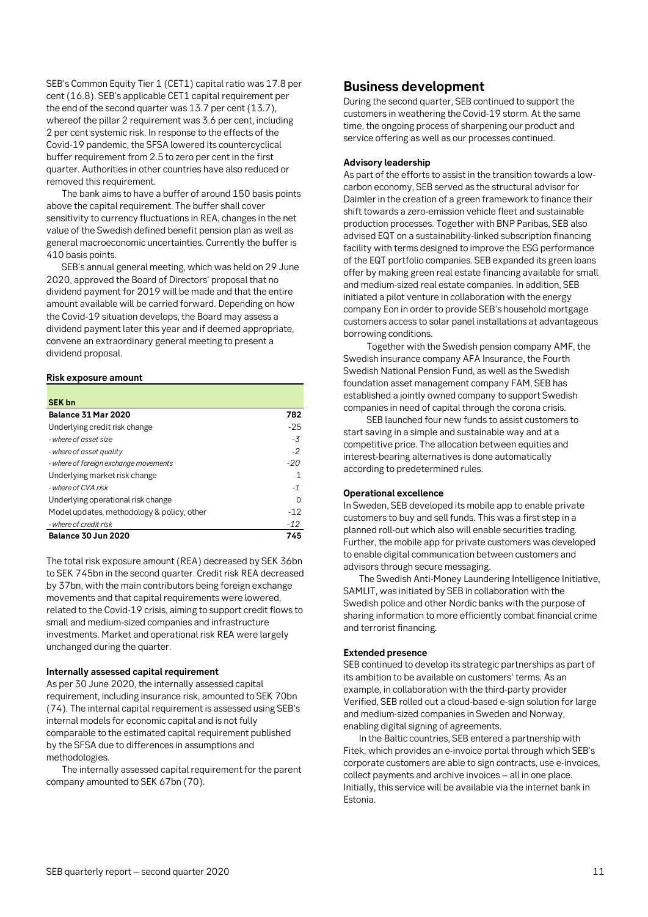SEB's Common Equity Tier 1 (CET1) capital ratio was 17.8 per cent (16.8). SEB's applicable CET1 capital requirement per the end of the second quarter was 13.7 per cent (13.7), whereof the pillar 2 requirement was 3.6 per cent, including 2 per cent systemic risk. In response to the effects of the Covid-19 pandemic, the SFSA lowered its countercyclical buffer requirement from 2.5 to zero per cent in the first quarter. Authorities in other countries have also reduced or removed this requirement.

The bank aims to have a buffer of around 150 basis points above the capital requirement. The buffer shall cover sensitivity to currency fluctuations in REA, changes in the net value of the Swedish defined benefit pension plan as well as general macroeconomic uncertainties. Currently the buffer is 410 basis points.

SEB's annual general meeting, which was held on 29 June 2020, approved the Board of Directors' proposal that no dividend payment for 2019 will be made and that the entire amount available will be carried forward. Depending on how the Covid-19 situation develops, the Board may assess a dividend payment later this year and if deemed appropriate, convene an extraordinary general meeting to present a dividend proposal.

**Risk exposure amount**

| SEK bn | |
|---|---|
| **Balance 31 Mar 2020** | **782** |
| Underlying credit risk change | -25 |
| *- where of asset size* | *-3* |
| *- where of asset quality* | *-2* |
| *- where of foreign exchange movements* | *-20* |
| Underlying market risk change | 1 |
| *- where of CVA risk* | *-1* |
| Underlying operational risk change | 0 |
| Model updates, methodology & policy, other | -12 |
| *- where of credit risk* | *-12* |
| **Balance 30 Jun 2020** | **745** |

The total risk exposure amount (REA) decreased by SEK 36bn to SEK 745bn in the second quarter. Credit risk REA decreased by 37bn, with the main contributors being foreign exchange movements and that capital requirements were lowered, related to the Covid-19 crisis, aiming to support credit flows to small and medium-sized companies and infrastructure investments. Market and operational risk REA were largely unchanged during the quarter.

**Internally assessed capital requirement**

As per 30 June 2020, the internally assessed capital requirement, including insurance risk, amounted to SEK 70bn (74). The internal capital requirement is assessed using SEB's internal models for economic capital and is not fully comparable to the estimated capital requirement published by the SFSA due to differences in assumptions and methodologies.

The internally assessed capital requirement for the parent company amounted to SEK 67bn (70).

## Business development

During the second quarter, SEB continued to support the customers in weathering the Covid-19 storm. At the same time, the ongoing process of sharpening our product and service offering as well as our processes continued.

**Advisory leadership**

As part of the efforts to assist in the transition towards a low-carbon economy, SEB served as the structural advisor for Daimler in the creation of a green framework to finance their shift towards a zero-emission vehicle fleet and sustainable production processes. Together with BNP Paribas, SEB also advised EQT on a sustainability-linked subscription financing facility with terms designed to improve the ESG performance of the EQT portfolio companies. SEB expanded its green loans offer by making green real estate financing available for small and medium-sized real estate companies. In addition, SEB initiated a pilot venture in collaboration with the energy company Eon in order to provide SEB's household mortgage customers access to solar panel installations at advantageous borrowing conditions.

Together with the Swedish pension company AMF, the Swedish insurance company AFA Insurance, the Fourth Swedish National Pension Fund, as well as the Swedish foundation asset management company FAM, SEB has established a jointly owned company to support Swedish companies in need of capital through the corona crisis.

SEB launched four new funds to assist customers to start saving in a simple and sustainable way and at a competitive price. The allocation between equities and interest-bearing alternatives is done automatically according to predetermined rules.

**Operational excellence**

In Sweden, SEB developed its mobile app to enable private customers to buy and sell funds. This was a first step in a planned roll-out which also will enable securities trading. Further, the mobile app for private customers was developed to enable digital communication between customers and advisors through secure messaging.

The Swedish Anti-Money Laundering Intelligence Initiative, SAMLIT, was initiated by SEB in collaboration with the Swedish police and other Nordic banks with the purpose of sharing information to more efficiently combat financial crime and terrorist financing.

**Extended presence**

SEB continued to develop its strategic partnerships as part of its ambition to be available on customers' terms. As an example, in collaboration with the third-party provider Verified, SEB rolled out a cloud-based e-sign solution for large and medium-sized companies in Sweden and Norway, enabling digital signing of agreements.

In the Baltic countries, SEB entered a partnership with Fitek, which provides an e-invoice portal through which SEB's corporate customers are able to sign contracts, use e-invoices, collect payments and archive invoices – all in one place. Initially, this service will be available via the internet bank in Estonia.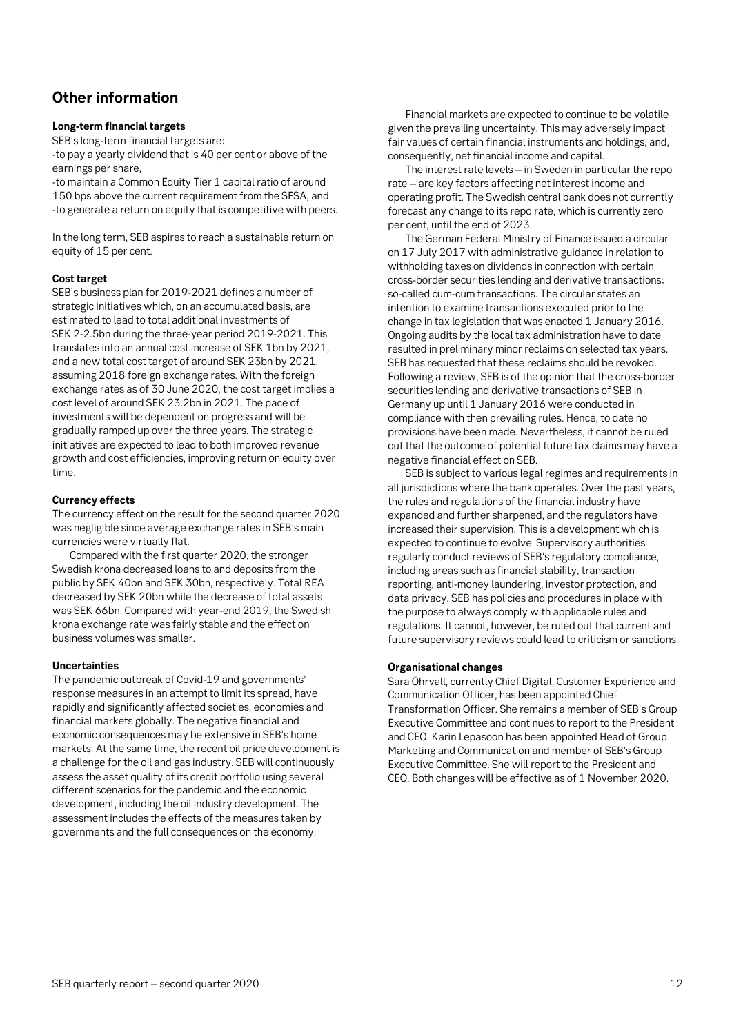## Other information

### Long-term financial targets

SEB's long-term financial targets are:

-to pay a yearly dividend that is 40 per cent or above of the earnings per share,

-to maintain a Common Equity Tier 1 capital ratio of around 150 bps above the current requirement from the SFSA, and

-to generate a return on equity that is competitive with peers.

In the long term, SEB aspires to reach a sustainable return on equity of 15 per cent.

### Cost target

SEB's business plan for 2019-2021 defines a number of strategic initiatives which, on an accumulated basis, are estimated to lead to total additional investments of SEK 2-2.5bn during the three-year period 2019-2021. This translates into an annual cost increase of SEK 1bn by 2021, and a new total cost target of around SEK 23bn by 2021, assuming 2018 foreign exchange rates. With the foreign exchange rates as of 30 June 2020, the cost target implies a cost level of around SEK 23.2bn in 2021. The pace of investments will be dependent on progress and will be gradually ramped up over the three years. The strategic initiatives are expected to lead to both improved revenue growth and cost efficiencies, improving return on equity over time.

### Currency effects

The currency effect on the result for the second quarter 2020 was negligible since average exchange rates in SEB's main currencies were virtually flat.

Compared with the first quarter 2020, the stronger Swedish krona decreased loans to and deposits from the public by SEK 40bn and SEK 30bn, respectively. Total REA decreased by SEK 20bn while the decrease of total assets was SEK 66bn. Compared with year-end 2019, the Swedish krona exchange rate was fairly stable and the effect on business volumes was smaller.

### Uncertainties

The pandemic outbreak of Covid-19 and governments' response measures in an attempt to limit its spread, have rapidly and significantly affected societies, economies and financial markets globally. The negative financial and economic consequences may be extensive in SEB's home markets. At the same time, the recent oil price development is a challenge for the oil and gas industry. SEB will continuously assess the asset quality of its credit portfolio using several different scenarios for the pandemic and the economic development, including the oil industry development. The assessment includes the effects of the measures taken by governments and the full consequences on the economy.

Financial markets are expected to continue to be volatile given the prevailing uncertainty. This may adversely impact fair values of certain financial instruments and holdings, and, consequently, net financial income and capital.

The interest rate levels – in Sweden in particular the repo rate – are key factors affecting net interest income and operating profit. The Swedish central bank does not currently forecast any change to its repo rate, which is currently zero per cent, until the end of 2023.

The German Federal Ministry of Finance issued a circular on 17 July 2017 with administrative guidance in relation to withholding taxes on dividends in connection with certain cross-border securities lending and derivative transactions; so-called cum-cum transactions. The circular states an intention to examine transactions executed prior to the change in tax legislation that was enacted 1 January 2016. Ongoing audits by the local tax administration have to date resulted in preliminary minor reclaims on selected tax years. SEB has requested that these reclaims should be revoked. Following a review, SEB is of the opinion that the cross-border securities lending and derivative transactions of SEB in Germany up until 1 January 2016 were conducted in compliance with then prevailing rules. Hence, to date no provisions have been made. Nevertheless, it cannot be ruled out that the outcome of potential future tax claims may have a negative financial effect on SEB.

SEB is subject to various legal regimes and requirements in all jurisdictions where the bank operates. Over the past years, the rules and regulations of the financial industry have expanded and further sharpened, and the regulators have increased their supervision. This is a development which is expected to continue to evolve. Supervisory authorities regularly conduct reviews of SEB's regulatory compliance, including areas such as financial stability, transaction reporting, anti-money laundering, investor protection, and data privacy. SEB has policies and procedures in place with the purpose to always comply with applicable rules and regulations. It cannot, however, be ruled out that current and future supervisory reviews could lead to criticism or sanctions.

### Organisational changes

Sara Öhrvall, currently Chief Digital, Customer Experience and Communication Officer, has been appointed Chief Transformation Officer. She remains a member of SEB's Group Executive Committee and continues to report to the President and CEO. Karin Lepasoon has been appointed Head of Group Marketing and Communication and member of SEB's Group Executive Committee. She will report to the President and CEO. Both changes will be effective as of 1 November 2020.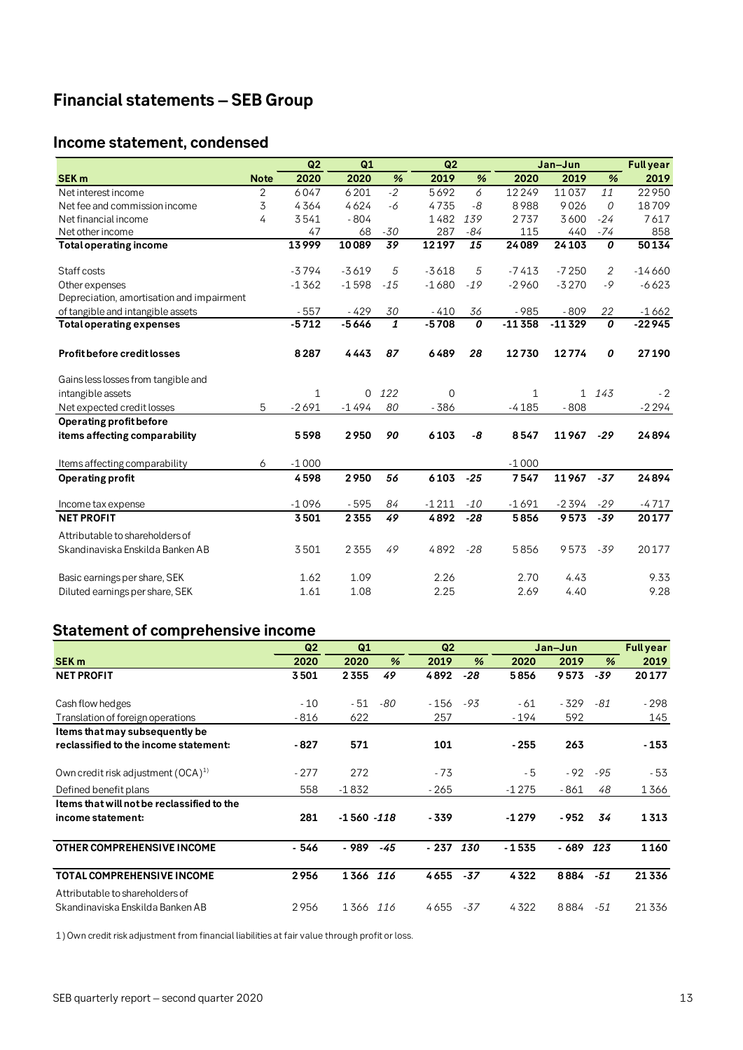# Financial statements – SEB Group

## Income statement, condensed

| SEK m | Note | Q2 2020 | Q1 2020 | % | Q2 2019 | % | Jan–Jun 2020 | Jan–Jun 2019 | % | Full year 2019 |
|---|---|---|---|---|---|---|---|---|---|---|
| Net interest income | 2 | 6 047 | 6 201 | -2 | 5 692 | 6 | 12 249 | 11 037 | 11 | 22 950 |
| Net fee and commission income | 3 | 4 364 | 4 624 | -6 | 4 735 | -8 | 8 988 | 9 026 | 0 | 18 709 |
| Net financial income | 4 | 3 541 | - 804 | | 1 482 | 139 | 2 737 | 3 600 | -24 | 7 617 |
| Net other income | | 47 | 68 | -30 | 287 | -84 | 115 | 440 | -74 | 858 |
| **Total operating income** | | **13 999** | **10 089** | ***39*** | **12 197** | ***15*** | **24 089** | **24 103** | ***0*** | **50 134** |
| Staff costs | | -3 794 | -3 619 | 5 | -3 618 | 5 | -7 413 | -7 250 | 2 | -14 660 |
| Other expenses | | -1 362 | -1 598 | -15 | -1 680 | -19 | -2 960 | -3 270 | -9 | -6 623 |
| Depreciation, amortisation and impairment of tangible and intangible assets | | - 557 | - 429 | 30 | - 410 | 36 | - 985 | - 809 | 22 | -1 662 |
| **Total operating expenses** | | **-5 712** | **-5 646** | ***1*** | **-5 708** | ***0*** | **-11 358** | **-11 329** | ***0*** | **-22 945** |
| **Profit before credit losses** | | **8 287** | **4 443** | ***87*** | **6 489** | ***28*** | **12 730** | **12 774** | ***0*** | **27 190** |
| Gains less losses from tangible and intangible assets | | 1 | 0 | 122 | 0 | | 1 | 1 | 143 | - 2 |
| Net expected credit losses | 5 | -2 691 | -1 494 | 80 | - 386 | | -4 185 | - 808 | | -2 294 |
| **Operating profit before items affecting comparability** | | **5 598** | **2 950** | ***90*** | **6 103** | ***-8*** | **8 547** | **11 967** | ***-29*** | **24 894** |
| Items affecting comparability | 6 | -1 000 | | | | | -1 000 | | | |
| **Operating profit** | | **4 598** | **2 950** | ***56*** | **6 103** | ***-25*** | **7 547** | **11 967** | ***-37*** | **24 894** |
| Income tax expense | | -1 096 | - 595 | 84 | -1 211 | -10 | -1 691 | -2 394 | -29 | -4 717 |
| **NET PROFIT** | | **3 501** | **2 355** | ***49*** | **4 892** | ***-28*** | **5 856** | **9 573** | ***-39*** | **20 177** |
| Attributable to shareholders of Skandinaviska Enskilda Banken AB | | 3 501 | 2 355 | 49 | 4 892 | -28 | 5 856 | 9 573 | -39 | 20 177 |
| Basic earnings per share, SEK | | 1.62 | 1.09 | | 2.26 | | 2.70 | 4.43 | | 9.33 |
| Diluted earnings per share, SEK | | 1.61 | 1.08 | | 2.25 | | 2.69 | 4.40 | | 9.28 |

## Statement of comprehensive income

| SEK m | Q2 2020 | Q1 2020 | % | Q2 2019 | % | Jan–Jun 2020 | Jan–Jun 2019 | % | Full year 2019 |
|---|---|---|---|---|---|---|---|---|---|
| **NET PROFIT** | **3 501** | **2 355** | ***49*** | **4 892** | ***-28*** | **5 856** | **9 573** | ***-39*** | **20 177** |
| Cash flow hedges | - 10 | - 51 | -80 | - 156 | -93 | - 61 | - 329 | -81 | - 298 |
| Translation of foreign operations | - 816 | 622 | | 257 | | - 194 | 592 | | 145 |
| **Items that may subsequently be reclassified to the income statement:** | **- 827** | **571** | | **101** | | **- 255** | **263** | | **- 153** |
| Own credit risk adjustment (OCA)[1] | - 277 | 272 | | - 73 | | - 5 | - 92 | -95 | - 53 |
| Defined benefit plans | 558 | -1 832 | | - 265 | | -1 275 | - 861 | 48 | 1 366 |
| **Items that will not be reclassified to the income statement:** | **281** | **-1 560** | ***-118*** | **- 339** | | **-1 279** | **- 952** | ***34*** | **1 313** |
| **OTHER COMPREHENSIVE INCOME** | **- 546** | **- 989** | ***-45*** | **- 237** | ***130*** | **-1 535** | **- 689** | ***123*** | **1 160** |
| **TOTAL COMPREHENSIVE INCOME** | **2 956** | **1 366** | ***116*** | **4 655** | ***-37*** | **4 322** | **8 884** | ***-51*** | **21 336** |
| Attributable to shareholders of Skandinaviska Enskilda Banken AB | 2 956 | 1 366 | 116 | 4 655 | -37 | 4 322 | 8 884 | -51 | 21 336 |

1) Own credit risk adjustment from financial liabilities at fair value through profit or loss.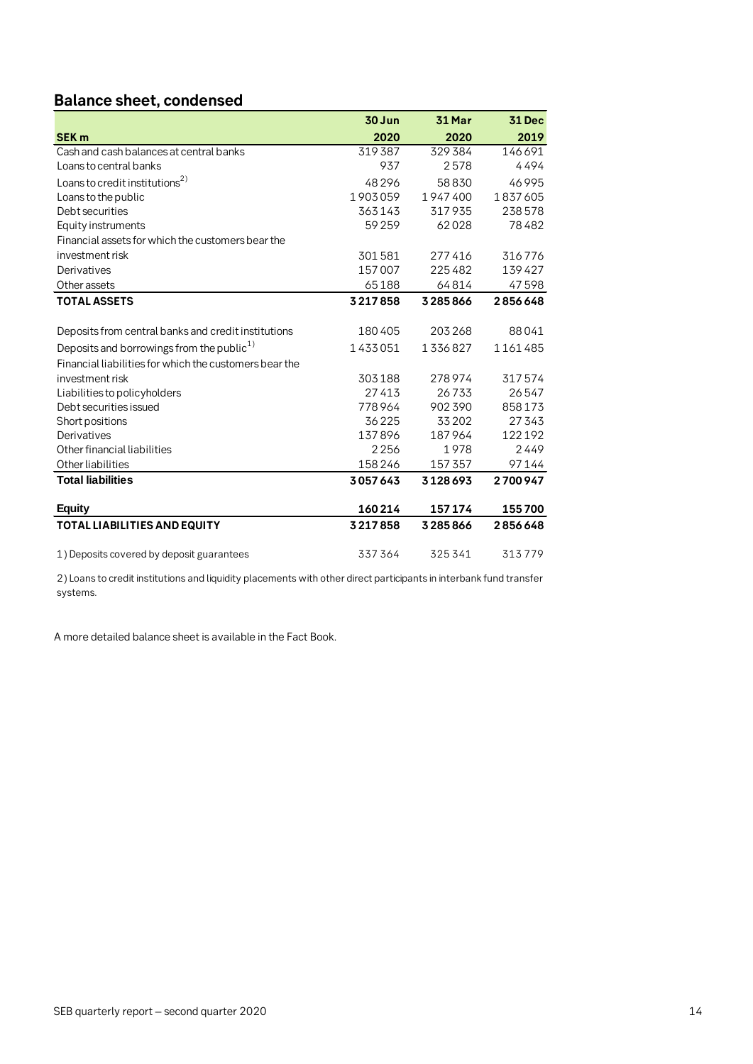## Balance sheet, condensed

| SEK m | 30 Jun 2020 | 31 Mar 2020 | 31 Dec 2019 |
|---|---|---|---|
| Cash and cash balances at central banks | 319387 | 329384 | 146691 |
| Loans to central banks | 937 | 2578 | 4494 |
| Loans to credit institutions[2)] | 48296 | 58830 | 46995 |
| Loans to the public | 1903059 | 1947400 | 1837605 |
| Debt securities | 363143 | 317935 | 238578 |
| Equity instruments | 59259 | 62028 | 78482 |
| Financial assets for which the customers bear the investment risk | 301581 | 277416 | 316776 |
| Derivatives | 157007 | 225482 | 139427 |
| Other assets | 65188 | 64814 | 47598 |
| **TOTAL ASSETS** | **3217858** | **3285866** | **2856648** |
| | | | |
| Deposits from central banks and credit institutions | 180405 | 203268 | 88041 |
| Deposits and borrowings from the public[1)] | 1433051 | 1336827 | 1161485 |
| Financial liabilities for which the customers bear the investment risk | 303188 | 278974 | 317574 |
| Liabilities to policyholders | 27413 | 26733 | 26547 |
| Debt securities issued | 778964 | 902390 | 858173 |
| Short positions | 36225 | 33202 | 27343 |
| Derivatives | 137896 | 187964 | 122192 |
| Other financial liabilities | 2256 | 1978 | 2449 |
| Other liabilities | 158246 | 157357 | 97144 |
| **Total liabilities** | **3057643** | **3128693** | **2700947** |
| | | | |
| **Equity** | **160214** | **157174** | **155700** |
| **TOTAL LIABILITIES AND EQUITY** | **3217858** | **3285866** | **2856648** |
| | | | |
| 1) Deposits covered by deposit guarantees | 337364 | 325341 | 313779 |

2) Loans to credit institutions and liquidity placements with other direct participants in interbank fund transfer systems.

A more detailed balance sheet is available in the Fact Book.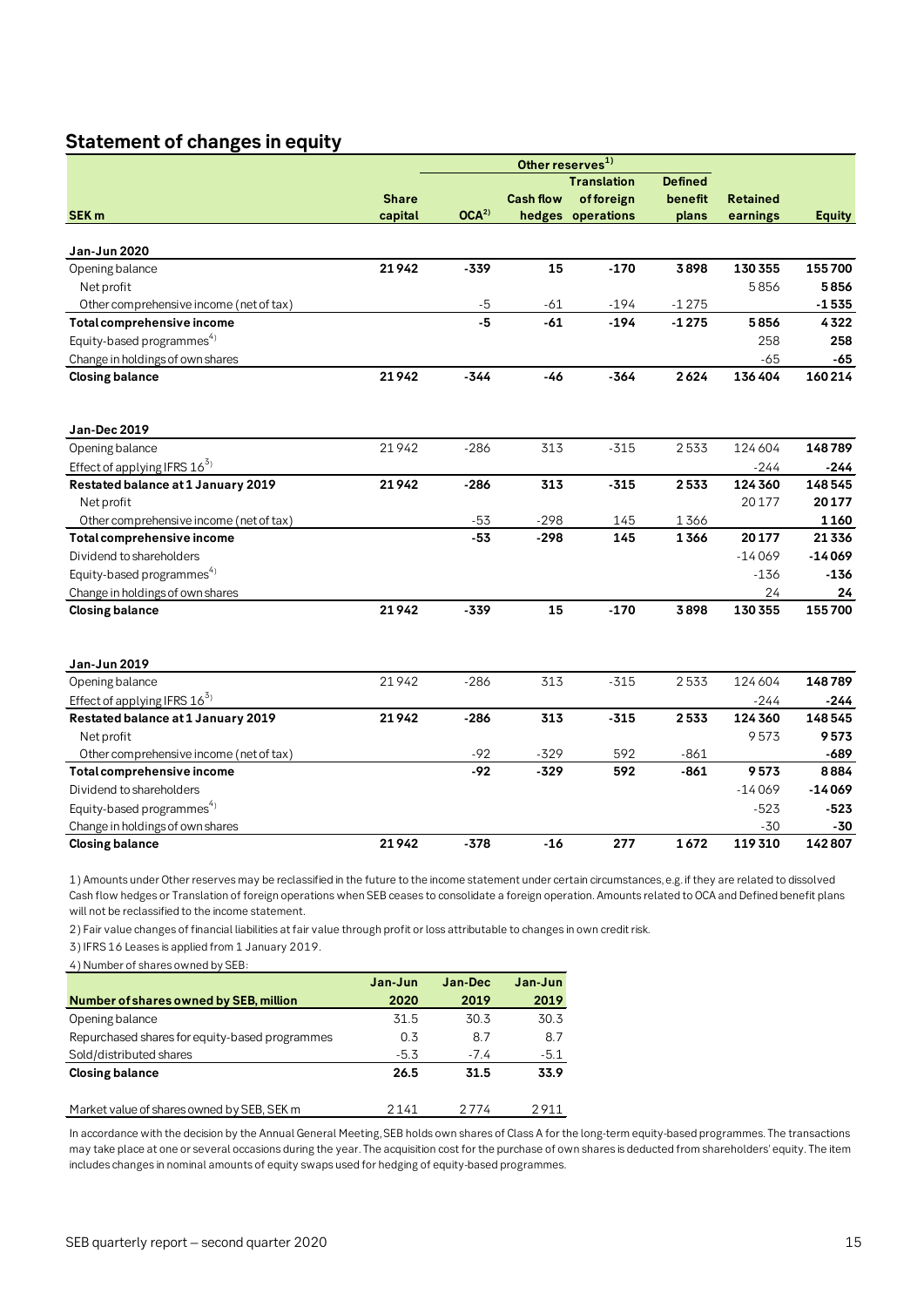## Statement of changes in equity

| SEK m | Share capital | Other reserves[1] | | | | Retained earnings | Equity |
|---|---|---|---|---|---|---|---|
| | | OCA[2] | Cash flow hedges | Translation of foreign operations | Defined benefit plans | | |
| **Jan-Jun 2020** | | | | | | | |
| Opening balance | **21 942** | **-339** | **15** | **-170** | **3 898** | **130 355** | **155 700** |
| Net profit | | | | | | 5 856 | **5 856** |
| Other comprehensive income (net of tax) | | -5 | -61 | -194 | -1 275 | | **-1 535** |
| **Total comprehensive income** | | **-5** | **-61** | **-194** | **-1 275** | **5 856** | **4 322** |
| Equity-based programmes[4] | | | | | | 258 | **258** |
| Change in holdings of own shares | | | | | | -65 | **-65** |
| **Closing balance** | **21 942** | **-344** | **-46** | **-364** | **2 624** | **136 404** | **160 214** |
| | | | | | | | |
| **Jan-Dec 2019** | | | | | | | |
| Opening balance | 21 942 | -286 | 313 | -315 | 2 533 | 124 604 | **148 789** |
| Effect of applying IFRS 16[3] | | | | | | -244 | **-244** |
| **Restated balance at 1 January 2019** | **21 942** | **-286** | **313** | **-315** | **2 533** | **124 360** | **148 545** |
| Net profit | | | | | | 20 177 | **20 177** |
| Other comprehensive income (net of tax) | | -53 | -298 | 145 | 1 366 | | **1 160** |
| **Total comprehensive income** | | **-53** | **-298** | **145** | **1 366** | **20 177** | **21 336** |
| Dividend to shareholders | | | | | | -14 069 | **-14 069** |
| Equity-based programmes[4] | | | | | | -136 | **-136** |
| Change in holdings of own shares | | | | | | 24 | **24** |
| **Closing balance** | **21 942** | **-339** | **15** | **-170** | **3 898** | **130 355** | **155 700** |
| | | | | | | | |
| **Jan-Jun 2019** | | | | | | | |
| Opening balance | 21 942 | -286 | 313 | -315 | 2 533 | 124 604 | **148 789** |
| Effect of applying IFRS 16[3] | | | | | | -244 | **-244** |
| **Restated balance at 1 January 2019** | **21 942** | **-286** | **313** | **-315** | **2 533** | **124 360** | **148 545** |
| Net profit | | | | | | 9 573 | **9 573** |
| Other comprehensive income (net of tax) | | -92 | -329 | 592 | -861 | | **-689** |
| **Total comprehensive income** | | **-92** | **-329** | **592** | **-861** | **9 573** | **8 884** |
| Dividend to shareholders | | | | | | -14 069 | **-14 069** |
| Equity-based programmes[4] | | | | | | -523 | **-523** |
| Change in holdings of own shares | | | | | | -30 | **-30** |
| **Closing balance** | **21 942** | **-378** | **-16** | **277** | **1 672** | **119 310** | **142 807** |

1) Amounts under Other reserves may be reclassified in the future to the income statement under certain circumstances, e.g. if they are related to dissolved Cash flow hedges or Translation of foreign operations when SEB ceases to consolidate a foreign operation. Amounts related to OCA and Defined benefit plans will not be reclassified to the income statement.

2) Fair value changes of financial liabilities at fair value through profit or loss attributable to changes in own credit risk.

3) IFRS 16 Leases is applied from 1 January 2019.

4) Number of shares owned by SEB:

| Number of shares owned by SEB, million | Jan-Jun 2020 | Jan-Dec 2019 | Jan-Jun 2019 |
|---|---|---|---|
| Opening balance | 31.5 | 30.3 | 30.3 |
| Repurchased shares for equity-based programmes | 0.3 | 8.7 | 8.7 |
| Sold/distributed shares | -5.3 | -7.4 | -5.1 |
| **Closing balance** | **26.5** | **31.5** | **33.9** |
| | | | |
| Market value of shares owned by SEB, SEK m | 2 141 | 2 774 | 2 911 |

In accordance with the decision by the Annual General Meeting, SEB holds own shares of Class A for the long-term equity-based programmes. The transactions may take place at one or several occasions during the year. The acquisition cost for the purchase of own shares is deducted from shareholders' equity. The item includes changes in nominal amounts of equity swaps used for hedging of equity-based programmes.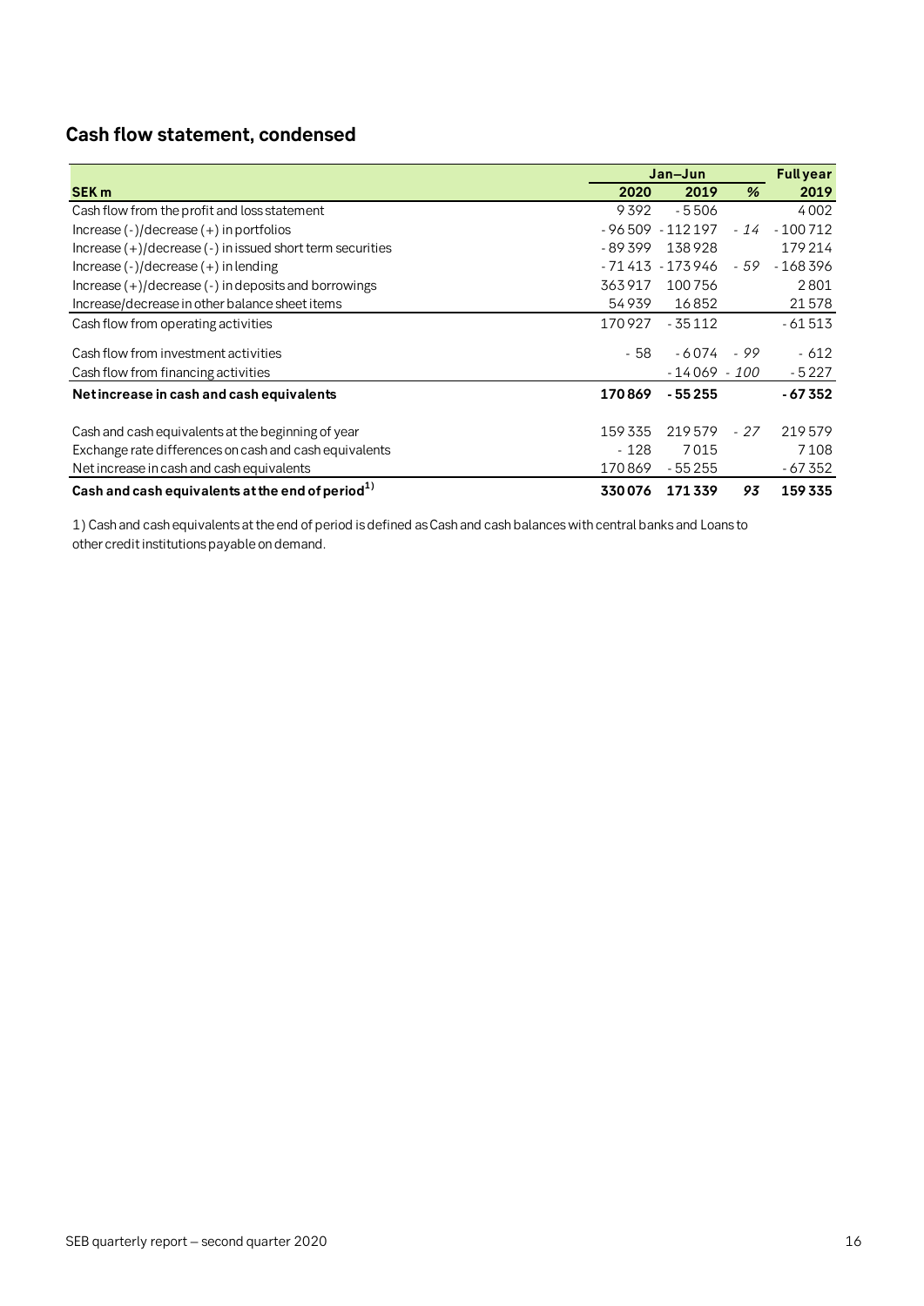## Cash flow statement, condensed

| | Jan–Jun | | | Full year |
|---|---|---|---|---|
| **SEK m** | **2020** | **2019** | **%** | **2019** |
| Cash flow from the profit and loss statement | 9 392 | - 5 506 | | 4 002 |
| Increase (-)/decrease (+) in portfolios | - 96 509 | - 112 197 | *- 14* | - 100 712 |
| Increase (+)/decrease (-) in issued short term securities | - 89 399 | 138 928 | | 179 214 |
| Increase (-)/decrease (+) in lending | - 71 413 | - 173 946 | *- 59* | - 168 396 |
| Increase (+)/decrease (-) in deposits and borrowings | 363 917 | 100 756 | | 2 801 |
| Increase/decrease in other balance sheet items | 54 939 | 16 852 | | 21 578 |
| Cash flow from operating activities | 170 927 | - 35 112 | | - 61 513 |
| Cash flow from investment activities | - 58 | - 6 074 | *- 99* | - 612 |
| Cash flow from financing activities | | - 14 069 | *- 100* | - 5 227 |
| **Net increase in cash and cash equivalents** | **170 869** | **- 55 255** | | **- 67 352** |
| Cash and cash equivalents at the beginning of year | 159 335 | 219 579 | *- 27* | 219 579 |
| Exchange rate differences on cash and cash equivalents | - 128 | 7 015 | | 7 108 |
| Net increase in cash and cash equivalents | 170 869 | - 55 255 | | - 67 352 |
| **Cash and cash equivalents at the end of period[1)]** | **330 076** | **171 339** | ***93*** | **159 335** |

1) Cash and cash equivalents at the end of period is defined as Cash and cash balances with central banks and Loans to other credit institutions payable on demand.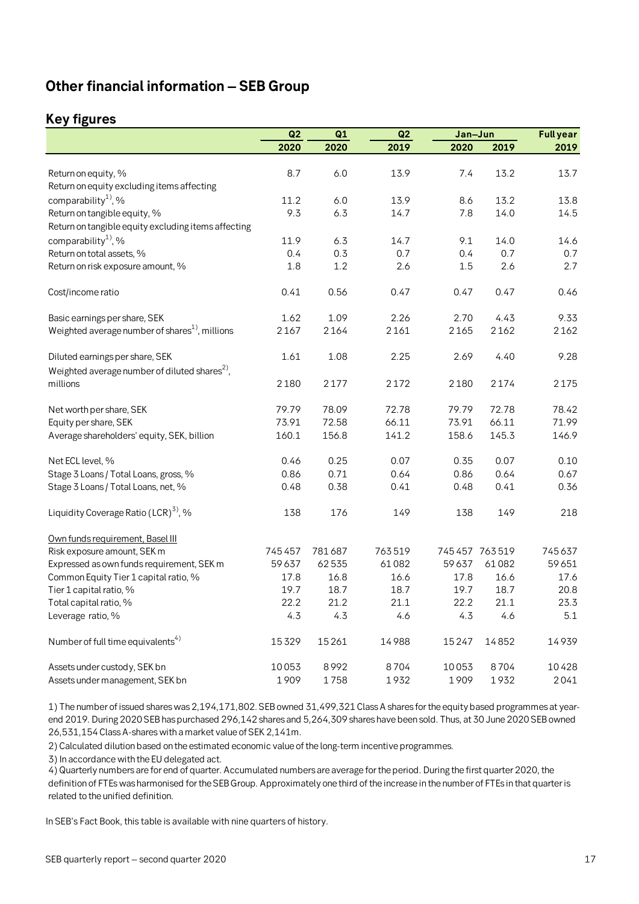# Other financial information – SEB Group

## Key figures

| | Q2 | Q1 | Q2 | Jan–Jun | | Full year |
|---|---|---|---|---|---|---|
| | 2020 | 2020 | 2019 | 2020 | 2019 | 2019 |
| Return on equity, % | 8.7 | 6.0 | 13.9 | 7.4 | 13.2 | 13.7 |
| Return on equity excluding items affecting comparability[1], % | 11.2 | 6.0 | 13.9 | 8.6 | 13.2 | 13.8 |
| Return on tangible equity, % | 9.3 | 6.3 | 14.7 | 7.8 | 14.0 | 14.5 |
| Return on tangible equity excluding items affecting comparability[1], % | 11.9 | 6.3 | 14.7 | 9.1 | 14.0 | 14.6 |
| Return on total assets, % | 0.4 | 0.3 | 0.7 | 0.4 | 0.7 | 0.7 |
| Return on risk exposure amount, % | 1.8 | 1.2 | 2.6 | 1.5 | 2.6 | 2.7 |
| Cost/income ratio | 0.41 | 0.56 | 0.47 | 0.47 | 0.47 | 0.46 |
| Basic earnings per share, SEK | 1.62 | 1.09 | 2.26 | 2.70 | 4.43 | 9.33 |
| Weighted average number of shares[1], millions | 2167 | 2164 | 2161 | 2165 | 2162 | 2162 |
| Diluted earnings per share, SEK | 1.61 | 1.08 | 2.25 | 2.69 | 4.40 | 9.28 |
| Weighted average number of diluted shares[2], millions | 2180 | 2177 | 2172 | 2180 | 2174 | 2175 |
| Net worth per share, SEK | 79.79 | 78.09 | 72.78 | 79.79 | 72.78 | 78.42 |
| Equity per share, SEK | 73.91 | 72.58 | 66.11 | 73.91 | 66.11 | 71.99 |
| Average shareholders' equity, SEK, billion | 160.1 | 156.8 | 141.2 | 158.6 | 145.3 | 146.9 |
| Net ECL level, % | 0.46 | 0.25 | 0.07 | 0.35 | 0.07 | 0.10 |
| Stage 3 Loans / Total Loans, gross, % | 0.86 | 0.71 | 0.64 | 0.86 | 0.64 | 0.67 |
| Stage 3 Loans / Total Loans, net, % | 0.48 | 0.38 | 0.41 | 0.48 | 0.41 | 0.36 |
| Liquidity Coverage Ratio (LCR)[3], % | 138 | 176 | 149 | 138 | 149 | 218 |
| Own funds requirement, Basel III | | | | | | |
| Risk exposure amount, SEK m | 745457 | 781687 | 763519 | 745457 | 763519 | 745637 |
| Expressed as own funds requirement, SEK m | 59637 | 62535 | 61082 | 59637 | 61082 | 59651 |
| Common Equity Tier 1 capital ratio, % | 17.8 | 16.8 | 16.6 | 17.8 | 16.6 | 17.6 |
| Tier 1 capital ratio, % | 19.7 | 18.7 | 18.7 | 19.7 | 18.7 | 20.8 |
| Total capital ratio, % | 22.2 | 21.2 | 21.1 | 22.2 | 21.1 | 23.3 |
| Leverage ratio, % | 4.3 | 4.3 | 4.6 | 4.3 | 4.6 | 5.1 |
| Number of full time equivalents[4] | 15329 | 15261 | 14988 | 15247 | 14852 | 14939 |
| Assets under custody, SEK bn | 10053 | 8992 | 8704 | 10053 | 8704 | 10428 |
| Assets under management, SEK bn | 1909 | 1758 | 1932 | 1909 | 1932 | 2041 |

1) The number of issued shares was 2,194,171,802. SEB owned 31,499,321 Class A shares for the equity based programmes at year-end 2019. During 2020 SEB has purchased 296,142 shares and 5,264,309 shares have been sold. Thus, at 30 June 2020 SEB owned 26,531,154 Class A-shares with a market value of SEK 2,141m.

2) Calculated dilution based on the estimated economic value of the long-term incentive programmes.

3) In accordance with the EU delegated act.

4) Quarterly numbers are for end of quarter. Accumulated numbers are average for the period. During the first quarter 2020, the definition of FTEs was harmonised for the SEB Group. Approximately one third of the increase in the number of FTEs in that quarter is related to the unified definition.

In SEB's Fact Book, this table is available with nine quarters of history.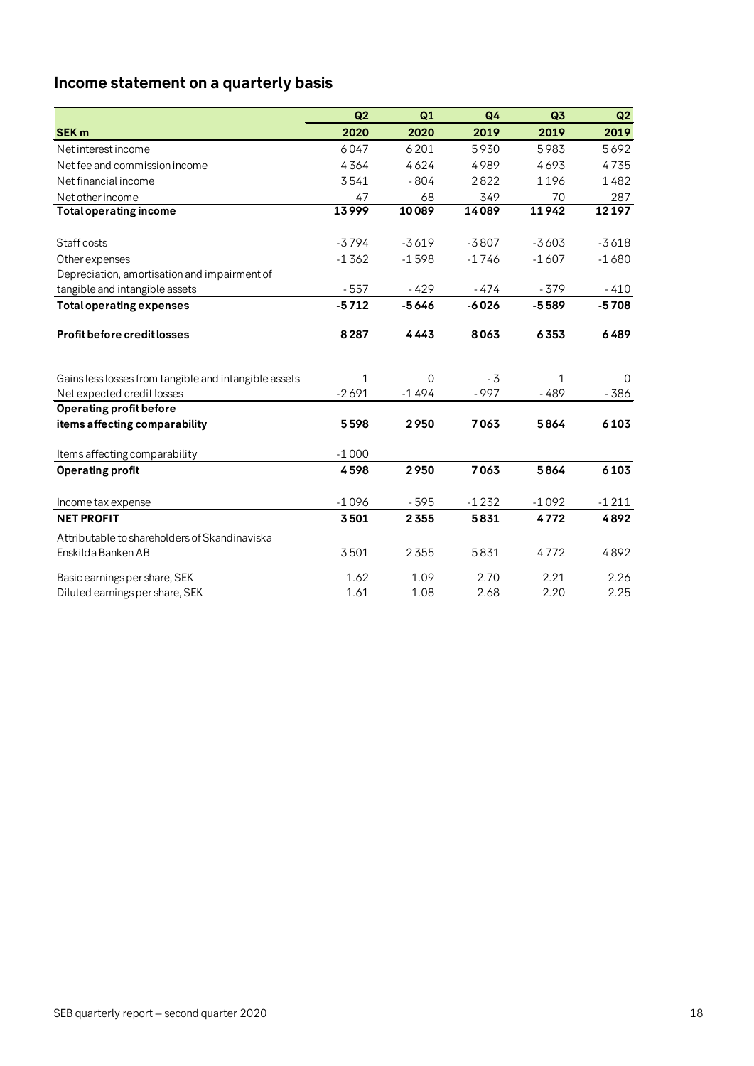## Income statement on a quarterly basis

| SEK m | Q2 2020 | Q1 2020 | Q4 2019 | Q3 2019 | Q2 2019 |
|---|---|---|---|---|---|
| Net interest income | 6047 | 6201 | 5930 | 5983 | 5692 |
| Net fee and commission income | 4364 | 4624 | 4989 | 4693 | 4735 |
| Net financial income | 3541 | -804 | 2822 | 1196 | 1482 |
| Net other income | 47 | 68 | 349 | 70 | 287 |
| **Total operating income** | **13999** | **10089** | **14089** | **11942** | **12197** |
| | | | | | |
| Staff costs | -3794 | -3619 | -3807 | -3603 | -3618 |
| Other expenses | -1362 | -1598 | -1746 | -1607 | -1680 |
| Depreciation, amortisation and impairment of tangible and intangible assets | -557 | -429 | -474 | -379 | -410 |
| **Total operating expenses** | **-5712** | **-5646** | **-6026** | **-5589** | **-5708** |
| | | | | | |
| **Profit before credit losses** | **8287** | **4443** | **8063** | **6353** | **6489** |
| | | | | | |
| Gains less losses from tangible and intangible assets | 1 | 0 | -3 | 1 | 0 |
| Net expected credit losses | -2691 | -1494 | -997 | -489 | -386 |
| **Operating profit before items affecting comparability** | **5598** | **2950** | **7063** | **5864** | **6103** |
| | | | | | |
| Items affecting comparability | -1000 | | | | |
| **Operating profit** | **4598** | **2950** | **7063** | **5864** | **6103** |
| | | | | | |
| Income tax expense | -1096 | -595 | -1232 | -1092 | -1211 |
| **NET PROFIT** | **3501** | **2355** | **5831** | **4772** | **4892** |
| Attributable to shareholders of Skandinaviska Enskilda Banken AB | 3501 | 2355 | 5831 | 4772 | 4892 |
| | | | | | |
| Basic earnings per share, SEK | 1.62 | 1.09 | 2.70 | 2.21 | 2.26 |
| Diluted earnings per share, SEK | 1.61 | 1.08 | 2.68 | 2.20 | 2.25 |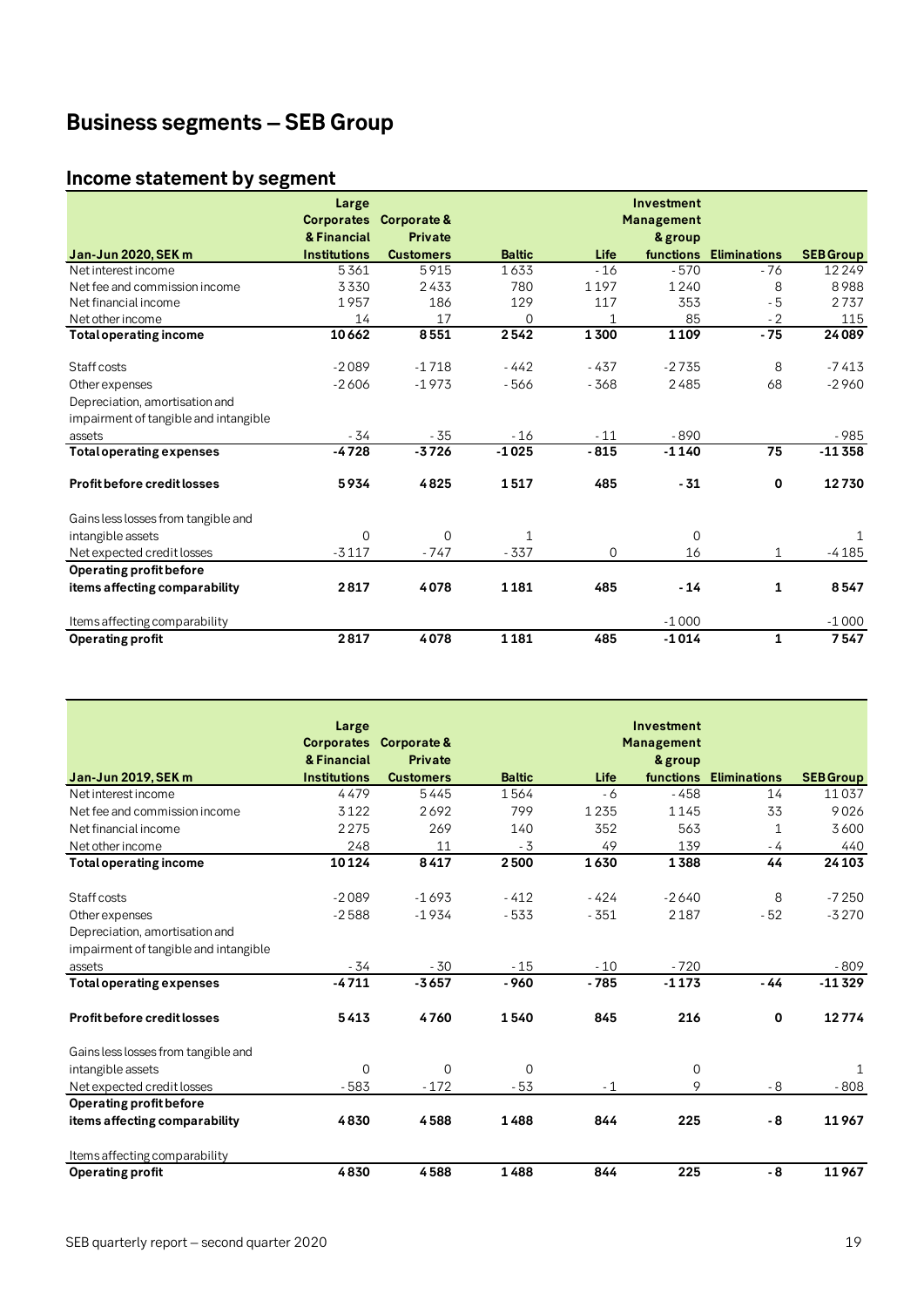# Business segments – SEB Group

## Income statement by segment

| Jan-Jun 2020, SEK m | Large Corporates & Financial Institutions | Corporate & Private Customers | Baltic | Life | Investment Management & group functions | Eliminations | SEB Group |
|---|---|---|---|---|---|---|---|
| Net interest income | 5361 | 5915 | 1633 | -16 | -570 | -76 | 12249 |
| Net fee and commission income | 3330 | 2433 | 780 | 1197 | 1240 | 8 | 8988 |
| Net financial income | 1957 | 186 | 129 | 117 | 353 | -5 | 2737 |
| Net other income | 14 | 17 | 0 | 1 | 85 | -2 | 115 |
| **Total operating income** | **10662** | **8551** | **2542** | **1300** | **1109** | **-75** | **24089** |
| Staff costs | -2089 | -1718 | -442 | -437 | -2735 | 8 | -7413 |
| Other expenses | -2606 | -1973 | -566 | -368 | 2485 | 68 | -2960 |
| Depreciation, amortisation and impairment of tangible and intangible assets | -34 | -35 | -16 | -11 | -890 | | -985 |
| **Total operating expenses** | **-4728** | **-3726** | **-1025** | **-815** | **-1140** | **75** | **-11358** |
| **Profit before credit losses** | **5934** | **4825** | **1517** | **485** | **-31** | **0** | **12730** |
| Gains less losses from tangible and intangible assets | 0 | 0 | 1 | | 0 | | 1 |
| Net expected credit losses | -3117 | -747 | -337 | 0 | 16 | 1 | -4185 |
| **Operating profit before items affecting comparability** | **2817** | **4078** | **1181** | **485** | **-14** | **1** | **8547** |
| Items affecting comparability | | | | | -1000 | | -1000 |
| **Operating profit** | **2817** | **4078** | **1181** | **485** | **-1014** | **1** | **7547** |

| Jan-Jun 2019, SEK m | Large Corporates & Financial Institutions | Corporate & Private Customers | Baltic | Life | Investment Management & group functions | Eliminations | SEB Group |
|---|---|---|---|---|---|---|---|
| Net interest income | 4479 | 5445 | 1564 | -6 | -458 | 14 | 11037 |
| Net fee and commission income | 3122 | 2692 | 799 | 1235 | 1145 | 33 | 9026 |
| Net financial income | 2275 | 269 | 140 | 352 | 563 | 1 | 3600 |
| Net other income | 248 | 11 | -3 | 49 | 139 | -4 | 440 |
| **Total operating income** | **10124** | **8417** | **2500** | **1630** | **1388** | **44** | **24103** |
| Staff costs | -2089 | -1693 | -412 | -424 | -2640 | 8 | -7250 |
| Other expenses | -2588 | -1934 | -533 | -351 | 2187 | -52 | -3270 |
| Depreciation, amortisation and impairment of tangible and intangible assets | -34 | -30 | -15 | -10 | -720 | | -809 |
| **Total operating expenses** | **-4711** | **-3657** | **-960** | **-785** | **-1173** | **-44** | **-11329** |
| **Profit before credit losses** | **5413** | **4760** | **1540** | **845** | **216** | **0** | **12774** |
| Gains less losses from tangible and intangible assets | 0 | 0 | 0 | | 0 | | 1 |
| Net expected credit losses | -583 | -172 | -53 | -1 | 9 | -8 | -808 |
| **Operating profit before items affecting comparability** | **4830** | **4588** | **1488** | **844** | **225** | **-8** | **11967** |
| Items affecting comparability | | | | | | | |
| **Operating profit** | **4830** | **4588** | **1488** | **844** | **225** | **-8** | **11967** |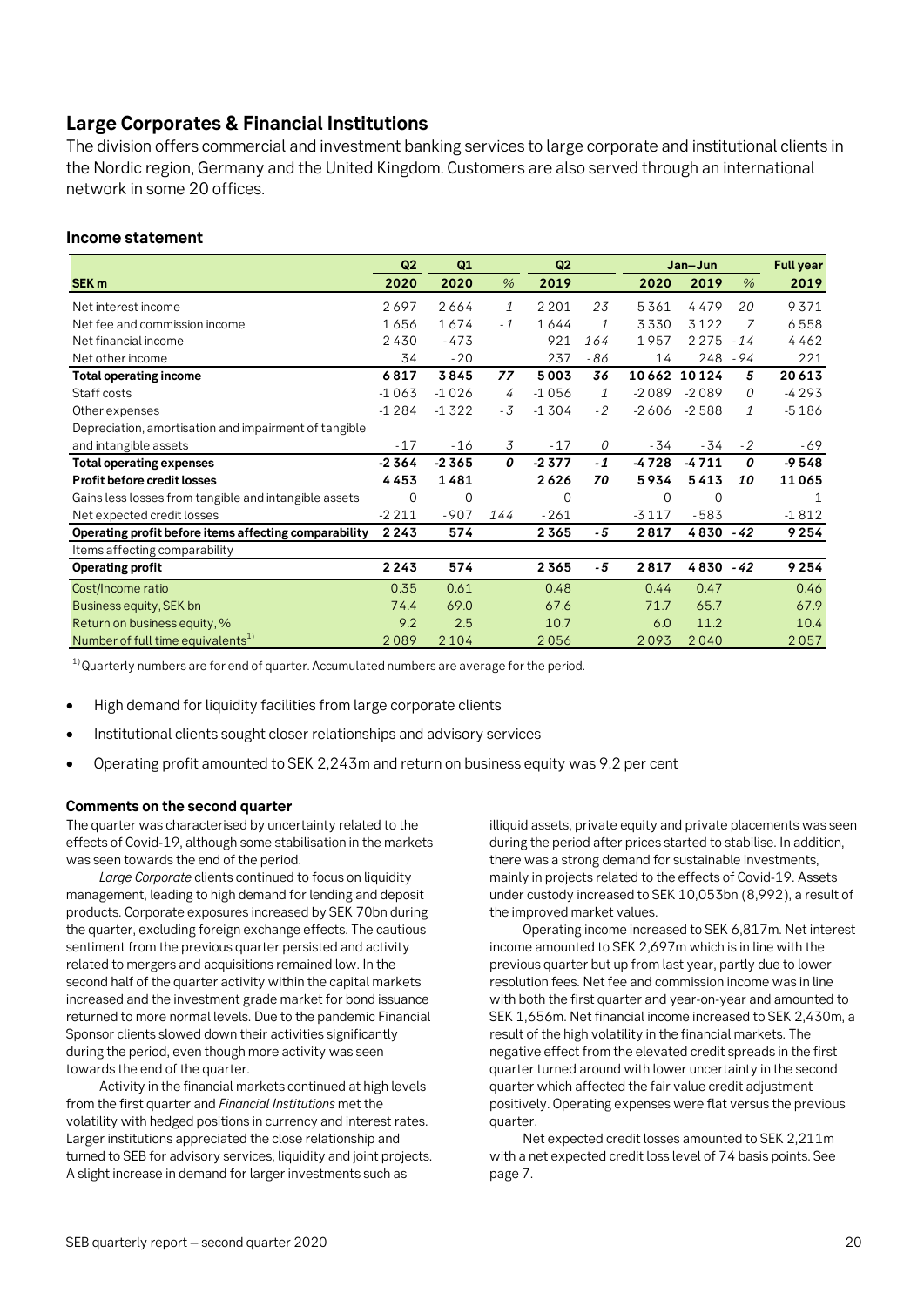## Large Corporates & Financial Institutions

The division offers commercial and investment banking services to large corporate and institutional clients in the Nordic region, Germany and the United Kingdom. Customers are also served through an international network in some 20 offices.

### Income statement

| SEK m | Q2 2020 | Q1 2020 | % | Q2 2019 | % | Jan–Jun 2020 | Jan–Jun 2019 | % | Full year 2019 |
|---|---|---|---|---|---|---|---|---|---|
| Net interest income | 2 697 | 2 664 | 1 | 2 201 | 23 | 5 361 | 4 479 | 20 | 9 371 |
| Net fee and commission income | 1 656 | 1 674 | -1 | 1 644 | 1 | 3 330 | 3 122 | 7 | 6 558 |
| Net financial income | 2 430 | -473 | | 921 | 164 | 1 957 | 2 275 | -14 | 4 462 |
| Net other income | 34 | -20 | | 237 | -86 | 14 | 248 | -94 | 221 |
| **Total operating income** | **6 817** | **3 845** | **77** | **5 003** | **36** | **10 662** | **10 124** | **5** | **20 613** |
| Staff costs | -1 063 | -1 026 | 4 | -1 056 | 1 | -2 089 | -2 089 | 0 | -4 293 |
| Other expenses | -1 284 | -1 322 | -3 | -1 304 | -2 | -2 606 | -2 588 | 1 | -5 186 |
| Depreciation, amortisation and impairment of tangible and intangible assets | -17 | -16 | 3 | -17 | 0 | -34 | -34 | -2 | -69 |
| **Total operating expenses** | **-2 364** | **-2 365** | **0** | **-2 377** | **-1** | **-4 728** | **-4 711** | **0** | **-9 548** |
| **Profit before credit losses** | **4 453** | **1 481** | | **2 626** | **70** | **5 934** | **5 413** | **10** | **11 065** |
| Gains less losses from tangible and intangible assets | 0 | 0 | | 0 | | 0 | 0 | | 1 |
| Net expected credit losses | -2 211 | -907 | 144 | -261 | | -3 117 | -583 | | -1 812 |
| **Operating profit before items affecting comparability** | **2 243** | **574** | | **2 365** | **-5** | **2 817** | **4 830** | **-42** | **9 254** |
| Items affecting comparability | | | | | | | | | |
| **Operating profit** | **2 243** | **574** | | **2 365** | **-5** | **2 817** | **4 830** | **-42** | **9 254** |
| Cost/Income ratio | 0.35 | 0.61 | | 0.48 | | 0.44 | 0.47 | | 0.46 |
| Business equity, SEK bn | 74.4 | 69.0 | | 67.6 | | 71.7 | 65.7 | | 67.9 |
| Return on business equity, % | 9.2 | 2.5 | | 10.7 | | 6.0 | 11.2 | | 10.4 |
| Number of full time equivalents[1] | 2 089 | 2 104 | | 2 056 | | 2 093 | 2 040 | | 2 057 |

[1] Quarterly numbers are for end of quarter. Accumulated numbers are average for the period.

- High demand for liquidity facilities from large corporate clients
- Institutional clients sought closer relationships and advisory services
- Operating profit amounted to SEK 2,243m and return on business equity was 9.2 per cent

#### Comments on the second quarter

The quarter was characterised by uncertainty related to the effects of Covid-19, although some stabilisation in the markets was seen towards the end of the period.

*Large Corporate* clients continued to focus on liquidity management, leading to high demand for lending and deposit products. Corporate exposures increased by SEK 70bn during the quarter, excluding foreign exchange effects. The cautious sentiment from the previous quarter persisted and activity related to mergers and acquisitions remained low. In the second half of the quarter activity within the capital markets increased and the investment grade market for bond issuance returned to more normal levels. Due to the pandemic Financial Sponsor clients slowed down their activities significantly during the period, even though more activity was seen towards the end of the quarter.

Activity in the financial markets continued at high levels from the first quarter and *Financial Institutions* met the volatility with hedged positions in currency and interest rates. Larger institutions appreciated the close relationship and turned to SEB for advisory services, liquidity and joint projects. A slight increase in demand for larger investments such as illiquid assets, private equity and private placements was seen during the period after prices started to stabilise. In addition, there was a strong demand for sustainable investments, mainly in projects related to the effects of Covid-19. Assets under custody increased to SEK 10,053bn (8,992), a result of the improved market values.

Operating income increased to SEK 6,817m. Net interest income amounted to SEK 2,697m which is in line with the previous quarter but up from last year, partly due to lower resolution fees. Net fee and commission income was in line with both the first quarter and year-on-year and amounted to SEK 1,656m. Net financial income increased to SEK 2,430m, a result of the high volatility in the financial markets. The negative effect from the elevated credit spreads in the first quarter turned around with lower uncertainty in the second quarter which affected the fair value credit adjustment positively. Operating expenses were flat versus the previous quarter.

Net expected credit losses amounted to SEK 2,211m with a net expected credit loss level of 74 basis points. See page 7.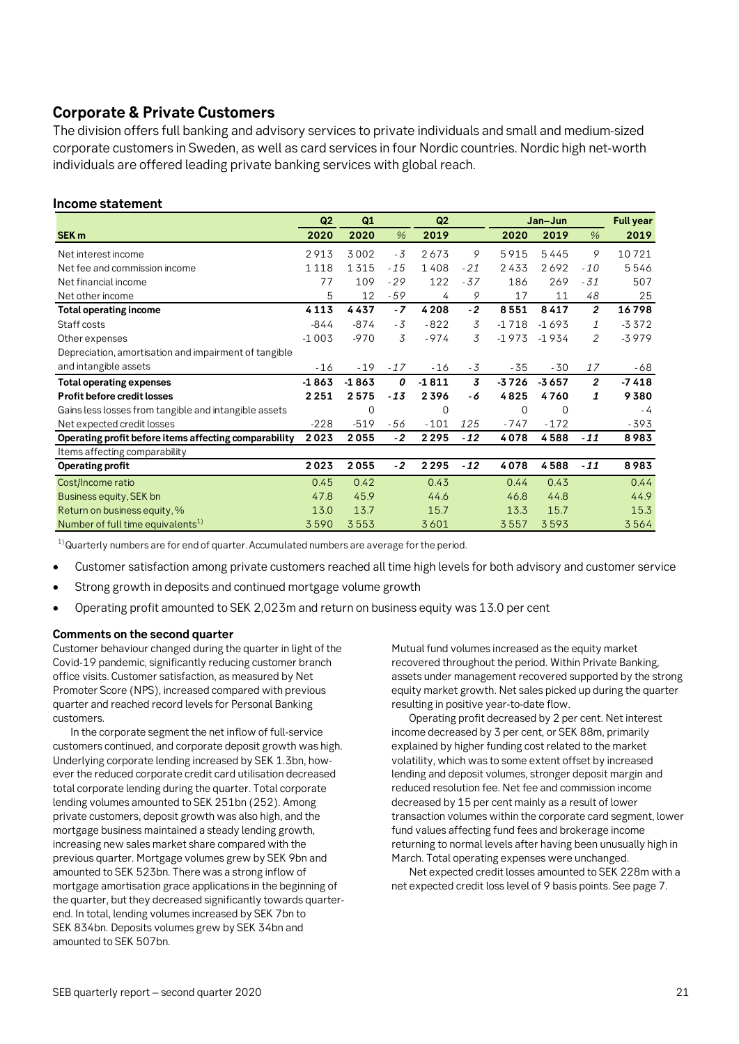## Corporate & Private Customers

The division offers full banking and advisory services to private individuals and small and medium-sized corporate customers in Sweden, as well as card services in four Nordic countries. Nordic high net-worth individuals are offered leading private banking services with global reach.

### Income statement

| SEK m | Q2 2020 | Q1 2020 | % | Q2 2019 | % | Jan–Jun 2020 | Jan–Jun 2019 | % | Full year 2019 |
|---|---|---|---|---|---|---|---|---|---|
| Net interest income | 2 913 | 3 002 | -3 | 2 673 | 9 | 5 915 | 5 445 | 9 | 10 721 |
| Net fee and commission income | 1 118 | 1 315 | -15 | 1 408 | -21 | 2 433 | 2 692 | -10 | 5 546 |
| Net financial income | 77 | 109 | -29 | 122 | -37 | 186 | 269 | -31 | 507 |
| Net other income | 5 | 12 | -59 | 4 | 9 | 17 | 11 | 48 | 25 |
| **Total operating income** | **4 113** | **4 437** | **-7** | **4 208** | **-2** | **8 551** | **8 417** | **2** | **16 798** |
| Staff costs | -844 | -874 | -3 | -822 | 3 | -1 718 | -1 693 | 1 | -3 372 |
| Other expenses | -1 003 | -970 | 3 | -974 | 3 | -1 973 | -1 934 | 2 | -3 979 |
| Depreciation, amortisation and impairment of tangible and intangible assets | -16 | -19 | -17 | -16 | -3 | -35 | -30 | 17 | -68 |
| **Total operating expenses** | **-1 863** | **-1 863** | **0** | **-1 811** | **3** | **-3 726** | **-3 657** | **2** | **-7 418** |
| **Profit before credit losses** | **2 251** | **2 575** | **-13** | **2 396** | **-6** | **4 825** | **4 760** | **1** | **9 380** |
| Gains less losses from tangible and intangible assets | | 0 | | 0 | | 0 | 0 | | -4 |
| Net expected credit losses | -228 | -519 | -56 | -101 | 125 | -747 | -172 | | -393 |
| **Operating profit before items affecting comparability** | **2 023** | **2 055** | **-2** | **2 295** | **-12** | **4 078** | **4 588** | **-11** | **8 983** |
| Items affecting comparability | | | | | | | | | |
| **Operating profit** | **2 023** | **2 055** | **-2** | **2 295** | **-12** | **4 078** | **4 588** | **-11** | **8 983** |
| Cost/Income ratio | 0.45 | 0.42 | | 0.43 | | 0.44 | 0.43 | | 0.44 |
| Business equity, SEK bn | 47.8 | 45.9 | | 44.6 | | 46.8 | 44.8 | | 44.9 |
| Return on business equity, % | 13.0 | 13.7 | | 15.7 | | 13.3 | 15.7 | | 15.3 |
| Number of full time equivalents[1)] | 3 590 | 3 553 | | 3 601 | | 3 557 | 3 593 | | 3 564 |

[1)] Quarterly numbers are for end of quarter. Accumulated numbers are average for the period.

- Customer satisfaction among private customers reached all time high levels for both advisory and customer service
- Strong growth in deposits and continued mortgage volume growth
- Operating profit amounted to SEK 2,023m and return on business equity was 13.0 per cent

**Comments on the second quarter**

Customer behaviour changed during the quarter in light of the Covid-19 pandemic, significantly reducing customer branch office visits. Customer satisfaction, as measured by Net Promoter Score (NPS), increased compared with previous quarter and reached record levels for Personal Banking customers.

In the corporate segment the net inflow of full-service customers continued, and corporate deposit growth was high. Underlying corporate lending increased by SEK 1.3bn, however the reduced corporate credit card utilisation decreased total corporate lending during the quarter. Total corporate lending volumes amounted to SEK 251bn (252). Among private customers, deposit growth was also high, and the mortgage business maintained a steady lending growth, increasing new sales market share compared with the previous quarter. Mortgage volumes grew by SEK 9bn and amounted to SEK 523bn. There was a strong inflow of mortgage amortisation grace applications in the beginning of the quarter, but they decreased significantly towards quarter-end. In total, lending volumes increased by SEK 7bn to SEK 834bn. Deposits volumes grew by SEK 34bn and amounted to SEK 507bn.

Mutual fund volumes increased as the equity market recovered throughout the period. Within Private Banking, assets under management recovered supported by the strong equity market growth. Net sales picked up during the quarter resulting in positive year-to-date flow.

Operating profit decreased by 2 per cent. Net interest income decreased by 3 per cent, or SEK 88m, primarily explained by higher funding cost related to the market volatility, which was to some extent offset by increased lending and deposit volumes, stronger deposit margin and reduced resolution fee. Net fee and commission income decreased by 15 per cent mainly as a result of lower transaction volumes within the corporate card segment, lower fund values affecting fund fees and brokerage income returning to normal levels after having been unusually high in March. Total operating expenses were unchanged.

Net expected credit losses amounted to SEK 228m with a net expected credit loss level of 9 basis points. See page 7.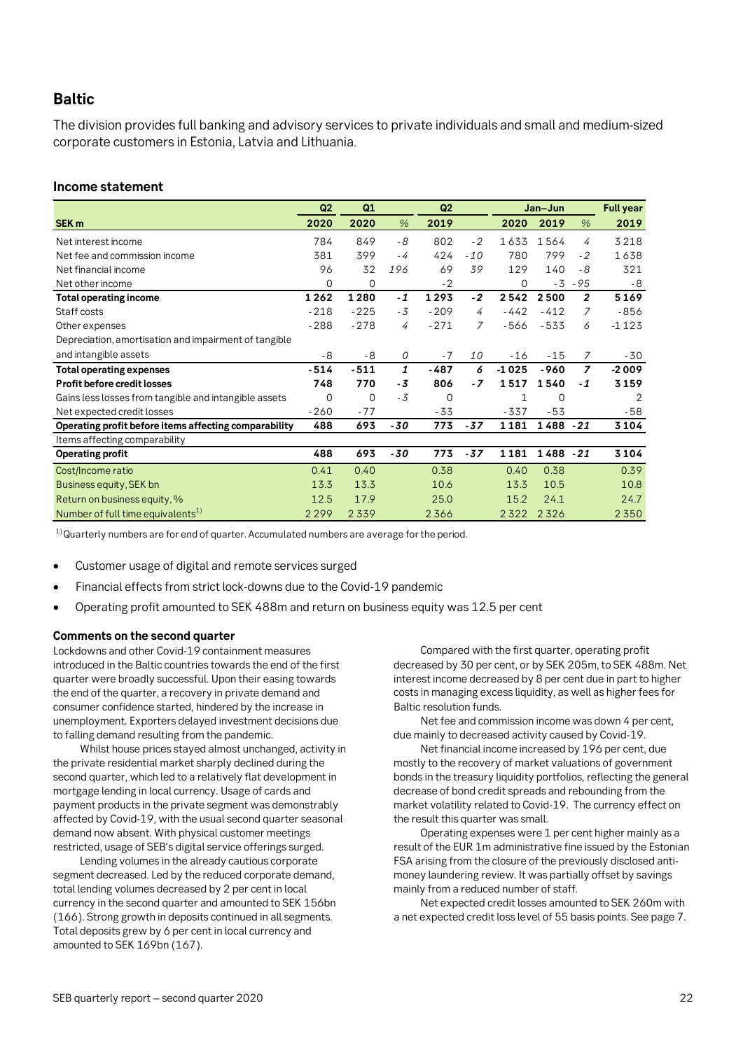## Baltic

The division provides full banking and advisory services to private individuals and small and medium-sized corporate customers in Estonia, Latvia and Lithuania.

### Income statement

| | Q2 | Q1 | | Q2 | | Jan–Jun | | | Full year |
|---|---|---|---|---|---|---|---|---|---|
| **SEK m** | **2020** | **2020** | *%* | **2019** | | **2020** | **2019** | *%* | **2019** |
| Net interest income | 784 | 849 | *-8* | 802 | *-2* | 1 633 | 1 564 | *4* | 3 218 |
| Net fee and commission income | 381 | 399 | *-4* | 424 | *-10* | 780 | 799 | *-2* | 1 638 |
| Net financial income | 96 | 32 | *196* | 69 | *39* | 129 | 140 | *-8* | 321 |
| Net other income | 0 | 0 | | -2 | | 0 | -3 | *-95* | -8 |
| **Total operating income** | **1 262** | **1 280** | ***-1*** | **1 293** | ***-2*** | **2 542** | **2 500** | ***2*** | **5 169** |
| Staff costs | -218 | -225 | *-3* | -209 | *4* | -442 | -412 | *7* | -856 |
| Other expenses | -288 | -278 | *4* | -271 | *7* | -566 | -533 | *6* | -1 123 |
| Depreciation, amortisation and impairment of tangible and intangible assets | -8 | -8 | *0* | -7 | *10* | -16 | -15 | *7* | -30 |
| **Total operating expenses** | **-514** | **-511** | ***1*** | **-487** | ***6*** | **-1 025** | **-960** | ***7*** | **-2 009** |
| **Profit before credit losses** | **748** | **770** | ***-3*** | **806** | ***-7*** | **1 517** | **1 540** | ***-1*** | **3 159** |
| Gains less losses from tangible and intangible assets | 0 | 0 | *-3* | 0 | | 1 | 0 | | 2 |
| Net expected credit losses | -260 | -77 | | -33 | | -337 | -53 | | -58 |
| **Operating profit before items affecting comparability** | **488** | **693** | ***-30*** | **773** | ***-37*** | **1 181** | **1 488** | ***-21*** | **3 104** |
| Items affecting comparability | | | | | | | | | |
| **Operating profit** | **488** | **693** | ***-30*** | **773** | ***-37*** | **1 181** | **1 488** | ***-21*** | **3 104** |
| Cost/Income ratio | 0.41 | 0.40 | | 0.38 | | 0.40 | 0.38 | | 0.39 |
| Business equity, SEK bn | 13.3 | 13.3 | | 10.6 | | 13.3 | 10.5 | | 10.8 |
| Return on business equity, % | 12.5 | 17.9 | | 25.0 | | 15.2 | 24.1 | | 24.7 |
| Number of full time equivalents[1] | 2 299 | 2 339 | | 2 366 | | 2 322 | 2 326 | | 2 350 |

[1] Quarterly numbers are for end of quarter. Accumulated numbers are average for the period.

- Customer usage of digital and remote services surged
- Financial effects from strict lock-downs due to the Covid-19 pandemic
- Operating profit amounted to SEK 488m and return on business equity was 12.5 per cent

#### Comments on the second quarter

Lockdowns and other Covid-19 containment measures introduced in the Baltic countries towards the end of the first quarter were broadly successful. Upon their easing towards the end of the quarter, a recovery in private demand and consumer confidence started, hindered by the increase in unemployment. Exporters delayed investment decisions due to falling demand resulting from the pandemic.

Whilst house prices stayed almost unchanged, activity in the private residential market sharply declined during the second quarter, which led to a relatively flat development in mortgage lending in local currency. Usage of cards and payment products in the private segment was demonstrably affected by Covid-19, with the usual second quarter seasonal demand now absent. With physical customer meetings restricted, usage of SEB's digital service offerings surged.

Lending volumes in the already cautious corporate segment decreased. Led by the reduced corporate demand, total lending volumes decreased by 2 per cent in local currency in the second quarter and amounted to SEK 156bn (166). Strong growth in deposits continued in all segments. Total deposits grew by 6 per cent in local currency and amounted to SEK 169bn (167).

Compared with the first quarter, operating profit decreased by 30 per cent, or by SEK 205m, to SEK 488m. Net interest income decreased by 8 per cent due in part to higher costs in managing excess liquidity, as well as higher fees for Baltic resolution funds.

Net fee and commission income was down 4 per cent, due mainly to decreased activity caused by Covid-19.

Net financial income increased by 196 per cent, due mostly to the recovery of market valuations of government bonds in the treasury liquidity portfolios, reflecting the general decrease of bond credit spreads and rebounding from the market volatility related to Covid-19. The currency effect on the result this quarter was small.

Operating expenses were 1 per cent higher mainly as a result of the EUR 1m administrative fine issued by the Estonian FSA arising from the closure of the previously disclosed anti-money laundering review. It was partially offset by savings mainly from a reduced number of staff.

Net expected credit losses amounted to SEK 260m with a net expected credit loss level of 55 basis points. See page 7.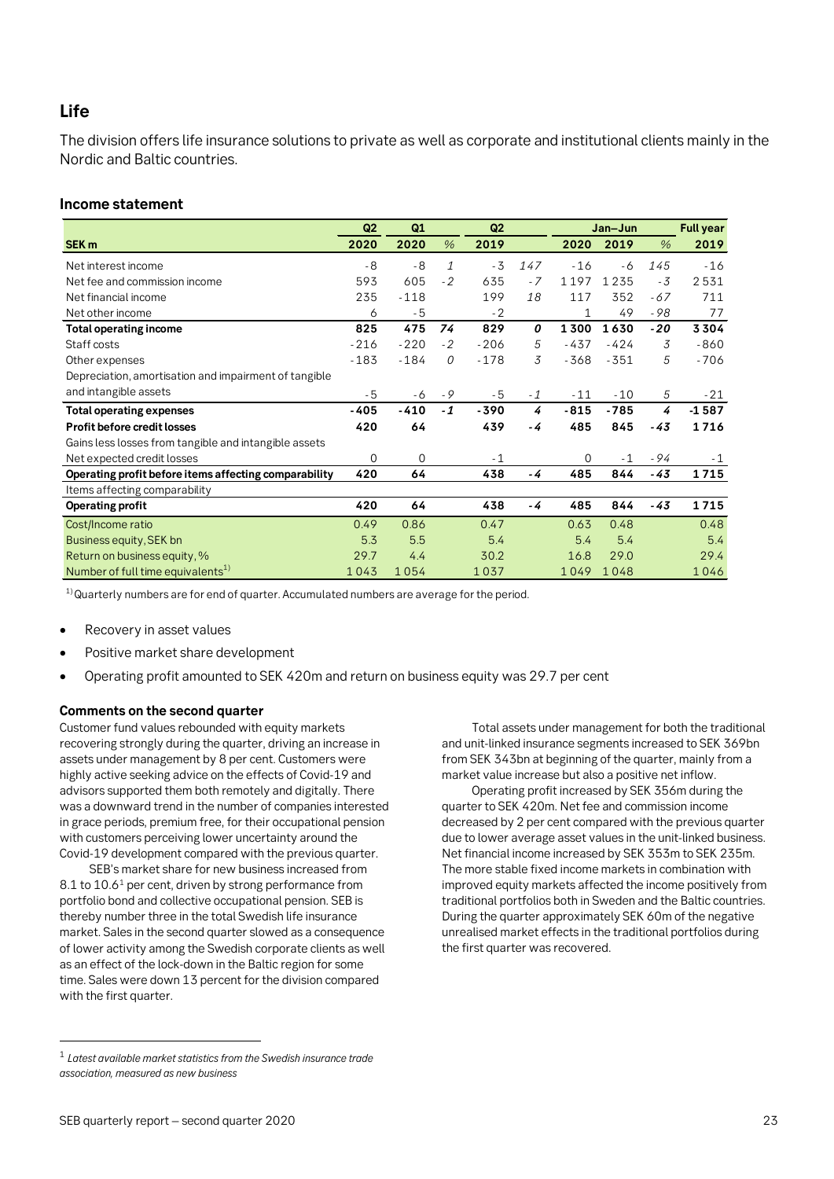## Life

The division offers life insurance solutions to private as well as corporate and institutional clients mainly in the Nordic and Baltic countries.

### Income statement

| | Q2 | Q1 | | Q2 | | Jan–Jun | | | Full year |
|---|---|---|---|---|---|---|---|---|---|
| **SEK m** | **2020** | **2020** | **%** | **2019** | | **2020** | **2019** | **%** | **2019** |
| Net interest income | -8 | -8 | *1* | -3 | *147* | -16 | -6 | *145* | -16 |
| Net fee and commission income | 593 | 605 | *-2* | 635 | *-7* | 1 197 | 1 235 | *-3* | 2 531 |
| Net financial income | 235 | -118 | | 199 | *18* | 117 | 352 | *-67* | 711 |
| Net other income | 6 | -5 | | -2 | | 1 | 49 | *-98* | 77 |
| **Total operating income** | **825** | **475** | ***74*** | **829** | ***0*** | **1 300** | **1 630** | ***-20*** | **3 304** |
| Staff costs | -216 | -220 | *-2* | -206 | *5* | -437 | -424 | *3* | -860 |
| Other expenses | -183 | -184 | *0* | -178 | *3* | -368 | -351 | *5* | -706 |
| Depreciation, amortisation and impairment of tangible and intangible assets | -5 | -6 | *-9* | -5 | *-1* | -11 | -10 | *5* | -21 |
| **Total operating expenses** | **-405** | **-410** | ***-1*** | **-390** | ***4*** | **-815** | **-785** | ***4*** | **-1 587** |
| **Profit before credit losses** | **420** | **64** | | **439** | ***-4*** | **485** | **845** | ***-43*** | **1 716** |
| Gains less losses from tangible and intangible assets | | | | | | | | | |
| Net expected credit losses | 0 | 0 | | -1 | | 0 | -1 | *-94* | -1 |
| **Operating profit before items affecting comparability** | **420** | **64** | | **438** | ***-4*** | **485** | **844** | ***-43*** | **1 715** |
| Items affecting comparability | | | | | | | | | |
| **Operating profit** | **420** | **64** | | **438** | ***-4*** | **485** | **844** | ***-43*** | **1 715** |
| Cost/Income ratio | 0.49 | 0.86 | | 0.47 | | 0.63 | 0.48 | | 0.48 |
| Business equity, SEK bn | 5.3 | 5.5 | | 5.4 | | 5.4 | 5.4 | | 5.4 |
| Return on business equity, % | 29.7 | 4.4 | | 30.2 | | 16.8 | 29.0 | | 29.4 |
| Number of full time equivalents[1)] | 1 043 | 1 054 | | 1 037 | | 1 049 | 1 048 | | 1 046 |

[1)] Quarterly numbers are for end of quarter. Accumulated numbers are average for the period.

- Recovery in asset values
- Positive market share development
- Operating profit amounted to SEK 420m and return on business equity was 29.7 per cent

#### Comments on the second quarter

Customer fund values rebounded with equity markets recovering strongly during the quarter, driving an increase in assets under management by 8 per cent. Customers were highly active seeking advice on the effects of Covid-19 and advisors supported them both remotely and digitally. There was a downward trend in the number of companies interested in grace periods, premium free, for their occupational pension with customers perceiving lower uncertainty around the Covid-19 development compared with the previous quarter.

SEB's market share for new business increased from 8.1 to 10.6[1] per cent, driven by strong performance from portfolio bond and collective occupational pension. SEB is thereby number three in the total Swedish life insurance market. Sales in the second quarter slowed as a consequence of lower activity among the Swedish corporate clients as well as an effect of the lock-down in the Baltic region for some time. Sales were down 13 percent for the division compared with the first quarter.

Total assets under management for both the traditional and unit-linked insurance segments increased to SEK 369bn from SEK 343bn at beginning of the quarter, mainly from a market value increase but also a positive net inflow.

Operating profit increased by SEK 356m during the quarter to SEK 420m. Net fee and commission income decreased by 2 per cent compared with the previous quarter due to lower average asset values in the unit-linked business. Net financial income increased by SEK 353m to SEK 235m. The more stable fixed income markets in combination with improved equity markets affected the income positively from traditional portfolios both in Sweden and the Baltic countries. During the quarter approximately SEK 60m of the negative unrealised market effects in the traditional portfolios during the first quarter was recovered.

[1] *Latest available market statistics from the Swedish insurance trade association, measured as new business*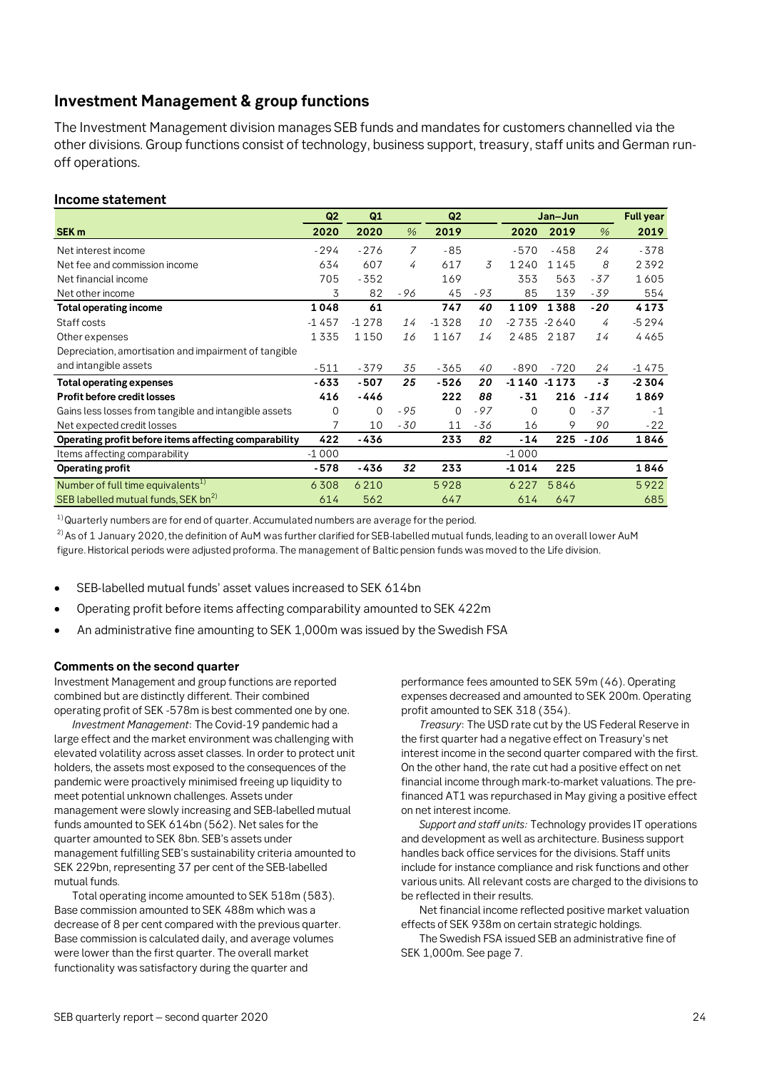## Investment Management & group functions

The Investment Management division manages SEB funds and mandates for customers channelled via the other divisions. Group functions consist of technology, business support, treasury, staff units and German run-off operations.

### Income statement

| SEK m | Q2 2020 | Q1 2020 | % | Q2 2019 | % | Jan–Jun 2020 | Jan–Jun 2019 | % | Full year 2019 |
|---|---|---|---|---|---|---|---|---|---|
| Net interest income | -294 | -276 | 7 | -85 | | -570 | -458 | 24 | -378 |
| Net fee and commission income | 634 | 607 | 4 | 617 | 3 | 1 240 | 1 145 | 8 | 2 392 |
| Net financial income | 705 | -352 | | 169 | | 353 | 563 | -37 | 1 605 |
| Net other income | 3 | 82 | -96 | 45 | -93 | 85 | 139 | -39 | 554 |
| **Total operating income** | **1 048** | **61** | | **747** | **40** | **1 109** | **1 388** | **-20** | **4 173** |
| Staff costs | -1 457 | -1 278 | 14 | -1 328 | 10 | -2 735 | -2 640 | 4 | -5 294 |
| Other expenses | 1 335 | 1 150 | 16 | 1 167 | 14 | 2 485 | 2 187 | 14 | 4 465 |
| Depreciation, amortisation and impairment of tangible and intangible assets | -511 | -379 | 35 | -365 | 40 | -890 | -720 | 24 | -1 475 |
| **Total operating expenses** | **-633** | **-507** | **25** | **-526** | **20** | **-1 140** | **-1 173** | **-3** | **-2 304** |
| **Profit before credit losses** | **416** | **-446** | | **222** | **88** | **-31** | **216** | **-114** | **1 869** |
| Gains less losses from tangible and intangible assets | 0 | 0 | -95 | 0 | -97 | 0 | 0 | -37 | -1 |
| Net expected credit losses | 7 | 10 | -30 | 11 | -36 | 16 | 9 | 90 | -22 |
| **Operating profit before items affecting comparability** | **422** | **-436** | | **233** | **82** | **-14** | **225** | **-106** | **1 846** |
| Items affecting comparability | -1 000 | | | | | -1 000 | | | |
| **Operating profit** | **-578** | **-436** | **32** | **233** | | **-1 014** | **225** | | **1 846** |
| Number of full time equivalents[1] | 6 308 | 6 210 | | 5 928 | | 6 227 | 5 846 | | 5 922 |
| SEB labelled mutual funds, SEK bn[2] | 614 | 562 | | 647 | | 614 | 647 | | 685 |

[1] Quarterly numbers are for end of quarter. Accumulated numbers are average for the period.

[2] As of 1 January 2020, the definition of AuM was further clarified for SEB-labelled mutual funds, leading to an overall lower AuM figure. Historical periods were adjusted proforma. The management of Baltic pension funds was moved to the Life division.

- SEB-labelled mutual funds' asset values increased to SEK 614bn
- Operating profit before items affecting comparability amounted to SEK 422m
- An administrative fine amounting to SEK 1,000m was issued by the Swedish FSA

#### Comments on the second quarter

Investment Management and group functions are reported combined but are distinctly different. Their combined operating profit of SEK -578m is best commented one by one.

*Investment Management*: The Covid-19 pandemic had a large effect and the market environment was challenging with elevated volatility across asset classes. In order to protect unit holders, the assets most exposed to the consequences of the pandemic were proactively minimised freeing up liquidity to meet potential unknown challenges. Assets under management were slowly increasing and SEB-labelled mutual funds amounted to SEK 614bn (562). Net sales for the quarter amounted to SEK 8bn. SEB's assets under management fulfilling SEB's sustainability criteria amounted to SEK 229bn, representing 37 per cent of the SEB-labelled mutual funds.

Total operating income amounted to SEK 518m (583). Base commission amounted to SEK 488m which was a decrease of 8 per cent compared with the previous quarter. Base commission is calculated daily, and average volumes were lower than the first quarter. The overall market functionality was satisfactory during the quarter and performance fees amounted to SEK 59m (46). Operating expenses decreased and amounted to SEK 200m. Operating profit amounted to SEK 318 (354).

*Treasury*: The USD rate cut by the US Federal Reserve in the first quarter had a negative effect on Treasury's net interest income in the second quarter compared with the first. On the other hand, the rate cut had a positive effect on net financial income through mark-to-market valuations. The pre-financed AT1 was repurchased in May giving a positive effect on net interest income.

*Support and staff units:* Technology provides IT operations and development as well as architecture. Business support handles back office services for the divisions. Staff units include for instance compliance and risk functions and other various units. All relevant costs are charged to the divisions to be reflected in their results.

Net financial income reflected positive market valuation effects of SEK 938m on certain strategic holdings.

The Swedish FSA issued SEB an administrative fine of SEK 1,000m. See page 7.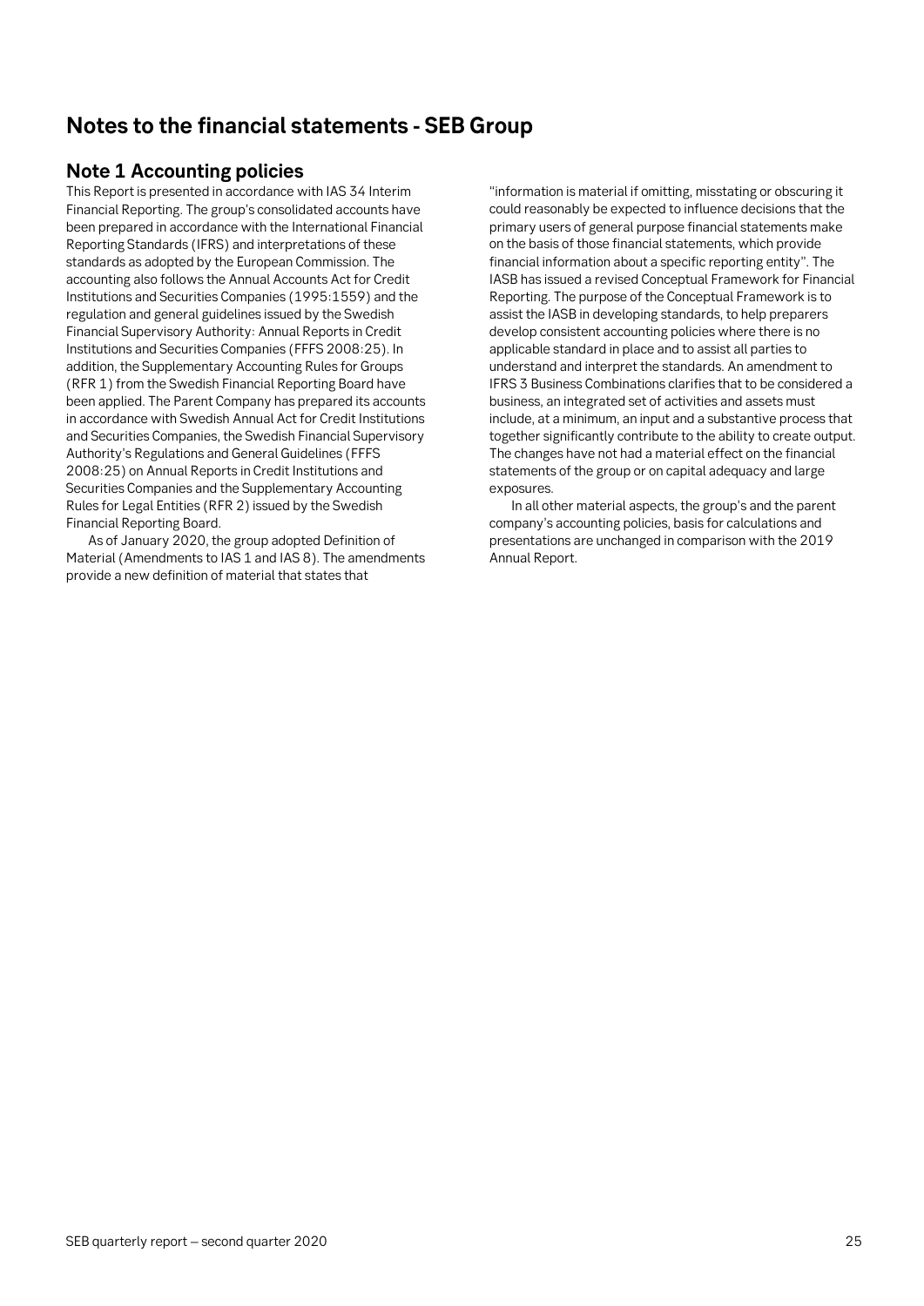# Notes to the financial statements - SEB Group

## Note 1 Accounting policies

This Report is presented in accordance with IAS 34 Interim Financial Reporting. The group's consolidated accounts have been prepared in accordance with the International Financial Reporting Standards (IFRS) and interpretations of these standards as adopted by the European Commission. The accounting also follows the Annual Accounts Act for Credit Institutions and Securities Companies (1995:1559) and the regulation and general guidelines issued by the Swedish Financial Supervisory Authority: Annual Reports in Credit Institutions and Securities Companies (FFFS 2008:25). In addition, the Supplementary Accounting Rules for Groups (RFR 1) from the Swedish Financial Reporting Board have been applied. The Parent Company has prepared its accounts in accordance with Swedish Annual Act for Credit Institutions and Securities Companies, the Swedish Financial Supervisory Authority's Regulations and General Guidelines (FFFS 2008:25) on Annual Reports in Credit Institutions and Securities Companies and the Supplementary Accounting Rules for Legal Entities (RFR 2) issued by the Swedish Financial Reporting Board.

As of January 2020, the group adopted Definition of Material (Amendments to IAS 1 and IAS 8). The amendments provide a new definition of material that states that "information is material if omitting, misstating or obscuring it could reasonably be expected to influence decisions that the primary users of general purpose financial statements make on the basis of those financial statements, which provide financial information about a specific reporting entity". The IASB has issued a revised Conceptual Framework for Financial Reporting. The purpose of the Conceptual Framework is to assist the IASB in developing standards, to help preparers develop consistent accounting policies where there is no applicable standard in place and to assist all parties to understand and interpret the standards. An amendment to IFRS 3 Business Combinations clarifies that to be considered a business, an integrated set of activities and assets must include, at a minimum, an input and a substantive process that together significantly contribute to the ability to create output. The changes have not had a material effect on the financial statements of the group or on capital adequacy and large exposures.

In all other material aspects, the group's and the parent company's accounting policies, basis for calculations and presentations are unchanged in comparison with the 2019 Annual Report.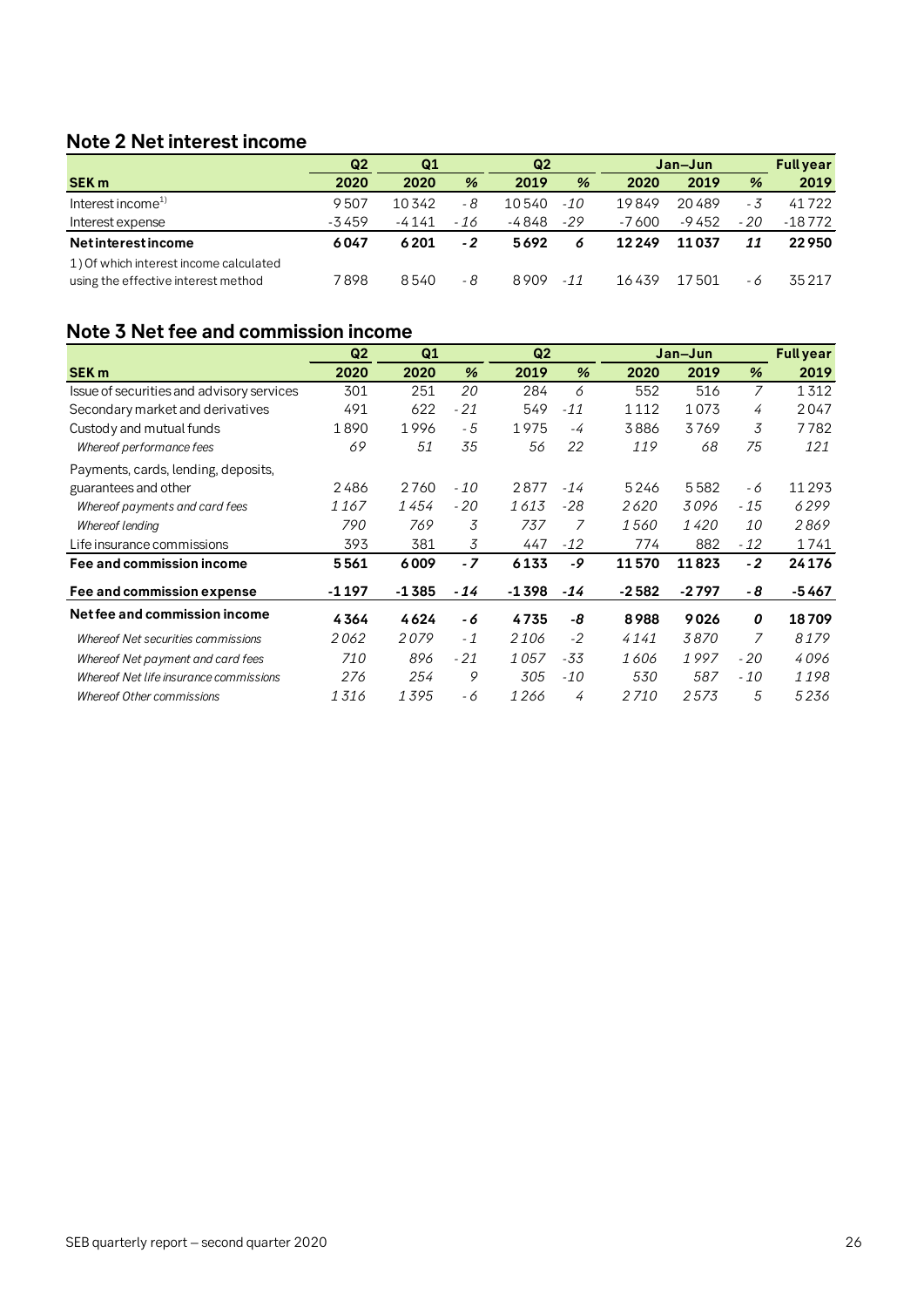## Note 2 Net interest income

| SEK m | Q2 2020 | Q1 2020 | % | Q2 2019 | % | Jan–Jun 2020 | Jan–Jun 2019 | % | Full year 2019 |
|---|---|---|---|---|---|---|---|---|---|
| Interest income[1)] | 9507 | 10342 | -8 | 10540 | -10 | 19849 | 20489 | -3 | 41722 |
| Interest expense | -3459 | -4141 | -16 | -4848 | -29 | -7600 | -9452 | -20 | -18772 |
| **Net interest income** | **6047** | **6201** | **-2** | **5692** | **6** | **12249** | **11037** | **11** | **22950** |
| 1) Of which interest income calculated using the effective interest method | 7898 | 8540 | -8 | 8909 | -11 | 16439 | 17501 | -6 | 35217 |

## Note 3 Net fee and commission income

| SEK m | Q2 2020 | Q1 2020 | % | Q2 2019 | % | Jan–Jun 2020 | Jan–Jun 2019 | % | Full year 2019 |
|---|---|---|---|---|---|---|---|---|---|
| Issue of securities and advisory services | 301 | 251 | 20 | 284 | 6 | 552 | 516 | 7 | 1312 |
| Secondary market and derivatives | 491 | 622 | -21 | 549 | -11 | 1112 | 1073 | 4 | 2047 |
| Custody and mutual funds | 1890 | 1996 | -5 | 1975 | -4 | 3886 | 3769 | 3 | 7782 |
| *Whereof performance fees* | *69* | *51* | *35* | *56* | *22* | *119* | *68* | *75* | *121* |
| Payments, cards, lending, deposits, guarantees and other | 2486 | 2760 | -10 | 2877 | -14 | 5246 | 5582 | -6 | 11293 |
| *Whereof payments and card fees* | *1167* | *1454* | *-20* | *1613* | *-28* | *2620* | *3096* | *-15* | *6299* |
| *Whereof lending* | *790* | *769* | *3* | *737* | *7* | *1560* | *1420* | *10* | *2869* |
| Life insurance commissions | 393 | 381 | 3 | 447 | -12 | 774 | 882 | -12 | 1741 |
| **Fee and commission income** | **5561** | **6009** | **-7** | **6133** | **-9** | **11570** | **11823** | **-2** | **24176** |
| **Fee and commission expense** | **-1197** | **-1385** | **-14** | **-1398** | **-14** | **-2582** | **-2797** | **-8** | **-5467** |
| **Net fee and commission income** | **4364** | **4624** | **-6** | **4735** | **-8** | **8988** | **9026** | **0** | **18709** |
| *Whereof Net securities commissions* | *2062* | *2079* | *-1* | *2106* | *-2* | *4141* | *3870* | *7* | *8179* |
| *Whereof Net payment and card fees* | *710* | *896* | *-21* | *1057* | *-33* | *1606* | *1997* | *-20* | *4096* |
| *Whereof Net life insurance commissions* | *276* | *254* | *9* | *305* | *-10* | *530* | *587* | *-10* | *1198* |
| *Whereof Other commissions* | *1316* | *1395* | *-6* | *1266* | *4* | *2710* | *2573* | *5* | *5236* |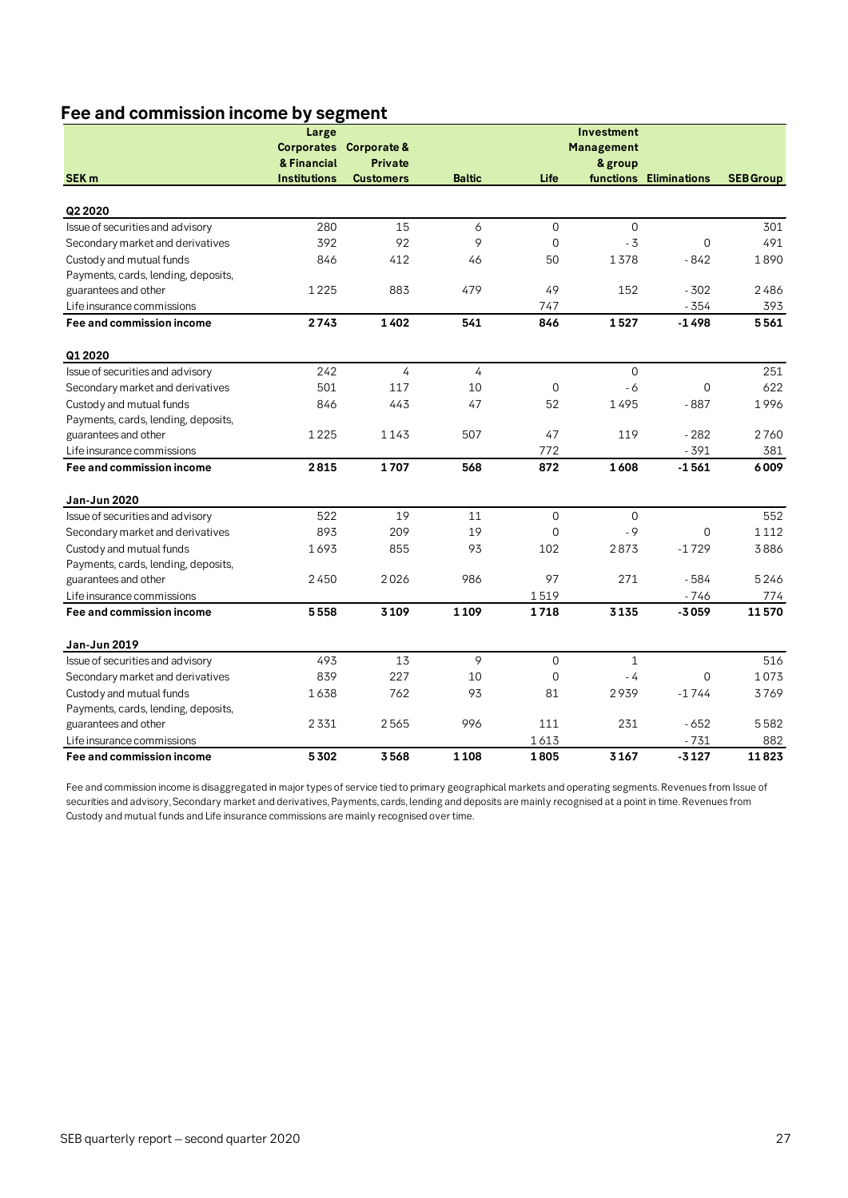## Fee and commission income by segment

| SEK m | Large Corporates & Financial Institutions | Corporate & Private Customers | Baltic | Life | Investment Management & group functions | Eliminations | SEB Group |
|---|---|---|---|---|---|---|---|
| **Q2 2020** | | | | | | | |
| Issue of securities and advisory | 280 | 15 | 6 | 0 | 0 | | 301 |
| Secondary market and derivatives | 392 | 92 | 9 | 0 | -3 | 0 | 491 |
| Custody and mutual funds | 846 | 412 | 46 | 50 | 1378 | -842 | 1890 |
| Payments, cards, lending, deposits, guarantees and other | 1225 | 883 | 479 | 49 | 152 | -302 | 2486 |
| Life insurance commissions | | | | 747 | | -354 | 393 |
| **Fee and commission income** | **2743** | **1402** | **541** | **846** | **1527** | **-1498** | **5561** |
| **Q1 2020** | | | | | | | |
| Issue of securities and advisory | 242 | 4 | 4 | | 0 | | 251 |
| Secondary market and derivatives | 501 | 117 | 10 | 0 | -6 | 0 | 622 |
| Custody and mutual funds | 846 | 443 | 47 | 52 | 1495 | -887 | 1996 |
| Payments, cards, lending, deposits, guarantees and other | 1225 | 1143 | 507 | 47 | 119 | -282 | 2760 |
| Life insurance commissions | | | | 772 | | -391 | 381 |
| **Fee and commission income** | **2815** | **1707** | **568** | **872** | **1608** | **-1561** | **6009** |
| **Jan-Jun 2020** | | | | | | | |
| Issue of securities and advisory | 522 | 19 | 11 | 0 | 0 | | 552 |
| Secondary market and derivatives | 893 | 209 | 19 | 0 | -9 | 0 | 1112 |
| Custody and mutual funds | 1693 | 855 | 93 | 102 | 2873 | -1729 | 3886 |
| Payments, cards, lending, deposits, guarantees and other | 2450 | 2026 | 986 | 97 | 271 | -584 | 5246 |
| Life insurance commissions | | | | 1519 | | -746 | 774 |
| **Fee and commission income** | **5558** | **3109** | **1109** | **1718** | **3135** | **-3059** | **11570** |
| **Jan-Jun 2019** | | | | | | | |
| Issue of securities and advisory | 493 | 13 | 9 | 0 | 1 | | 516 |
| Secondary market and derivatives | 839 | 227 | 10 | 0 | -4 | 0 | 1073 |
| Custody and mutual funds | 1638 | 762 | 93 | 81 | 2939 | -1744 | 3769 |
| Payments, cards, lending, deposits, guarantees and other | 2331 | 2565 | 996 | 111 | 231 | -652 | 5582 |
| Life insurance commissions | | | | 1613 | | -731 | 882 |
| **Fee and commission income** | **5302** | **3568** | **1108** | **1805** | **3167** | **-3127** | **11823** |

Fee and commission income is disaggregated in major types of service tied to primary geographical markets and operating segments. Revenues from Issue of securities and advisory, Secondary market and derivatives, Payments, cards, lending and deposits are mainly recognised at a point in time. Revenues from Custody and mutual funds and Life insurance commissions are mainly recognised over time.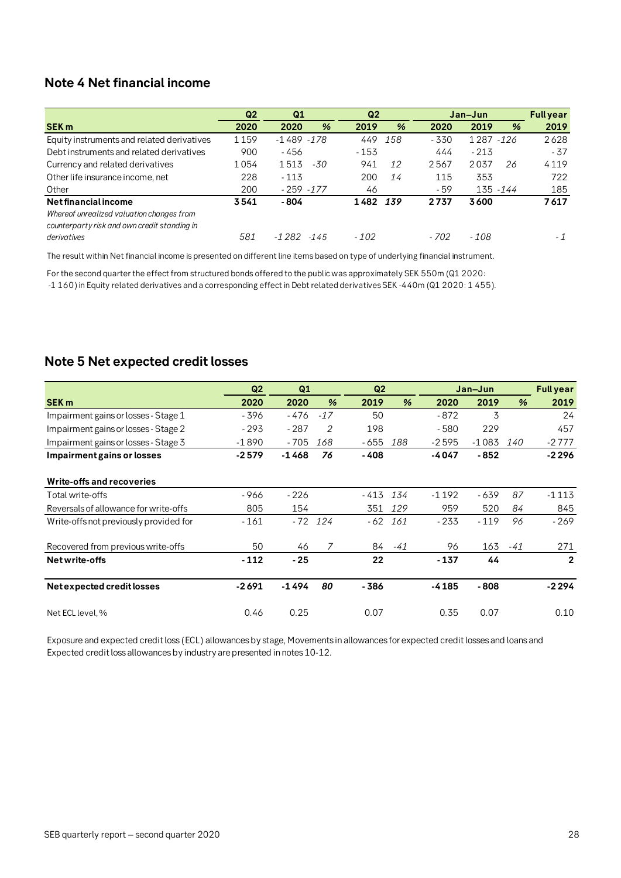## Note 4 Net financial income

| SEK m | Q2 2020 | Q1 2020 | % | Q2 2019 | % | Jan–Jun 2020 | Jan–Jun 2019 | % | Full year 2019 |
|---|---|---|---|---|---|---|---|---|---|
| Equity instruments and related derivatives | 1 159 | -1 489 | -178 | 449 | 158 | - 330 | 1 287 | -126 | 2 628 |
| Debt instruments and related derivatives | 900 | - 456 | | - 153 | | 444 | - 213 | | - 37 |
| Currency and related derivatives | 1 054 | 1 513 | -30 | 941 | 12 | 2 567 | 2 037 | 26 | 4 119 |
| Other life insurance income, net | 228 | - 113 | | 200 | 14 | 115 | 353 | | 722 |
| Other | 200 | - 259 | -177 | 46 | | - 59 | 135 | -144 | 185 |
| **Net financial income** | **3 541** | **- 804** | | **1 482** | **139** | **2 737** | **3 600** | | **7 617** |
| *Whereof unrealized valuation changes from counterparty risk and own credit standing in derivatives* | *581* | *-1 282* | *-145* | *- 102* | | *- 702* | *- 108* | | *- 1* |

The result within Net financial income is presented on different line items based on type of underlying financial instrument.

For the second quarter the effect from structured bonds offered to the public was approximately SEK 550m (Q1 2020: -1 160) in Equity related derivatives and a corresponding effect in Debt related derivatives SEK -440m (Q1 2020: 1 455).

## Note 5 Net expected credit losses

| SEK m | Q2 2020 | Q1 2020 | % | Q2 2019 | % | Jan–Jun 2020 | Jan–Jun 2019 | % | Full year 2019 |
|---|---|---|---|---|---|---|---|---|---|
| Impairment gains or losses - Stage 1 | - 396 | - 476 | -17 | 50 | | - 872 | 3 | | 24 |
| Impairment gains or losses - Stage 2 | - 293 | - 287 | 2 | 198 | | - 580 | 229 | | 457 |
| Impairment gains or losses - Stage 3 | -1 890 | - 705 | 168 | - 655 | 188 | -2 595 | -1 083 | 140 | -2 777 |
| **Impairment gains or losses** | **-2 579** | **-1 468** | ***76*** | **- 408** | | **-4 047** | **- 852** | | **-2 296** |
| **Write-offs and recoveries** | | | | | | | | | |
| Total write-offs | - 966 | - 226 | | - 413 | 134 | -1 192 | - 639 | 87 | -1 113 |
| Reversals of allowance for write-offs | 805 | 154 | | 351 | 129 | 959 | 520 | 84 | 845 |
| Write-offs not previously provided for | - 161 | - 72 | 124 | - 62 | 161 | - 233 | - 119 | 96 | - 269 |
| Recovered from previous write-offs | 50 | 46 | 7 | 84 | -41 | 96 | 163 | -41 | 271 |
| **Net write-offs** | **- 112** | **- 25** | | **22** | | **- 137** | **44** | | **2** |
| **Net expected credit losses** | **-2 691** | **-1 494** | ***80*** | **- 386** | | **-4 185** | **- 808** | | **-2 294** |
| Net ECL level, % | 0.46 | 0.25 | | 0.07 | | 0.35 | 0.07 | | 0.10 |

Exposure and expected credit loss (ECL) allowances by stage, Movements in allowances for expected credit losses and loans and Expected credit loss allowances by industry are presented in notes 10-12.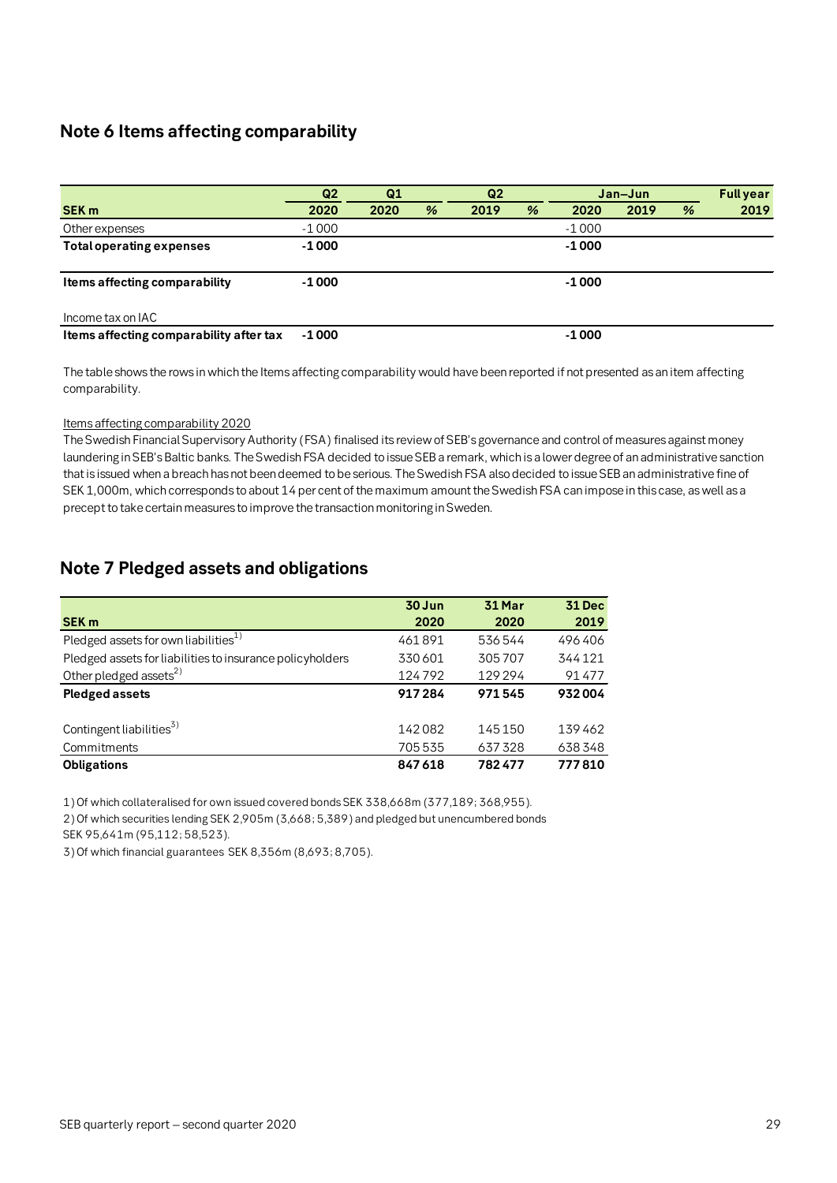## Note 6 Items affecting comparability

| SEK m | Q2 2020 | Q1 2020 | % | Q2 2019 | % | Jan–Jun 2020 | Jan–Jun 2019 | % | Full year 2019 |
|---|---|---|---|---|---|---|---|---|---|
| Other expenses | -1 000 | | | | | -1 000 | | | |
| **Total operating expenses** | **-1 000** | | | | | **-1 000** | | | |
| | | | | | | | | | |
| **Items affecting comparability** | **-1 000** | | | | | **-1 000** | | | |
| | | | | | | | | | |
| Income tax on IAC | | | | | | | | | |
| **Items affecting comparability after tax** | **-1 000** | | | | | **-1 000** | | | |

The table shows the rows in which the Items affecting comparability would have been reported if not presented as an item affecting comparability.

Items affecting comparability 2020

The Swedish Financial Supervisory Authority (FSA) finalised its review of SEB's governance and control of measures against money laundering in SEB's Baltic banks. The Swedish FSA decided to issue SEB a remark, which is a lower degree of an administrative sanction that is issued when a breach has not been deemed to be serious. The Swedish FSA also decided to issue SEB an administrative fine of SEK 1,000m, which corresponds to about 14 per cent of the maximum amount the Swedish FSA can impose in this case, as well as a precept to take certain measures to improve the transaction monitoring in Sweden.

## Note 7 Pledged assets and obligations

| SEK m | 30 Jun 2020 | 31 Mar 2020 | 31 Dec 2019 |
|---|---|---|---|
| Pledged assets for own liabilities[1] | 461 891 | 536 544 | 496 406 |
| Pledged assets for liabilities to insurance policyholders | 330 601 | 305 707 | 344 121 |
| Other pledged assets[2] | 124 792 | 129 294 | 91 477 |
| **Pledged assets** | **917 284** | **971 545** | **932 004** |
| | | | |
| Contingent liabilities[3] | 142 082 | 145 150 | 139 462 |
| Commitments | 705 535 | 637 328 | 638 348 |
| **Obligations** | **847 618** | **782 477** | **777 810** |

1) Of which collateralised for own issued covered bonds SEK 338,668m (377,189; 368,955).

2) Of which securities lending SEK 2,905m (3,668; 5,389) and pledged but unencumbered bonds SEK 95,641m (95,112; 58,523).

3) Of which financial guarantees SEK 8,356m (8,693; 8,705).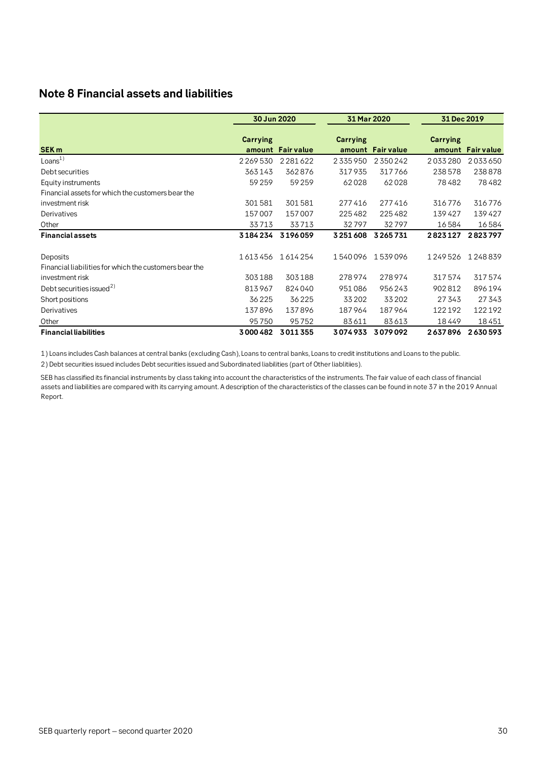## Note 8 Financial assets and liabilities

| SEK m | 30 Jun 2020 | | 31 Mar 2020 | | 31 Dec 2019 | |
|---|---|---|---|---|---|---|
| | Carrying amount | Fair value | Carrying amount | Fair value | Carrying amount | Fair value |
| Loans[1)] | 2 269 530 | 2 281 622 | 2 335 950 | 2 350 242 | 2 033 280 | 2 033 650 |
| Debt securities | 363 143 | 362 876 | 317 935 | 317 766 | 238 578 | 238 878 |
| Equity instruments | 59 259 | 59 259 | 62 028 | 62 028 | 78 482 | 78 482 |
| Financial assets for which the customers bear the investment risk | 301 581 | 301 581 | 277 416 | 277 416 | 316 776 | 316 776 |
| Derivatives | 157 007 | 157 007 | 225 482 | 225 482 | 139 427 | 139 427 |
| Other | 33 713 | 33 713 | 32 797 | 32 797 | 16 584 | 16 584 |
| **Financial assets** | **3 184 234** | **3 196 059** | **3 251 608** | **3 265 731** | **2 823 127** | **2 823 797** |
| | | | | | | |
| Deposits | 1 613 456 | 1 614 254 | 1 540 096 | 1 539 096 | 1 249 526 | 1 248 839 |
| Financial liabilities for which the customers bear the investment risk | 303 188 | 303 188 | 278 974 | 278 974 | 317 574 | 317 574 |
| Debt securities issued[2)] | 813 967 | 824 040 | 951 086 | 956 243 | 902 812 | 896 194 |
| Short positions | 36 225 | 36 225 | 33 202 | 33 202 | 27 343 | 27 343 |
| Derivatives | 137 896 | 137 896 | 187 964 | 187 964 | 122 192 | 122 192 |
| Other | 95 750 | 95 752 | 83 611 | 83 613 | 18 449 | 18 451 |
| **Financial liabilities** | **3 000 482** | **3 011 355** | **3 074 933** | **3 079 092** | **2 637 896** | **2 630 593** |

1) Loans includes Cash balances at central banks (excluding Cash), Loans to central banks, Loans to credit institutions and Loans to the public.

2) Debt securities issued includes Debt securities issued and Subordinated liabilities (part of Other liablitiies).

SEB has classified its financial instruments by class taking into account the characteristics of the instruments. The fair value of each class of financial assets and liabilities are compared with its carrying amount. A description of the characteristics of the classes can be found in note 37 in the 2019 Annual Report.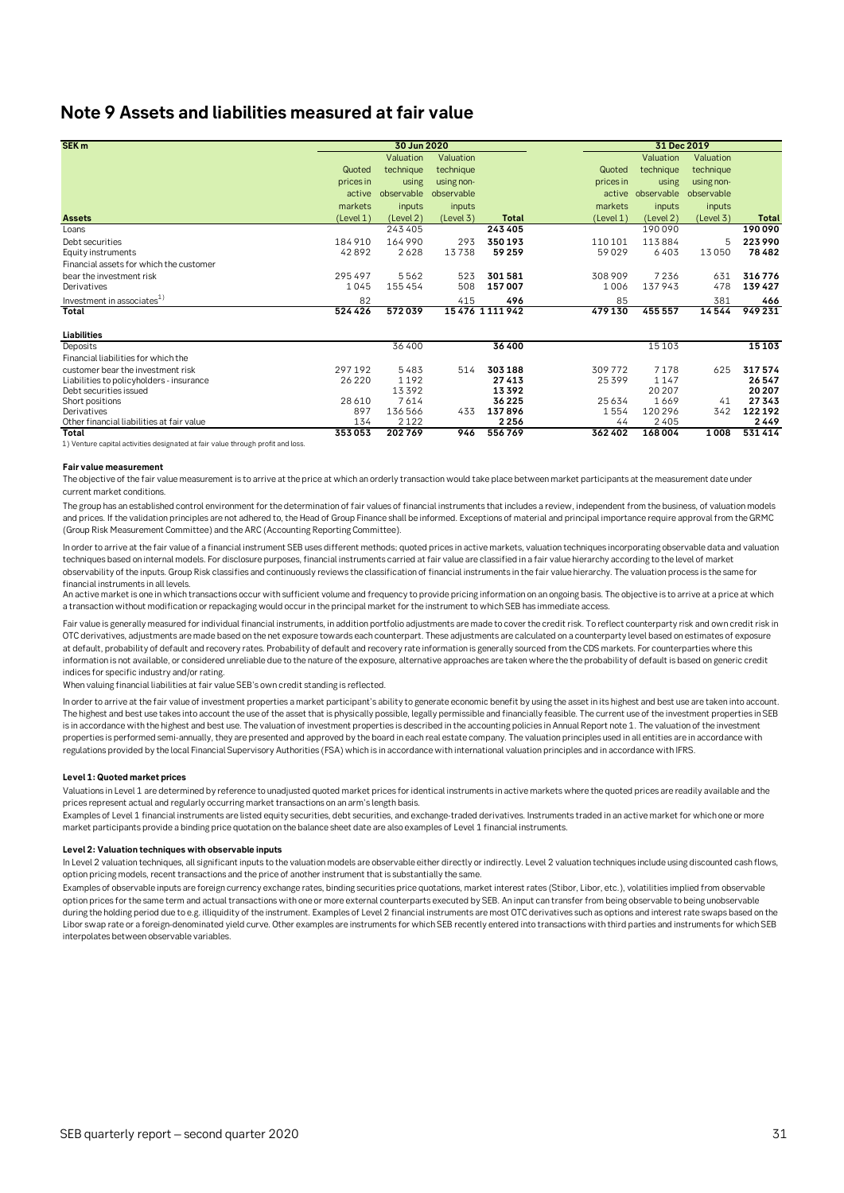## Note 9 Assets and liabilities measured at fair value

| SEK m | 30 Jun 2020 | | | | 31 Dec 2019 | | | |
|---|---|---|---|---|---|---|---|---|
| | Quoted prices in active markets | Valuation technique using observable inputs | Valuation technique using non-observable inputs | | Quoted prices in active markets | Valuation technique using observable inputs | Valuation technique using non-observable inputs | |
| **Assets** | (Level 1) | (Level 2) | (Level 3) | **Total** | (Level 1) | (Level 2) | (Level 3) | **Total** |
| Loans | | 243 405 | | **243 405** | | 190 090 | | **190 090** |
| Debt securities | 184 910 | 164 990 | 293 | **350 193** | 110 101 | 113 884 | 5 | **223 990** |
| Equity instruments | 42 892 | 2 628 | 13 738 | **59 259** | 59 029 | 6 403 | 13 050 | **78 482** |
| Financial assets for which the customer bear the investment risk | 295 497 | 5 562 | 523 | **301 581** | 308 909 | 7 236 | 631 | **316 776** |
| Derivatives | 1 045 | 155 454 | 508 | **157 007** | 1 006 | 137 943 | 478 | **139 427** |
| Investment in associates[1] | 82 | | 415 | **496** | 85 | | 381 | **466** |
| **Total** | **524 426** | **572 039** | **15 476** | **1 111 942** | **479 130** | **455 557** | **14 544** | **949 231** |
| **Liabilities** | | | | | | | | |
| Deposits | | 36 400 | | **36 400** | | 15 103 | | **15 103** |
| Financial liabilities for which the customer bear the investment risk | 297 192 | 5 483 | 514 | **303 188** | 309 772 | 7 178 | 625 | **317 574** |
| Liabilities to policyholders - insurance | 26 220 | 1 192 | | **27 413** | 25 399 | 1 147 | | **26 547** |
| Debt securities issued | | 13 392 | | **13 392** | | 20 207 | | **20 207** |
| Short positions | 28 610 | 7 614 | | **36 225** | 25 634 | 1 669 | 41 | **27 343** |
| Derivatives | 897 | 136 566 | 433 | **137 896** | 1 554 | 120 296 | 342 | **122 192** |
| Other financial liabilities at fair value | 134 | 2 122 | | **2 256** | 44 | 2 405 | | **2 449** |
| **Total** | **353 053** | **202 769** | **946** | **556 769** | **362 402** | **168 004** | **1 008** | **531 414** |

1) Venture capital activities designated at fair value through profit and loss.

**Fair value measurement**

The objective of the fair value measurement is to arrive at the price at which an orderly transaction would take place between market participants at the measurement date under current market conditions.

The group has an established control environment for the determination of fair values of financial instruments that includes a review, independent from the business, of valuation models and prices. If the validation principles are not adhered to, the Head of Group Finance shall be informed. Exceptions of material and principal importance require approval from the GRMC (Group Risk Measurement Committee) and the ARC (Accounting Reporting Committee).

In order to arrive at the fair value of a financial instrument SEB uses different methods; quoted prices in active markets, valuation techniques incorporating observable data and valuation techniques based on internal models. For disclosure purposes, financial instruments carried at fair value are classified in a fair value hierarchy according to the level of market observability of the inputs. Group Risk classifies and continuously reviews the classification of financial instruments in the fair value hierarchy. The valuation process is the same for financial instruments in all levels.
An active market is one in which transactions occur with sufficient volume and frequency to provide pricing information on an ongoing basis. The objective is to arrive at a price at which a transaction without modification or repackaging would occur in the principal market for the instrument to which SEB has immediate access.

Fair value is generally measured for individual financial instruments, in addition portfolio adjustments are made to cover the credit risk. To reflect counterparty risk and own credit risk in OTC derivatives, adjustments are made based on the net exposure towards each counterpart. These adjustments are calculated on a counterparty level based on estimates of exposure at default, probability of default and recovery rates. Probability of default and recovery rate information is generally sourced from the CDS markets. For counterparties where this information is not available, or considered unreliable due to the nature of the exposure, alternative approaches are taken where the the probability of default is based on generic credit indices for specific industry and/or rating.
When valuing financial liabilities at fair value SEB's own credit standing is reflected.

In order to arrive at the fair value of investment properties a market participant's ability to generate economic benefit by using the asset in its highest and best use are taken into account. The highest and best use takes into account the use of the asset that is physically possible, legally permissible and financially feasible. The current use of the investment properties in SEB is in accordance with the highest and best use. The valuation of investment properties is described in the accounting policies in Annual Report note 1. The valuation of the investment properties is performed semi-annually, they are presented and approved by the board in each real estate company. The valuation principles used in all entities are in accordance with regulations provided by the local Financial Supervisory Authorities (FSA) which is in accordance with international valuation principles and in accordance with IFRS.

**Level 1: Quoted market prices**

Valuations in Level 1 are determined by reference to unadjusted quoted market prices for identical instruments in active markets where the quoted prices are readily available and the prices represent actual and regularly occurring market transactions on an arm's length basis.
Examples of Level 1 financial instruments are listed equity securities, debt securities, and exchange-traded derivatives. Instruments traded in an active market for which one or more market participants provide a binding price quotation on the balance sheet date are also examples of Level 1 financial instruments.

**Level 2: Valuation techniques with observable inputs**

In Level 2 valuation techniques, all significant inputs to the valuation models are observable either directly or indirectly. Level 2 valuation techniques include using discounted cash flows, option pricing models, recent transactions and the price of another instrument that is substantially the same.
Examples of observable inputs are foreign currency exchange rates, binding securities price quotations, market interest rates (Stibor, Libor, etc.), volatilities implied from observable option prices for the same term and actual transactions with one or more external counterparts executed by SEB. An input can transfer from being observable to being unobservable during the holding period due to e.g. illiquidity of the instrument. Examples of Level 2 financial instruments are most OTC derivatives such as options and interest rate swaps based on the Libor swap rate or a foreign-denominated yield curve. Other examples are instruments for which SEB recently entered into transactions with third parties and instruments for which SEB interpolates between observable variables.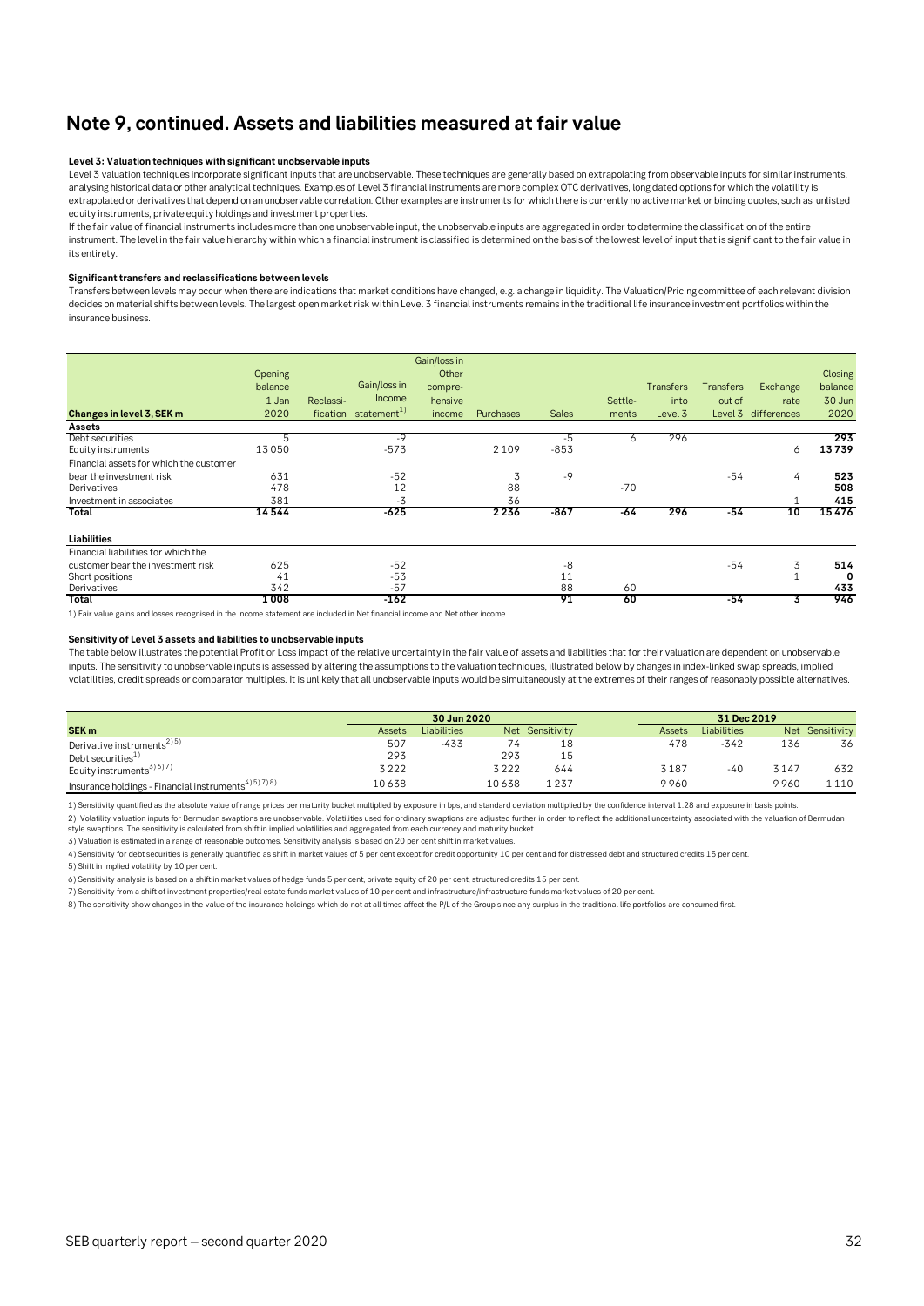# Note 9, continued. Assets and liabilities measured at fair value

**Level 3: Valuation techniques with significant unobservable inputs**

Level 3 valuation techniques incorporate significant inputs that are unobservable. These techniques are generally based on extrapolating from observable inputs for similar instruments, analysing historical data or other analytical techniques. Examples of Level 3 financial instruments are more complex OTC derivatives, long dated options for which the volatility is extrapolated or derivatives that depend on an unobservable correlation. Other examples are instruments for which there is currently no active market or binding quotes, such as unlisted equity instruments, private equity holdings and investment properties.

If the fair value of financial instruments includes more than one unobservable input, the unobservable inputs are aggregated in order to determine the classification of the entire instrument. The level in the fair value hierarchy within which a financial instrument is classified is determined on the basis of the lowest level of input that is significant to the fair value in its entirety.

**Significant transfers and reclassifications between levels**

Transfers between levels may occur when there are indications that market conditions have changed, e.g. a change in liquidity. The Valuation/Pricing committee of each relevant division decides on material shifts between levels. The largest open market risk within Level 3 financial instruments remains in the traditional life insurance investment portfolios within the insurance business.

| Changes in level 3, SEK m | Opening balance 1 Jan 2020 | Reclassification | Gain/loss in Income statement[1] | Gain/loss in Other comprehensive income | Purchases | Sales | Settlements | Transfers into Level 3 | Transfers out of Level 3 | Exchange rate differences | Closing balance 30 Jun 2020 |
|---|---|---|---|---|---|---|---|---|---|---|---|
| **Assets** | | | | | | | | | | | |
| Debt securities | 5 | | -9 | | | -5 | 6 | 296 | | | **293** |
| Equity instruments | 13050 | | -573 | | 2109 | -853 | | | | 6 | **13739** |
| Financial assets for which the customer bear the investment risk | 631 | | -52 | | 3 | -9 | | | -54 | 4 | **523** |
| Derivatives | 478 | | 12 | | 88 | | -70 | | | | **508** |
| Investment in associates | 381 | | -3 | | 36 | | | | | 1 | **415** |
| **Total** | **14544** | | **-625** | | **2236** | **-867** | **-64** | **296** | **-54** | **10** | **15476** |
| **Liabilities** | | | | | | | | | | | |
| Financial liabilities for which the customer bear the investment risk | 625 | | -52 | | | -8 | | | -54 | 3 | **514** |
| Short positions | 41 | | -53 | | | 11 | | | | 1 | **0** |
| Derivatives | 342 | | -57 | | | 88 | 60 | | | | **433** |
| **Total** | **1008** | | **-162** | | | **91** | **60** | | **-54** | **3** | **946** |

1) Fair value gains and losses recognised in the income statement are included in Net financial income and Net other income.

**Sensitivity of Level 3 assets and liabilities to unobservable inputs**

The table below illustrates the potential Profit or Loss impact of the relative uncertainty in the fair value of assets and liabilities that for their valuation are dependent on unobservable inputs. The sensitivity to unobservable inputs is assessed by altering the assumptions to the valuation techniques, illustrated below by changes in index-linked swap spreads, implied volatilities, credit spreads or comparator multiples. It is unlikely that all unobservable inputs would be simultaneously at the extremes of their ranges of reasonably possible alternatives.

| | 30 Jun 2020 | | | | 31 Dec 2019 | | | |
|---|---|---|---|---|---|---|---|---|
| **SEK m** | Assets | Liabilities | Net | Sensitivity | Assets | Liabilities | Net | Sensitivity |
| Derivative instruments[2)5)] | 507 | -433 | 74 | 18 | 478 | -342 | 136 | 36 |
| Debt securities[1)] | 293 | | 293 | 15 | | | | |
| Equity instruments[3)6)7)] | 3222 | | 3222 | 644 | 3187 | -40 | 3147 | 632 |
| Insurance holdings - Financial instruments[4)5)7)8)] | 10638 | | 10638 | 1237 | 9960 | | 9960 | 1110 |

1) Sensitivity quantified as the absolute value of range prices per maturity bucket multiplied by exposure in bps, and standard deviation multiplied by the confidence interval 1.28 and exposure in basis points.

2) Volatility valuation inputs for Bermudan swaptions are unobservable. Volatilities used for ordinary swaptions are adjusted further in order to reflect the additional uncertainty associated with the valuation of Bermudan style swaptions. The sensitivity is calculated from shift in implied volatilities and aggregated from each currency and maturity bucket.

3) Valuation is estimated in a range of reasonable outcomes. Sensitivity analysis is based on 20 per cent shift in market values.

4) Sensitivity for debt securities is generally quantified as shift in market values of 5 per cent except for credit opportunity 10 per cent and for distressed debt and structured credits 15 per cent.

5) Shift in implied volatility by 10 per cent.

6) Sensitivity analysis is based on a shift in market values of hedge funds 5 per cent, private equity of 20 per cent, structured credits 15 per cent.

7) Sensitivity from a shift of investment properties/real estate funds market values of 10 per cent and infrastructure/infrastructure funds market values of 20 per cent.

8) The sensitivity show changes in the value of the insurance holdings which do not at all times affect the P/L of the Group since any surplus in the traditional life portfolios are consumed first.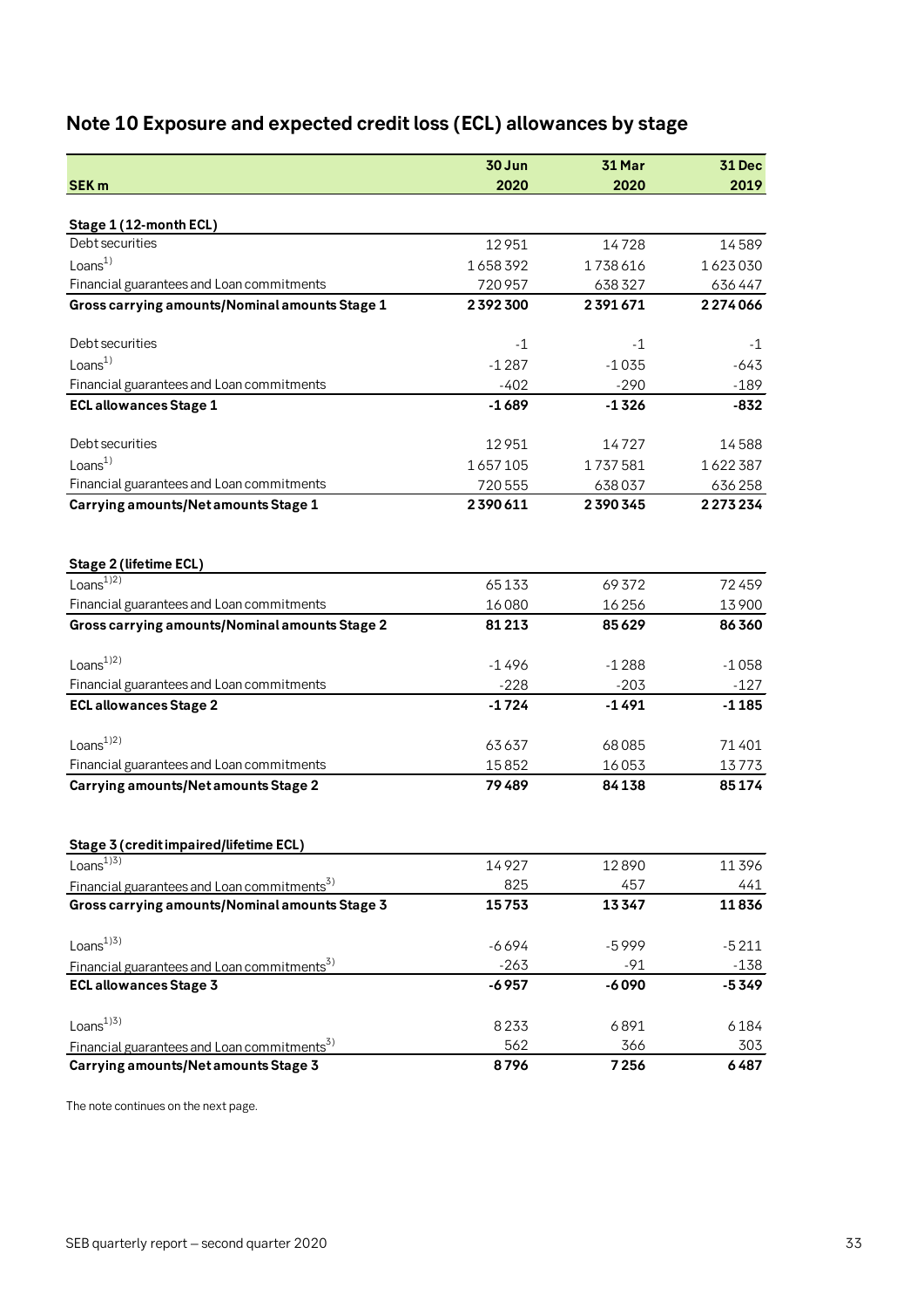## Note 10 Exposure and expected credit loss (ECL) allowances by stage

| SEK m | 30 Jun 2020 | 31 Mar 2020 | 31 Dec 2019 |
|---|---|---|---|
| **Stage 1 (12-month ECL)** | | | |
| Debt securities | 12 951 | 14 728 | 14 589 |
| Loans[1] | 1 658 392 | 1 738 616 | 1 623 030 |
| Financial guarantees and Loan commitments | 720 957 | 638 327 | 636 447 |
| **Gross carrying amounts/Nominal amounts Stage 1** | **2 392 300** | **2 391 671** | **2 274 066** |
| | | | |
| Debt securities | -1 | -1 | -1 |
| Loans[1] | -1 287 | -1 035 | -643 |
| Financial guarantees and Loan commitments | -402 | -290 | -189 |
| **ECL allowances Stage 1** | **-1 689** | **-1 326** | **-832** |
| | | | |
| Debt securities | 12 951 | 14 727 | 14 588 |
| Loans[1] | 1 657 105 | 1 737 581 | 1 622 387 |
| Financial guarantees and Loan commitments | 720 555 | 638 037 | 636 258 |
| **Carrying amounts/Net amounts Stage 1** | **2 390 611** | **2 390 345** | **2 273 234** |
| | | | |
| **Stage 2 (lifetime ECL)** | | | |
| Loans[1)2)] | 65 133 | 69 372 | 72 459 |
| Financial guarantees and Loan commitments | 16 080 | 16 256 | 13 900 |
| **Gross carrying amounts/Nominal amounts Stage 2** | **81 213** | **85 629** | **86 360** |
| | | | |
| Loans[1)2)] | -1 496 | -1 288 | -1 058 |
| Financial guarantees and Loan commitments | -228 | -203 | -127 |
| **ECL allowances Stage 2** | **-1 724** | **-1 491** | **-1 185** |
| | | | |
| Loans[1)2)] | 63 637 | 68 085 | 71 401 |
| Financial guarantees and Loan commitments | 15 852 | 16 053 | 13 773 |
| **Carrying amounts/Net amounts Stage 2** | **79 489** | **84 138** | **85 174** |
| | | | |
| **Stage 3 (credit impaired/lifetime ECL)** | | | |
| Loans[1)3)] | 14 927 | 12 890 | 11 396 |
| Financial guarantees and Loan commitments[3)] | 825 | 457 | 441 |
| **Gross carrying amounts/Nominal amounts Stage 3** | **15 753** | **13 347** | **11 836** |
| | | | |
| Loans[1)3)] | -6 694 | -5 999 | -5 211 |
| Financial guarantees and Loan commitments[3)] | -263 | -91 | -138 |
| **ECL allowances Stage 3** | **-6 957** | **-6 090** | **-5 349** |
| | | | |
| Loans[1)3)] | 8 233 | 6 891 | 6 184 |
| Financial guarantees and Loan commitments[3)] | 562 | 366 | 303 |
| **Carrying amounts/Net amounts Stage 3** | **8 796** | **7 256** | **6 487** |

The note continues on the next page.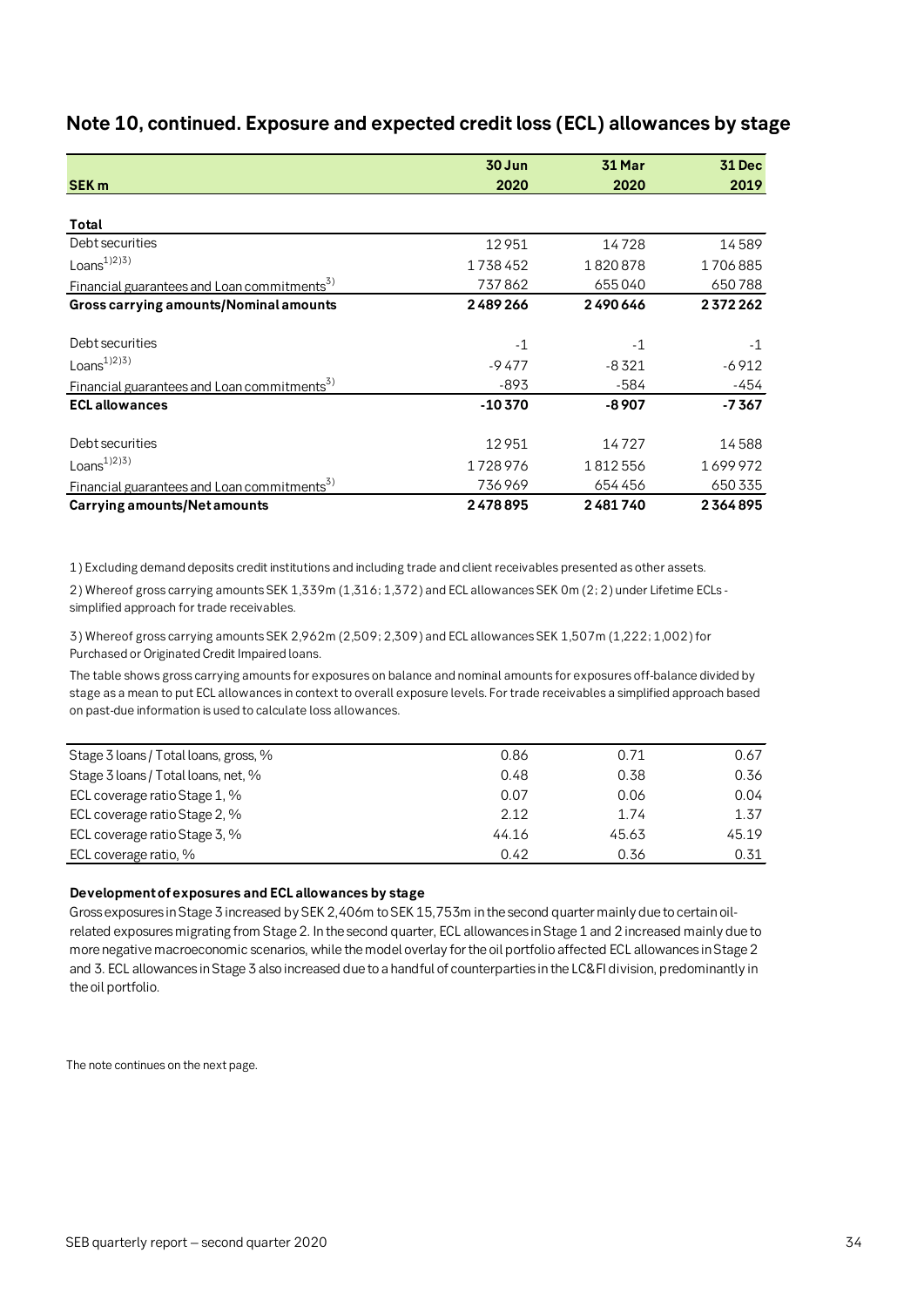## Note 10, continued. Exposure and expected credit loss (ECL) allowances by stage

| SEK m | 30 Jun 2020 | 31 Mar 2020 | 31 Dec 2019 |
|---|---|---|---|
| **Total** | | | |
| Debt securities | 12 951 | 14 728 | 14 589 |
| Loans[1)2)3)] | 1 738 452 | 1 820 878 | 1 706 885 |
| Financial guarantees and Loan commitments[3)] | 737 862 | 655 040 | 650 788 |
| **Gross carrying amounts/Nominal amounts** | **2 489 266** | **2 490 646** | **2 372 262** |
| Debt securities | -1 | -1 | -1 |
| Loans[1)2)3)] | -9 477 | -8 321 | -6 912 |
| Financial guarantees and Loan commitments[3)] | -893 | -584 | -454 |
| **ECL allowances** | **-10 370** | **-8 907** | **-7 367** |
| Debt securities | 12 951 | 14 727 | 14 588 |
| Loans[1)2)3)] | 1 728 976 | 1 812 556 | 1 699 972 |
| Financial guarantees and Loan commitments[3)] | 736 969 | 654 456 | 650 335 |
| **Carrying amounts/Net amounts** | **2 478 895** | **2 481 740** | **2 364 895** |

1) Excluding demand deposits credit institutions and including trade and client receivables presented as other assets.

2) Whereof gross carrying amounts SEK 1,339m (1,316; 1,372) and ECL allowances SEK 0m (2; 2) under Lifetime ECLs - simplified approach for trade receivables.

3) Whereof gross carrying amounts SEK 2,962m (2,509; 2,309) and ECL allowances SEK 1,507m (1,222; 1,002) for Purchased or Originated Credit Impaired loans.

The table shows gross carrying amounts for exposures on balance and nominal amounts for exposures off-balance divided by stage as a mean to put ECL allowances in context to overall exposure levels. For trade receivables a simplified approach based on past-due information is used to calculate loss allowances.

| | 30 Jun 2020 | 31 Mar 2020 | 31 Dec 2019 |
|---|---|---|---|
| Stage 3 loans / Total loans, gross, % | 0.86 | 0.71 | 0.67 |
| Stage 3 loans / Total loans, net, % | 0.48 | 0.38 | 0.36 |
| ECL coverage ratio Stage 1, % | 0.07 | 0.06 | 0.04 |
| ECL coverage ratio Stage 2, % | 2.12 | 1.74 | 1.37 |
| ECL coverage ratio Stage 3, % | 44.16 | 45.63 | 45.19 |
| ECL coverage ratio, % | 0.42 | 0.36 | 0.31 |

**Development of exposures and ECL allowances by stage**

Gross exposures in Stage 3 increased by SEK 2,406m to SEK 15,753m in the second quarter mainly due to certain oil-related exposures migrating from Stage 2. In the second quarter, ECL allowances in Stage 1 and 2 increased mainly due to more negative macroeconomic scenarios, while the model overlay for the oil portfolio affected ECL allowances in Stage 2 and 3. ECL allowances in Stage 3 also increased due to a handful of counterparties in the LC&FI division, predominantly in the oil portfolio.

The note continues on the next page.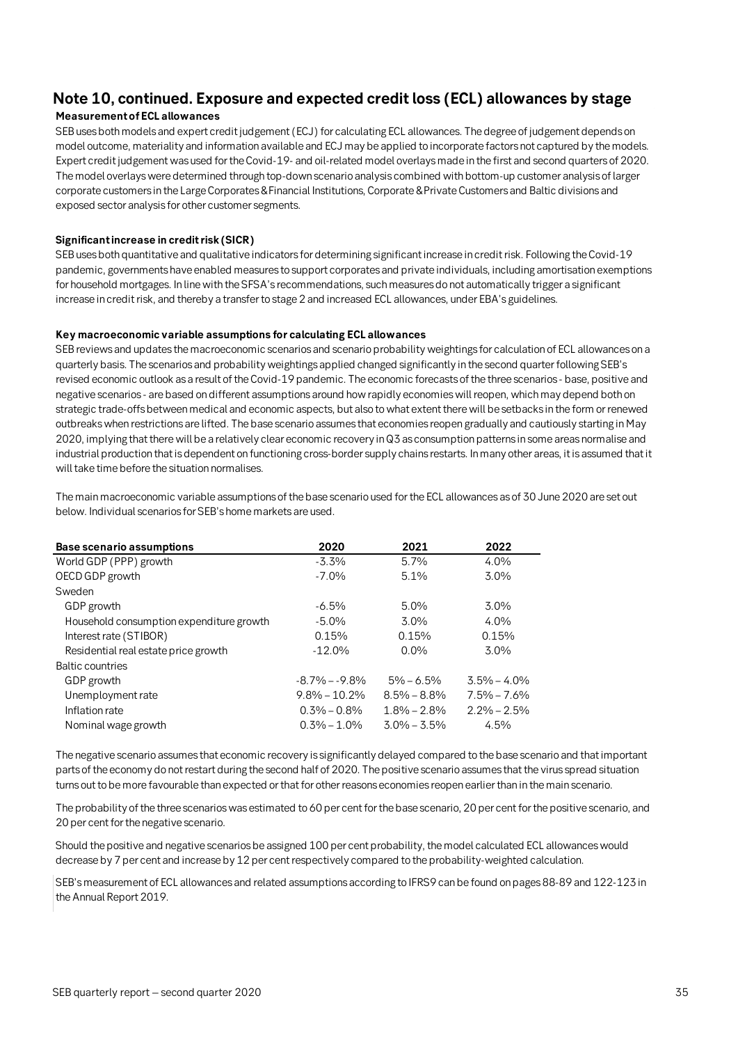## Note 10, continued. Exposure and expected credit loss (ECL) allowances by stage

### Measurement of ECL allowances

SEB uses both models and expert credit judgement (ECJ) for calculating ECL allowances. The degree of judgement depends on model outcome, materiality and information available and ECJ may be applied to incorporate factors not captured by the models. Expert credit judgement was used for the Covid-19- and oil-related model overlays made in the first and second quarters of 2020. The model overlays were determined through top-down scenario analysis combined with bottom-up customer analysis of larger corporate customers in the Large Corporates & Financial Institutions, Corporate & Private Customers and Baltic divisions and exposed sector analysis for other customer segments.

### Significant increase in credit risk (SICR)

SEB uses both quantitative and qualitative indicators for determining significant increase in credit risk. Following the Covid-19 pandemic, governments have enabled measures to support corporates and private individuals, including amortisation exemptions for household mortgages. In line with the SFSA's recommendations, such measures do not automatically trigger a significant increase in credit risk, and thereby a transfer to stage 2 and increased ECL allowances, under EBA's guidelines.

### Key macroeconomic variable assumptions for calculating ECL allowances

SEB reviews and updates the macroeconomic scenarios and scenario probability weightings for calculation of ECL allowances on a quarterly basis. The scenarios and probability weightings applied changed significantly in the second quarter following SEB's revised economic outlook as a result of the Covid-19 pandemic. The economic forecasts of the three scenarios - base, positive and negative scenarios - are based on different assumptions around how rapidly economies will reopen, which may depend both on strategic trade-offs between medical and economic aspects, but also to what extent there will be setbacks in the form or renewed outbreaks when restrictions are lifted. The base scenario assumes that economies reopen gradually and cautiously starting in May 2020, implying that there will be a relatively clear economic recovery in Q3 as consumption patterns in some areas normalise and industrial production that is dependent on functioning cross-border supply chains restarts. In many other areas, it is assumed that it will take time before the situation normalises.

The main macroeconomic variable assumptions of the base scenario used for the ECL allowances as of 30 June 2020 are set out below. Individual scenarios for SEB's home markets are used.

| Base scenario assumptions | 2020 | 2021 | 2022 |
|---|---|---|---|
| World GDP (PPP) growth | -3.3% | 5.7% | 4.0% |
| OECD GDP growth | -7.0% | 5.1% | 3.0% |
| Sweden | | | |
| GDP growth | -6.5% | 5.0% | 3.0% |
| Household consumption expenditure growth | -5.0% | 3.0% | 4.0% |
| Interest rate (STIBOR) | 0.15% | 0.15% | 0.15% |
| Residential real estate price growth | -12.0% | 0.0% | 3.0% |
| Baltic countries | | | |
| GDP growth | -8.7% – -9.8% | 5% – 6.5% | 3.5% – 4.0% |
| Unemployment rate | 9.8% – 10.2% | 8.5% – 8.8% | 7.5% – 7.6% |
| Inflation rate | 0.3% – 0.8% | 1.8% – 2.8% | 2.2% – 2.5% |
| Nominal wage growth | 0.3% – 1.0% | 3.0% – 3.5% | 4.5% |

The negative scenario assumes that economic recovery is significantly delayed compared to the base scenario and that important parts of the economy do not restart during the second half of 2020. The positive scenario assumes that the virus spread situation turns out to be more favourable than expected or that for other reasons economies reopen earlier than in the main scenario.

The probability of the three scenarios was estimated to 60 per cent for the base scenario, 20 per cent for the positive scenario, and 20 per cent for the negative scenario.

Should the positive and negative scenarios be assigned 100 per cent probability, the model calculated ECL allowances would decrease by 7 per cent and increase by 12 per cent respectively compared to the probability-weighted calculation.

SEB's measurement of ECL allowances and related assumptions according to IFRS9 can be found on pages 88-89 and 122-123 in the Annual Report 2019.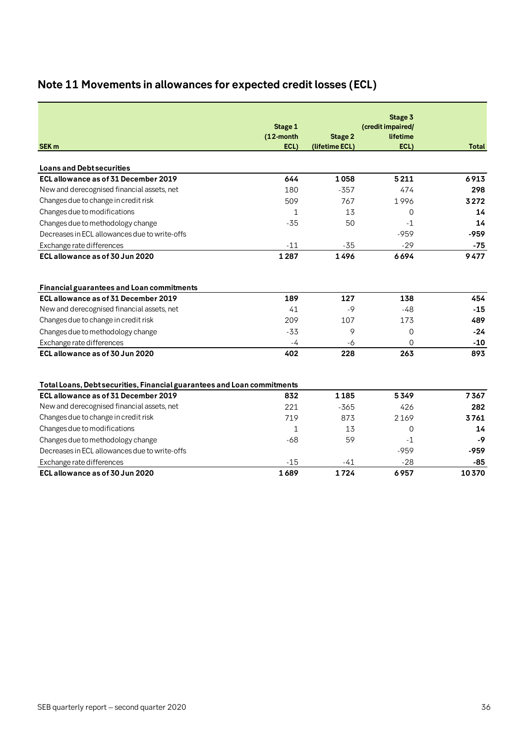## Note 11 Movements in allowances for expected credit losses (ECL)

| SEK m | Stage 1 (12-month ECL) | Stage 2 (lifetime ECL) | Stage 3 (credit impaired/ lifetime ECL) | Total |
|---|---|---|---|---|
| **Loans and Debt securities** | | | | |
| **ECL allowance as of 31 December 2019** | **644** | **1 058** | **5 211** | **6 913** |
| New and derecognised financial assets, net | 180 | -357 | 474 | **298** |
| Changes due to change in credit risk | 509 | 767 | 1 996 | **3 272** |
| Changes due to modifications | 1 | 13 | 0 | **14** |
| Changes due to methodology change | -35 | 50 | -1 | **14** |
| Decreases in ECL allowances due to write-offs | | | -959 | **-959** |
| Exchange rate differences | -11 | -35 | -29 | **-75** |
| **ECL allowance as of 30 Jun 2020** | **1 287** | **1 496** | **6 694** | **9 477** |
| | | | | |
| **Financial guarantees and Loan commitments** | | | | |
| **ECL allowance as of 31 December 2019** | **189** | **127** | **138** | **454** |
| New and derecognised financial assets, net | 41 | -9 | -48 | **-15** |
| Changes due to change in credit risk | 209 | 107 | 173 | **489** |
| Changes due to methodology change | -33 | 9 | 0 | **-24** |
| Exchange rate differences | -4 | -6 | 0 | **-10** |
| **ECL allowance as of 30 Jun 2020** | **402** | **228** | **263** | **893** |
| | | | | |
| **Total Loans, Debt securities, Financial guarantees and Loan commitments** | | | | |
| **ECL allowance as of 31 December 2019** | **832** | **1 185** | **5 349** | **7 367** |
| New and derecognised financial assets, net | 221 | -365 | 426 | **282** |
| Changes due to change in credit risk | 719 | 873 | 2 169 | **3 761** |
| Changes due to modifications | 1 | 13 | 0 | **14** |
| Changes due to methodology change | -68 | 59 | -1 | **-9** |
| Decreases in ECL allowances due to write-offs | | | -959 | **-959** |
| Exchange rate differences | -15 | -41 | -28 | **-85** |
| **ECL allowance as of 30 Jun 2020** | **1 689** | **1 724** | **6 957** | **10 370** |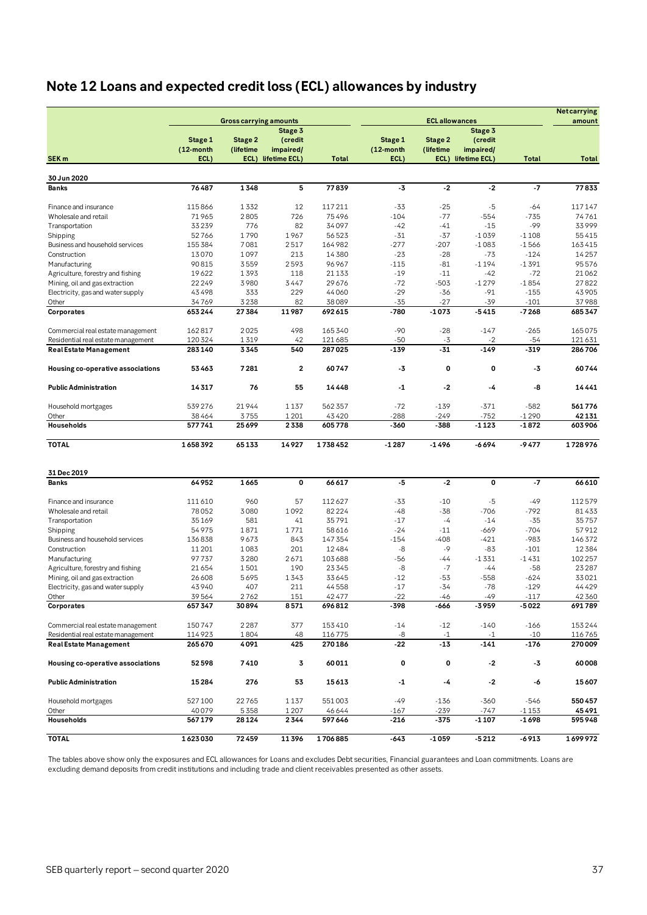# Note 12 Loans and expected credit loss (ECL) allowances by industry

| SEK m | Gross carrying amounts | | | | ECL allowances | | | | Net carrying amount |
|---|---|---|---|---|---|---|---|---|---|
| | Stage 1 (12-month ECL) | Stage 2 (lifetime ECL) | Stage 3 (credit impaired/ lifetime ECL) | Total | Stage 1 (12-month ECL) | Stage 2 (lifetime ECL) | Stage 3 (credit impaired/ lifetime ECL) | Total | Total |
| **30 Jun 2020** | | | | | | | | | |
| **Banks** | **76487** | **1348** | **5** | **77839** | **-3** | **-2** | **-2** | **-7** | **77833** |
| Finance and insurance | 115866 | 1332 | 12 | 117211 | -33 | -25 | -5 | -64 | 117147 |
| Wholesale and retail | 71965 | 2805 | 726 | 75496 | -104 | -77 | -554 | -735 | 74761 |
| Transportation | 33239 | 776 | 82 | 34097 | -42 | -41 | -15 | -99 | 33999 |
| Shipping | 52766 | 1790 | 1967 | 56523 | -31 | -37 | -1039 | -1108 | 55415 |
| Business and household services | 155384 | 7081 | 2517 | 164982 | -277 | -207 | -1083 | -1566 | 163415 |
| Construction | 13070 | 1097 | 213 | 14380 | -23 | -28 | -73 | -124 | 14257 |
| Manufacturing | 90815 | 3559 | 2593 | 96967 | -115 | -81 | -1194 | -1391 | 95576 |
| Agriculture, forestry and fishing | 19622 | 1393 | 118 | 21133 | -19 | -11 | -42 | -72 | 21062 |
| Mining, oil and gas extraction | 22249 | 3980 | 3447 | 29676 | -72 | -503 | -1279 | -1854 | 27822 |
| Electricity, gas and water supply | 43498 | 333 | 229 | 44060 | -29 | -36 | -91 | -155 | 43905 |
| Other | 34769 | 3238 | 82 | 38089 | -35 | -27 | -39 | -101 | 37988 |
| **Corporates** | **653244** | **27384** | **11987** | **692615** | **-780** | **-1073** | **-5415** | **-7268** | **685347** |
| Commercial real estate management | 162817 | 2025 | 498 | 165340 | -90 | -28 | -147 | -265 | 165075 |
| Residential real estate management | 120324 | 1319 | 42 | 121685 | -50 | -3 | -2 | -54 | 121631 |
| **Real Estate Management** | **283140** | **3345** | **540** | **287025** | **-139** | **-31** | **-149** | **-319** | **286706** |
| **Housing co-operative associations** | **53463** | **7281** | **2** | **60747** | **-3** | **0** | **0** | **-3** | **60744** |
| **Public Administration** | **14317** | **76** | **55** | **14448** | **-1** | **-2** | **-4** | **-8** | **14441** |
| Household mortgages | 539276 | 21944 | 1137 | 562357 | -72 | -139 | -371 | -582 | **561776** |
| Other | 38464 | 3755 | 1201 | 43420 | -288 | -249 | -752 | -1290 | **42131** |
| **Households** | **577741** | **25699** | **2338** | **605778** | **-360** | **-388** | **-1123** | **-1872** | **603906** |
| **TOTAL** | **1658392** | **65133** | **14927** | **1738452** | **-1287** | **-1496** | **-6694** | **-9477** | **1728976** |
| **31 Dec 2019** | | | | | | | | | |
| **Banks** | **64952** | **1665** | **0** | **66617** | **-5** | **-2** | **0** | **-7** | **66610** |
| Finance and insurance | 111610 | 960 | 57 | 112627 | -33 | -10 | -5 | -49 | 112579 |
| Wholesale and retail | 78052 | 3080 | 1092 | 82224 | -48 | -38 | -706 | -792 | 81433 |
| Transportation | 35169 | 581 | 41 | 35791 | -17 | -4 | -14 | -35 | 35757 |
| Shipping | 54975 | 1871 | 1771 | 58616 | -24 | -11 | -669 | -704 | 57912 |
| Business and household services | 136838 | 9673 | 843 | 147354 | -154 | -408 | -421 | -983 | 146372 |
| Construction | 11201 | 1083 | 201 | 12484 | -8 | -9 | -83 | -101 | 12384 |
| Manufacturing | 97737 | 3280 | 2671 | 103688 | -56 | -44 | -1331 | -1431 | 102257 |
| Agriculture, forestry and fishing | 21654 | 1501 | 190 | 23345 | -8 | -7 | -44 | -58 | 23287 |
| Mining, oil and gas extraction | 26608 | 5695 | 1343 | 33645 | -12 | -53 | -558 | -624 | 33021 |
| Electricity, gas and water supply | 43940 | 407 | 211 | 44558 | -17 | -34 | -78 | -129 | 44429 |
| Other | 39564 | 2762 | 151 | 42477 | -22 | -46 | -49 | -117 | 42360 |
| **Corporates** | **657347** | **30894** | **8571** | **696812** | **-398** | **-666** | **-3959** | **-5022** | **691789** |
| Commercial real estate management | 150747 | 2287 | 377 | 153410 | -14 | -12 | -140 | -166 | 153244 |
| Residential real estate management | 114923 | 1804 | 48 | 116775 | -8 | -1 | -1 | -10 | 116765 |
| **Real Estate Management** | **265670** | **4091** | **425** | **270186** | **-22** | **-13** | **-141** | **-176** | **270009** |
| **Housing co-operative associations** | **52598** | **7410** | **3** | **60011** | **0** | **0** | **-2** | **-3** | **60008** |
| **Public Administration** | **15284** | **276** | **53** | **15613** | **-1** | **-4** | **-2** | **-6** | **15607** |
| Household mortgages | 527100 | 22765 | 1137 | 551003 | -49 | -136 | -360 | -546 | **550457** |
| Other | 40079 | 5358 | 1207 | 46644 | -167 | -239 | -747 | -1153 | **45491** |
| **Households** | **567179** | **28124** | **2344** | **597646** | **-216** | **-375** | **-1107** | **-1698** | **595948** |
| **TOTAL** | **1623030** | **72459** | **11396** | **1706885** | **-643** | **-1059** | **-5212** | **-6913** | **1699972** |

The tables above show only the exposures and ECL allowances for Loans and excludes Debt securities, Financial guarantees and Loan commitments. Loans are excluding demand deposits from credit institutions and including trade and client receivables presented as other assets.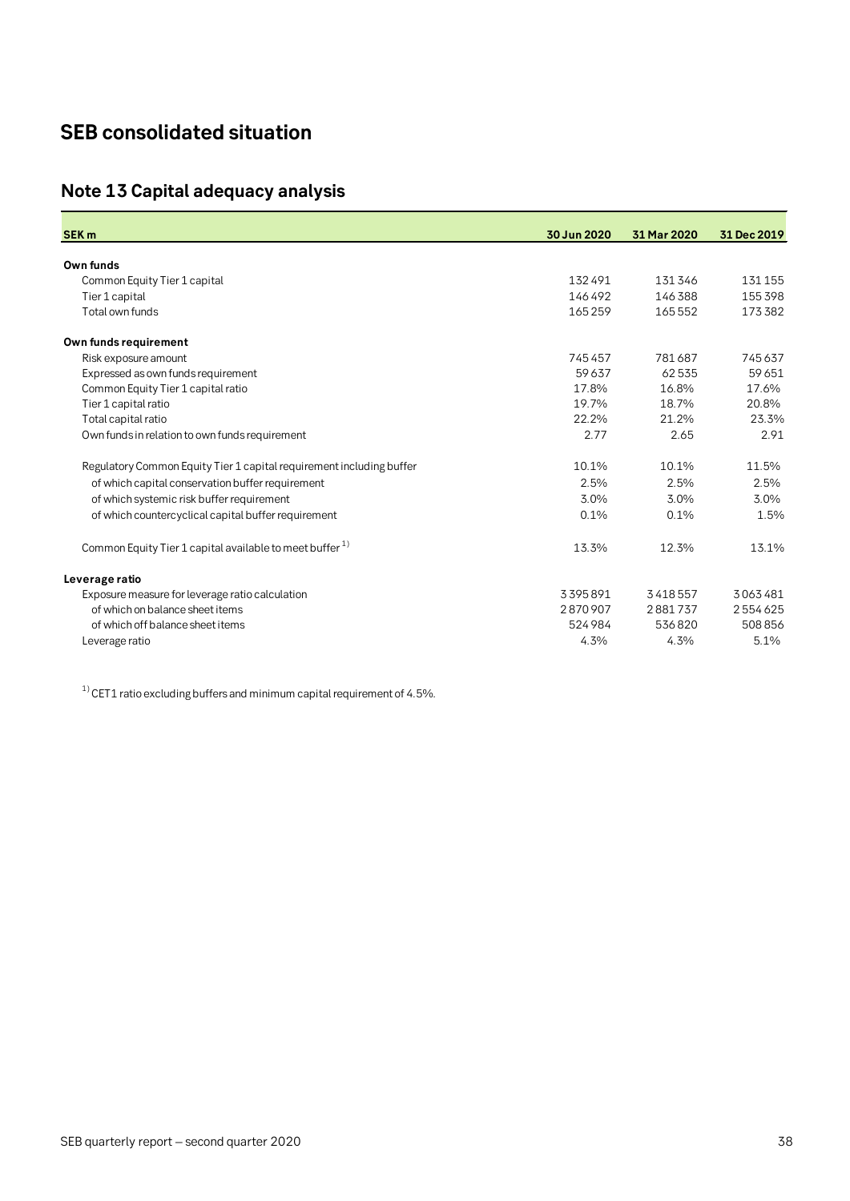# SEB consolidated situation

## Note 13 Capital adequacy analysis

| SEK m | 30 Jun 2020 | 31 Mar 2020 | 31 Dec 2019 |
|---|---|---|---|
| **Own funds** | | | |
| Common Equity Tier 1 capital | 132 491 | 131 346 | 131 155 |
| Tier 1 capital | 146 492 | 146 388 | 155 398 |
| Total own funds | 165 259 | 165 552 | 173 382 |
| **Own funds requirement** | | | |
| Risk exposure amount | 745 457 | 781 687 | 745 637 |
| Expressed as own funds requirement | 59 637 | 62 535 | 59 651 |
| Common Equity Tier 1 capital ratio | 17.8% | 16.8% | 17.6% |
| Tier 1 capital ratio | 19.7% | 18.7% | 20.8% |
| Total capital ratio | 22.2% | 21.2% | 23.3% |
| Own funds in relation to own funds requirement | 2.77 | 2.65 | 2.91 |
| Regulatory Common Equity Tier 1 capital requirement including buffer | 10.1% | 10.1% | 11.5% |
| of which capital conservation buffer requirement | 2.5% | 2.5% | 2.5% |
| of which systemic risk buffer requirement | 3.0% | 3.0% | 3.0% |
| of which countercyclical capital buffer requirement | 0.1% | 0.1% | 1.5% |
| Common Equity Tier 1 capital available to meet buffer [1] | 13.3% | 12.3% | 13.1% |
| **Leverage ratio** | | | |
| Exposure measure for leverage ratio calculation | 3 395 891 | 3 418 557 | 3 063 481 |
| of which on balance sheet items | 2 870 907 | 2 881 737 | 2 554 625 |
| of which off balance sheet items | 524 984 | 536 820 | 508 856 |
| Leverage ratio | 4.3% | 4.3% | 5.1% |

[1] CET1 ratio excluding buffers and minimum capital requirement of 4.5%.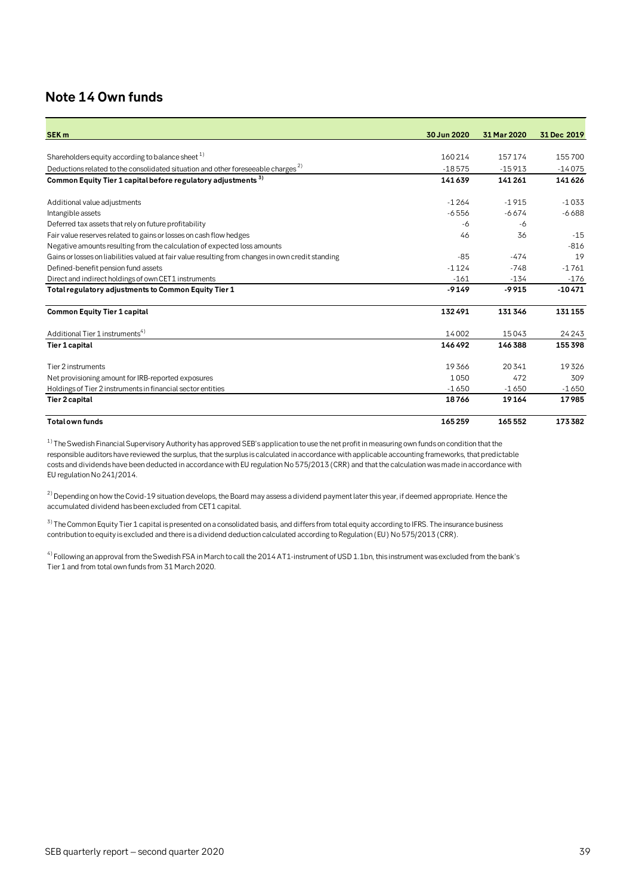## Note 14 Own funds

| SEK m | 30 Jun 2020 | 31 Mar 2020 | 31 Dec 2019 |
|---|---|---|---|
| Shareholders equity according to balance sheet [1] | 160 214 | 157 174 | 155 700 |
| Deductions related to the consolidated situation and other foreseeable charges [2] | -18 575 | -15 913 | -14 075 |
| **Common Equity Tier 1 capital before regulatory adjustments [3]** | **141 639** | **141 261** | **141 626** |
| Additional value adjustments | -1 264 | -1 915 | -1 033 |
| Intangible assets | -6 556 | -6 674 | -6 688 |
| Deferred tax assets that rely on future profitability | -6 | -6 | |
| Fair value reserves related to gains or losses on cash flow hedges | 46 | 36 | -15 |
| Negative amounts resulting from the calculation of expected loss amounts | | | -816 |
| Gains or losses on liabilities valued at fair value resulting from changes in own credit standing | -85 | -474 | 19 |
| Defined-benefit pension fund assets | -1 124 | -748 | -1 761 |
| Direct and indirect holdings of own CET1 instruments | -161 | -134 | -176 |
| **Total regulatory adjustments to Common Equity Tier 1** | **-9 149** | **-9 915** | **-10 471** |
| **Common Equity Tier 1 capital** | **132 491** | **131 346** | **131 155** |
| Additional Tier 1 instruments[4] | 14 002 | 15 043 | 24 243 |
| **Tier 1 capital** | **146 492** | **146 388** | **155 398** |
| Tier 2 instruments | 19 366 | 20 341 | 19 326 |
| Net provisioning amount for IRB-reported exposures | 1 050 | 472 | 309 |
| Holdings of Tier 2 instruments in financial sector entities | -1 650 | -1 650 | -1 650 |
| **Tier 2 capital** | **18 766** | **19 164** | **17 985** |
| **Total own funds** | **165 259** | **165 552** | **173 382** |

[1] The Swedish Financial Supervisory Authority has approved SEB's application to use the net profit in measuring own funds on condition that the responsible auditors have reviewed the surplus, that the surplus is calculated in accordance with applicable accounting frameworks, that predictable costs and dividends have been deducted in accordance with EU regulation No 575/2013 (CRR) and that the calculation was made in accordance with EU regulation No 241/2014.

[2] Depending on how the Covid-19 situation develops, the Board may assess a dividend payment later this year, if deemed appropriate. Hence the accumulated dividend has been excluded from CET1 capital.

[3] The Common Equity Tier 1 capital is presented on a consolidated basis, and differs from total equity according to IFRS. The insurance business contribution to equity is excluded and there is a dividend deduction calculated according to Regulation (EU) No 575/2013 (CRR).

[4] Following an approval from the Swedish FSA in March to call the 2014 AT1-instrument of USD 1.1bn, this instrument was excluded from the bank's Tier 1 and from total own funds from 31 March 2020.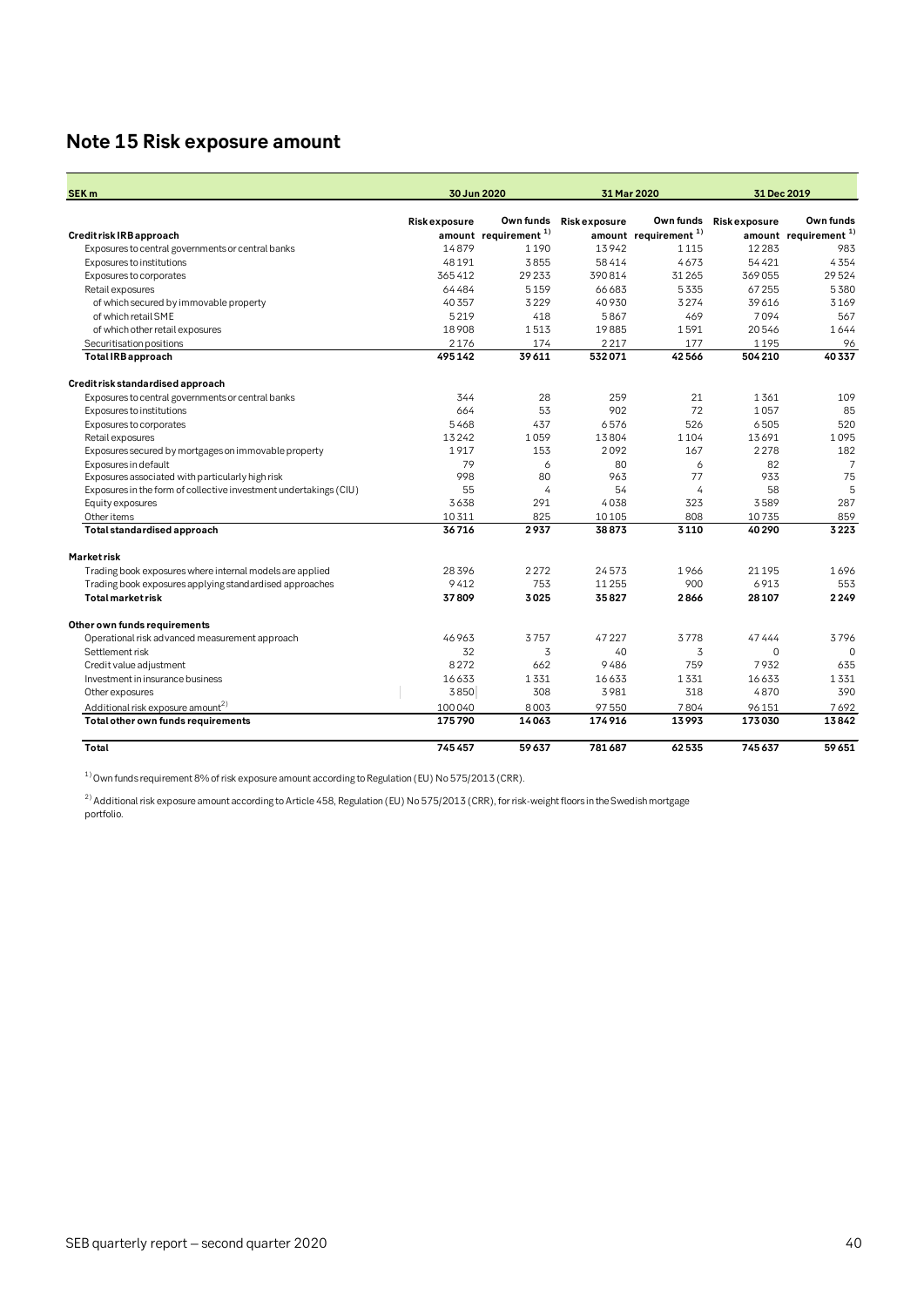# Note 15 Risk exposure amount

| SEK m | 30 Jun 2020 | | 31 Mar 2020 | | 31 Dec 2019 | |
|---|---|---|---|---|---|---|
| | Risk exposure amount | Own funds requirement [1] | Risk exposure amount | Own funds requirement [1] | Risk exposure amount | Own funds requirement [1] |
| **Credit risk IRB approach** | | | | | | |
| Exposures to central governments or central banks | 14879 | 1190 | 13942 | 1115 | 12283 | 983 |
| Exposures to institutions | 48191 | 3855 | 58414 | 4673 | 54421 | 4354 |
| Exposures to corporates | 365412 | 29233 | 390814 | 31265 | 369055 | 29524 |
| Retail exposures | 64484 | 5159 | 66683 | 5335 | 67255 | 5380 |
| of which secured by immovable property | 40357 | 3229 | 40930 | 3274 | 39616 | 3169 |
| of which retail SME | 5219 | 418 | 5867 | 469 | 7094 | 567 |
| of which other retail exposures | 18908 | 1513 | 19885 | 1591 | 20546 | 1644 |
| Securitisation positions | 2176 | 174 | 2217 | 177 | 1195 | 96 |
| **Total IRB approach** | **495142** | **39611** | **532071** | **42566** | **504210** | **40337** |
| **Credit risk standardised approach** | | | | | | |
| Exposures to central governments or central banks | 344 | 28 | 259 | 21 | 1361 | 109 |
| Exposures to institutions | 664 | 53 | 902 | 72 | 1057 | 85 |
| Exposures to corporates | 5468 | 437 | 6576 | 526 | 6505 | 520 |
| Retail exposures | 13242 | 1059 | 13804 | 1104 | 13691 | 1095 |
| Exposures secured by mortgages on immovable property | 1917 | 153 | 2092 | 167 | 2278 | 182 |
| Exposures in default | 79 | 6 | 80 | 6 | 82 | 7 |
| Exposures associated with particularly high risk | 998 | 80 | 963 | 77 | 933 | 75 |
| Exposures in the form of collective investment undertakings (CIU) | 55 | 4 | 54 | 4 | 58 | 5 |
| Equity exposures | 3638 | 291 | 4038 | 323 | 3589 | 287 |
| Other items | 10311 | 825 | 10105 | 808 | 10735 | 859 |
| **Total standardised approach** | **36716** | **2937** | **38873** | **3110** | **40290** | **3223** |
| **Market risk** | | | | | | |
| Trading book exposures where internal models are applied | 28396 | 2272 | 24573 | 1966 | 21195 | 1696 |
| Trading book exposures applying standardised approaches | 9412 | 753 | 11255 | 900 | 6913 | 553 |
| **Total market risk** | **37809** | **3025** | **35827** | **2866** | **28107** | **2249** |
| **Other own funds requirements** | | | | | | |
| Operational risk advanced measurement approach | 46963 | 3757 | 47227 | 3778 | 47444 | 3796 |
| Settlement risk | 32 | 3 | 40 | 3 | 0 | 0 |
| Credit value adjustment | 8272 | 662 | 9486 | 759 | 7932 | 635 |
| Investment in insurance business | 16633 | 1331 | 16633 | 1331 | 16633 | 1331 |
| Other exposures | 3850 | 308 | 3981 | 318 | 4870 | 390 |
| Additional risk exposure amount [2] | 100040 | 8003 | 97550 | 7804 | 96151 | 7692 |
| **Total other own funds requirements** | **175790** | **14063** | **174916** | **13993** | **173030** | **13842** |
| **Total** | **745457** | **59637** | **781687** | **62535** | **745637** | **59651** |

[1] Own funds requirement 8% of risk exposure amount according to Regulation (EU) No 575/2013 (CRR).

[2] Additional risk exposure amount according to Article 458, Regulation (EU) No 575/2013 (CRR), for risk-weight floors in the Swedish mortgage portfolio.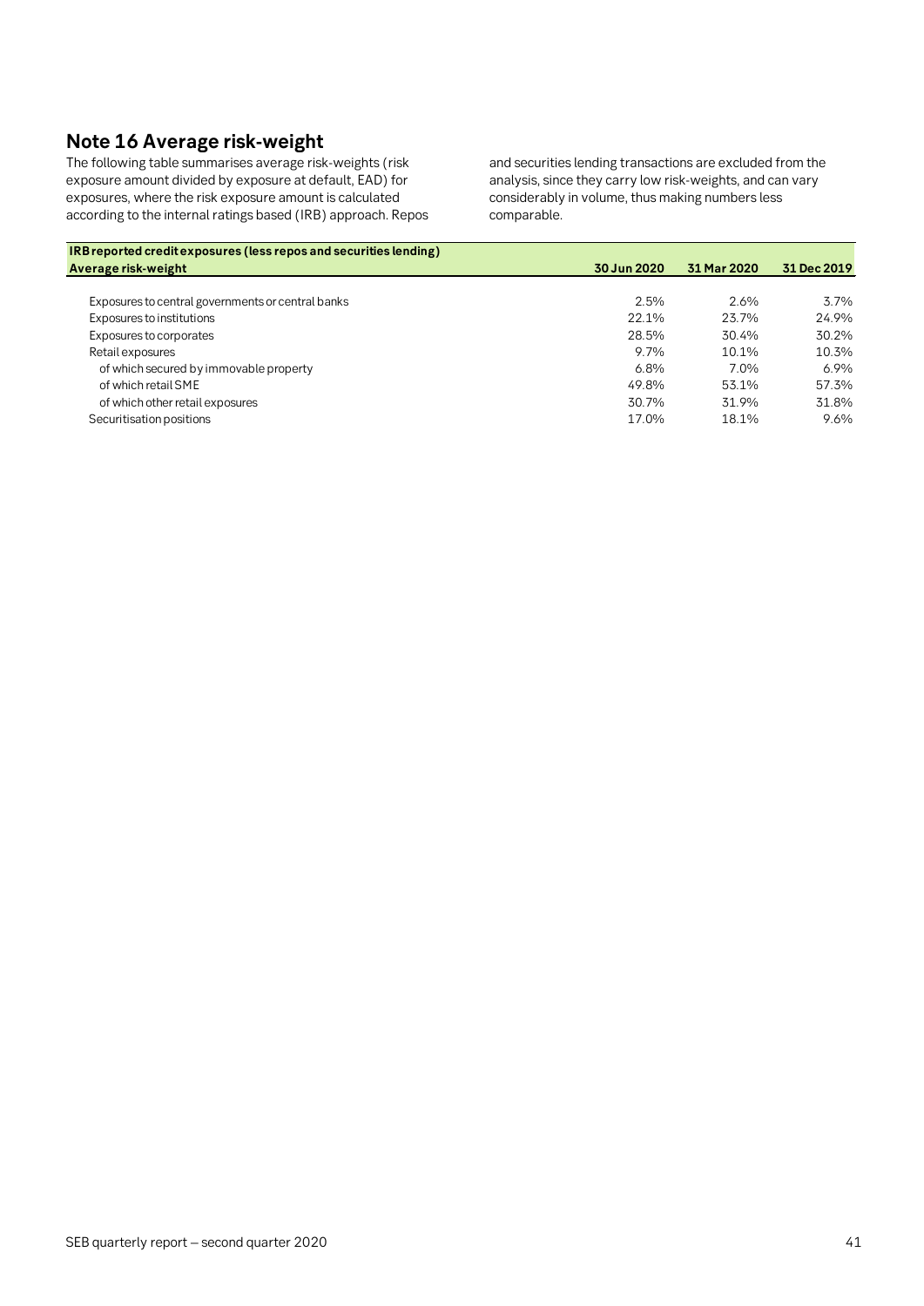## Note 16 Average risk-weight

The following table summarises average risk-weights (risk exposure amount divided by exposure at default, EAD) for exposures, where the risk exposure amount is calculated according to the internal ratings based (IRB) approach. Repos and securities lending transactions are excluded from the analysis, since they carry low risk-weights, and can vary considerably in volume, thus making numbers less comparable.

| **IRB reported credit exposures (less repos and securities lending)** | | | |
|---|---|---|---|
| **Average risk-weight** | **30 Jun 2020** | **31 Mar 2020** | **31 Dec 2019** |
| Exposures to central governments or central banks | 2.5% | 2.6% | 3.7% |
| Exposures to institutions | 22.1% | 23.7% | 24.9% |
| Exposures to corporates | 28.5% | 30.4% | 30.2% |
| Retail exposures | 9.7% | 10.1% | 10.3% |
| of which secured by immovable property | 6.8% | 7.0% | 6.9% |
| of which retail SME | 49.8% | 53.1% | 57.3% |
| of which other retail exposures | 30.7% | 31.9% | 31.8% |
| Securitisation positions | 17.0% | 18.1% | 9.6% |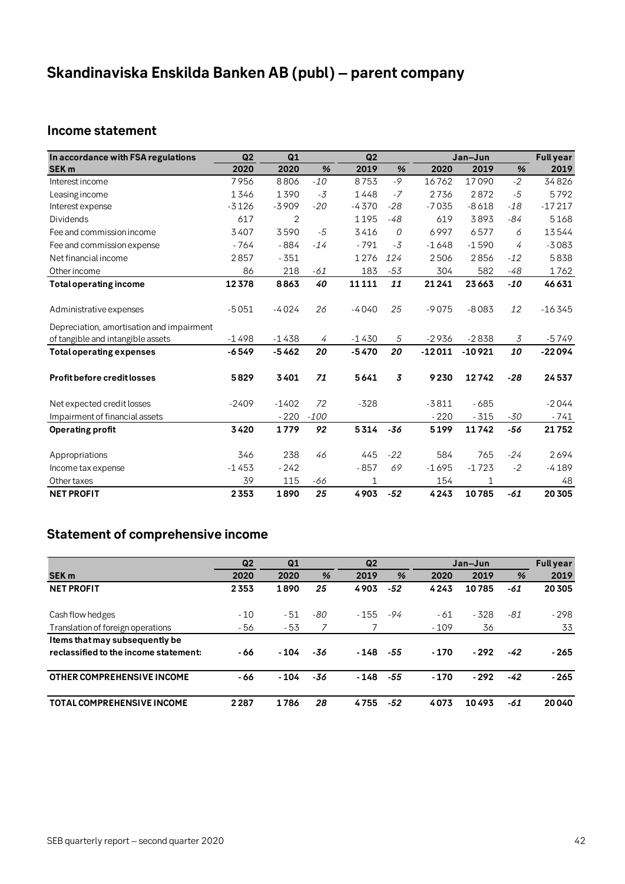# Skandinaviska Enskilda Banken AB (publ) – parent company

## Income statement

| In accordance with FSA regulations | Q2 | Q1 | | Q2 | | Jan–Jun | | | Full year |
|---|---|---|---|---|---|---|---|---|---|
| SEK m | 2020 | 2020 | % | 2019 | % | 2020 | 2019 | % | 2019 |
| Interest income | 7956 | 8806 | -10 | 8753 | -9 | 16762 | 17090 | -2 | 34826 |
| Leasing income | 1346 | 1390 | -3 | 1448 | -7 | 2736 | 2872 | -5 | 5792 |
| Interest expense | -3126 | -3909 | -20 | -4370 | -28 | -7035 | -8618 | -18 | -17217 |
| Dividends | 617 | 2 | | 1195 | -48 | 619 | 3893 | -84 | 5168 |
| Fee and commission income | 3407 | 3590 | -5 | 3416 | 0 | 6997 | 6577 | 6 | 13544 |
| Fee and commission expense | -764 | -884 | -14 | -791 | -3 | -1648 | -1590 | 4 | -3083 |
| Net financial income | 2857 | -351 | | 1276 | 124 | 2506 | 2856 | -12 | 5838 |
| Other income | 86 | 218 | -61 | 183 | -53 | 304 | 582 | -48 | 1762 |
| **Total operating income** | **12378** | **8863** | **40** | **11111** | **11** | **21241** | **23663** | **-10** | **46631** |
| Administrative expenses | -5051 | -4024 | 26 | -4040 | 25 | -9075 | -8083 | 12 | -16345 |
| Depreciation, amortisation and impairment of tangible and intangible assets | -1498 | -1438 | 4 | -1430 | 5 | -2936 | -2838 | 3 | -5749 |
| **Total operating expenses** | **-6549** | **-5462** | **20** | **-5470** | **20** | **-12011** | **-10921** | **10** | **-22094** |
| **Profit before credit losses** | **5829** | **3401** | **71** | **5641** | **3** | **9230** | **12742** | **-28** | **24537** |
| Net expected credit losses | -2409 | -1402 | 72 | -328 | | -3811 | -685 | | -2044 |
| Impairment of financial assets | | -220 | -100 | | | -220 | -315 | -30 | -741 |
| **Operating profit** | **3420** | **1779** | **92** | **5314** | **-36** | **5199** | **11742** | **-56** | **21752** |
| Appropriations | 346 | 238 | 46 | 445 | -22 | 584 | 765 | -24 | 2694 |
| Income tax expense | -1453 | -242 | | -857 | 69 | -1695 | -1723 | -2 | -4189 |
| Other taxes | 39 | 115 | -66 | 1 | | 154 | 1 | | 48 |
| **NET PROFIT** | **2353** | **1890** | **25** | **4903** | **-52** | **4243** | **10785** | **-61** | **20305** |

## Statement of comprehensive income

| | Q2 | Q1 | | Q2 | | Jan–Jun | | | Full year |
|---|---|---|---|---|---|---|---|---|---|
| SEK m | 2020 | 2020 | % | 2019 | % | 2020 | 2019 | % | 2019 |
| **NET PROFIT** | **2353** | **1890** | **25** | **4903** | **-52** | **4243** | **10785** | **-61** | **20305** |
| Cash flow hedges | -10 | -51 | -80 | -155 | -94 | -61 | -328 | -81 | -298 |
| Translation of foreign operations | -56 | -53 | 7 | 7 | | -109 | 36 | | 33 |
| **Items that may subsequently be reclassified to the income statement:** | **-66** | **-104** | **-36** | **-148** | **-55** | **-170** | **-292** | **-42** | **-265** |
| **OTHER COMPREHENSIVE INCOME** | **-66** | **-104** | **-36** | **-148** | **-55** | **-170** | **-292** | **-42** | **-265** |
| **TOTAL COMPREHENSIVE INCOME** | **2287** | **1786** | **28** | **4755** | **-52** | **4073** | **10493** | **-61** | **20040** |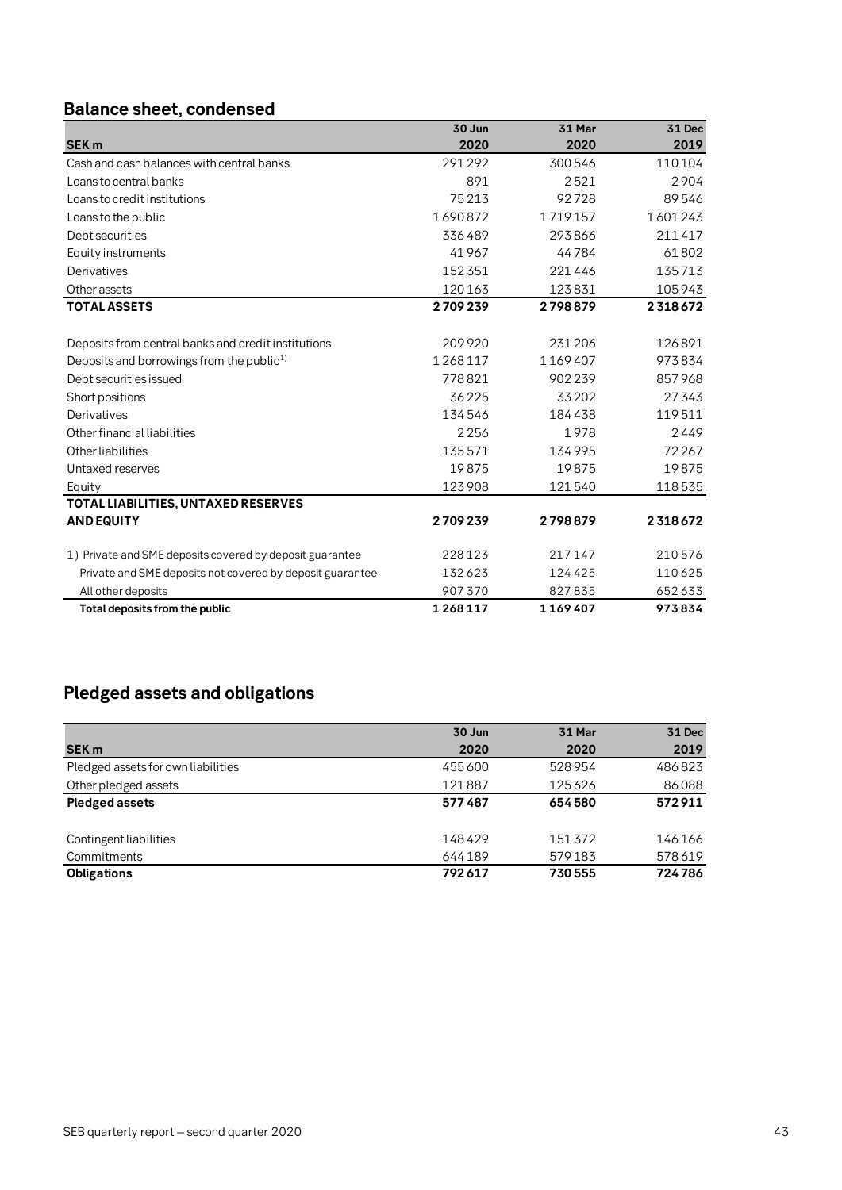## Balance sheet, condensed

| SEK m | 30 Jun 2020 | 31 Mar 2020 | 31 Dec 2019 |
|---|---|---|---|
| Cash and cash balances with central banks | 291 292 | 300 546 | 110 104 |
| Loans to central banks | 891 | 2 521 | 2 904 |
| Loans to credit institutions | 75 213 | 92 728 | 89 546 |
| Loans to the public | 1 690 872 | 1 719 157 | 1 601 243 |
| Debt securities | 336 489 | 293 866 | 211 417 |
| Equity instruments | 41 967 | 44 784 | 61 802 |
| Derivatives | 152 351 | 221 446 | 135 713 |
| Other assets | 120 163 | 123 831 | 105 943 |
| **TOTAL ASSETS** | **2 709 239** | **2 798 879** | **2 318 672** |
| | | | |
| Deposits from central banks and credit institutions | 209 920 | 231 206 | 126 891 |
| Deposits and borrowings from the public[1)] | 1 268 117 | 1 169 407 | 973 834 |
| Debt securities issued | 778 821 | 902 239 | 857 968 |
| Short positions | 36 225 | 33 202 | 27 343 |
| Derivatives | 134 546 | 184 438 | 119 511 |
| Other financial liabilities | 2 256 | 1 978 | 2 449 |
| Other liabilities | 135 571 | 134 995 | 72 267 |
| Untaxed reserves | 19 875 | 19 875 | 19 875 |
| Equity | 123 908 | 121 540 | 118 535 |
| **TOTAL LIABILITIES, UNTAXED RESERVES AND EQUITY** | **2 709 239** | **2 798 879** | **2 318 672** |
| | | | |
| 1) Private and SME deposits covered by deposit guarantee | 228 123 | 217 147 | 210 576 |
| Private and SME deposits not covered by deposit guarantee | 132 623 | 124 425 | 110 625 |
| All other deposits | 907 370 | 827 835 | 652 633 |
| **Total deposits from the public** | **1 268 117** | **1 169 407** | **973 834** |

## Pledged assets and obligations

| SEK m | 30 Jun 2020 | 31 Mar 2020 | 31 Dec 2019 |
|---|---|---|---|
| Pledged assets for own liabilities | 455 600 | 528 954 | 486 823 |
| Other pledged assets | 121 887 | 125 626 | 86 088 |
| **Pledged assets** | **577 487** | **654 580** | **572 911** |
| | | | |
| Contingent liabilities | 148 429 | 151 372 | 146 166 |
| Commitments | 644 189 | 579 183 | 578 619 |
| **Obligations** | **792 617** | **730 555** | **724 786** |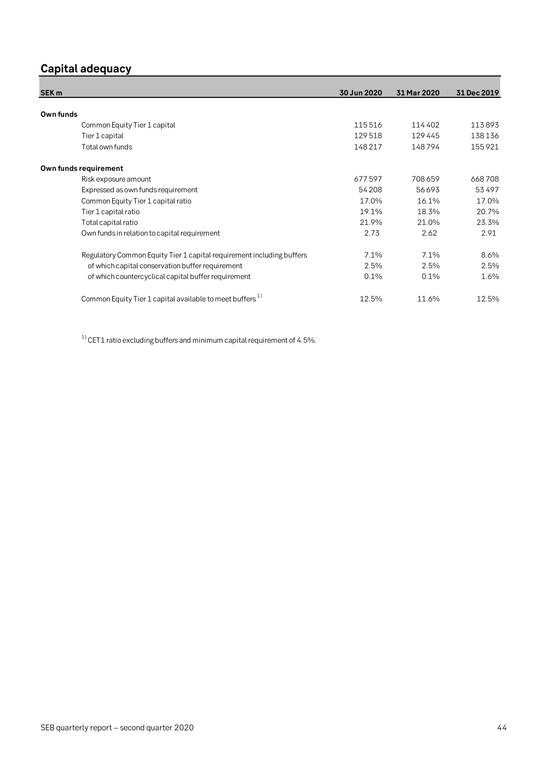## Capital adequacy

| SEK m | 30 Jun 2020 | 31 Mar 2020 | 31 Dec 2019 |
|---|---|---|---|
| **Own funds** | | | |
| Common Equity Tier 1 capital | 115 516 | 114 402 | 113 893 |
| Tier 1 capital | 129 518 | 129 445 | 138 136 |
| Total own funds | 148 217 | 148 794 | 155 921 |
| **Own funds requirement** | | | |
| Risk exposure amount | 677 597 | 708 659 | 668 708 |
| Expressed as own funds requirement | 54 208 | 56 693 | 53 497 |
| Common Equity Tier 1 capital ratio | 17.0% | 16.1% | 17.0% |
| Tier 1 capital ratio | 19.1% | 18.3% | 20.7% |
| Total capital ratio | 21.9% | 21.0% | 23.3% |
| Own funds in relation to capital requirement | 2.73 | 2.62 | 2.91 |
| Regulatory Common Equity Tier 1 capital requirement including buffers | 7.1% | 7.1% | 8.6% |
| of which capital conservation buffer requirement | 2.5% | 2.5% | 2.5% |
| of which countercyclical capital buffer requirement | 0.1% | 0.1% | 1.6% |
| Common Equity Tier 1 capital available to meet buffers [1] | 12.5% | 11.6% | 12.5% |

[1] CET1 ratio excluding buffers and minimum capital requirement of 4.5%.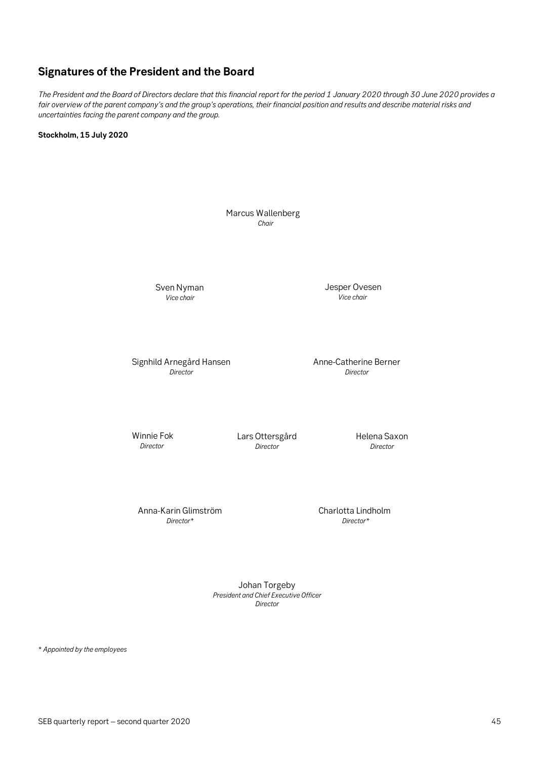## Signatures of the President and the Board

*The President and the Board of Directors declare that this financial report for the period 1 January 2020 through 30 June 2020 provides a fair overview of the parent company's and the group's operations, their financial position and results and describe material risks and uncertainties facing the parent company and the group.*

**Stockholm, 15 July 2020**

Marcus Wallenberg
*Chair*

Sven Nyman
*Vice chair*

Jesper Ovesen
*Vice chair*

Signhild Arnegård Hansen
*Director*

Anne-Catherine Berner
*Director*

Winnie Fok
*Director*

Lars Ottersgård
*Director*

Helena Saxon
*Director*

Anna-Karin Glimström
*Director**

Charlotta Lindholm
*Director**

Johan Torgeby
*President and Chief Executive Officer*
*Director*

*\* Appointed by the employees*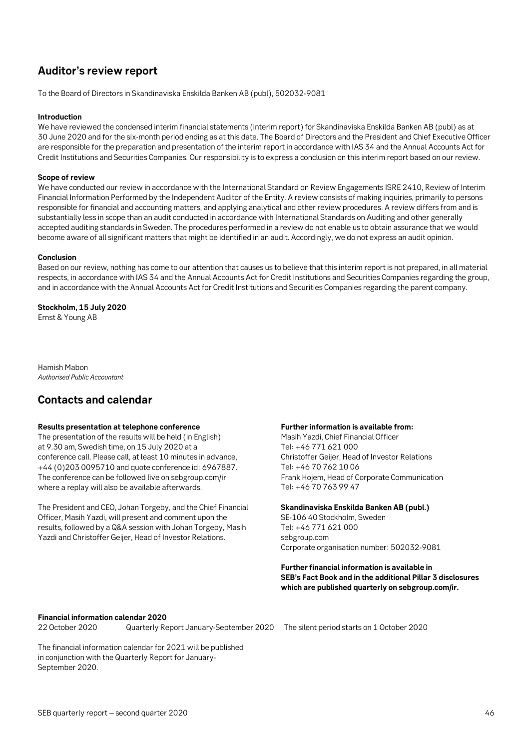## Auditor's review report

To the Board of Directors in Skandinaviska Enskilda Banken AB (publ), 502032-9081

**Introduction**

We have reviewed the condensed interim financial statements (interim report) for Skandinaviska Enskilda Banken AB (publ) as at 30 June 2020 and for the six-month period ending as at this date. The Board of Directors and the President and Chief Executive Officer are responsible for the preparation and presentation of the interim report in accordance with IAS 34 and the Annual Accounts Act for Credit Institutions and Securities Companies. Our responsibility is to express a conclusion on this interim report based on our review.

**Scope of review**

We have conducted our review in accordance with the International Standard on Review Engagements ISRE 2410, Review of Interim Financial Information Performed by the Independent Auditor of the Entity. A review consists of making inquiries, primarily to persons responsible for financial and accounting matters, and applying analytical and other review procedures. A review differs from and is substantially less in scope than an audit conducted in accordance with International Standards on Auditing and other generally accepted auditing standards in Sweden. The procedures performed in a review do not enable us to obtain assurance that we would become aware of all significant matters that might be identified in an audit. Accordingly, we do not express an audit opinion.

**Conclusion**

Based on our review, nothing has come to our attention that causes us to believe that this interim report is not prepared, in all material respects, in accordance with IAS 34 and the Annual Accounts Act for Credit Institutions and Securities Companies regarding the group, and in accordance with the Annual Accounts Act for Credit Institutions and Securities Companies regarding the parent company.

**Stockholm, 15 July 2020**
Ernst & Young AB

Hamish Mabon
*Authorised Public Accountant*

## Contacts and calendar

**Results presentation at telephone conference**
The presentation of the results will be held (in English) at 9.30 am, Swedish time, on 15 July 2020 at a conference call. Please call, at least 10 minutes in advance, +44 (0)203 0095710 and quote conference id: 6967887. The conference can be followed live on sebgroup.com/ir where a replay will also be available afterwards.

The President and CEO, Johan Torgeby, and the Chief Financial Officer, Masih Yazdi, will present and comment upon the results, followed by a Q&A session with Johan Torgeby, Masih Yazdi and Christoffer Geijer, Head of Investor Relations.

**Further information is available from:**
Masih Yazdi, Chief Financial Officer
Tel: +46 771 621 000
Christoffer Geijer, Head of Investor Relations
Tel: +46 70 762 10 06
Frank Hojem, Head of Corporate Communication
Tel: +46 70 763 99 47

**Skandinaviska Enskilda Banken AB (publ.)**
SE-106 40 Stockholm, Sweden
Tel: +46 771 621 000
sebgroup.com
Corporate organisation number: 502032-9081

**Further financial information is available in SEB's Fact Book and in the additional Pillar 3 disclosures which are published quarterly on sebgroup.com/ir.**

**Financial information calendar 2020**

| | | |
|---|---|---|
| 22 October 2020 | Quarterly Report January-September 2020 | The silent period starts on 1 October 2020 |

The financial information calendar for 2021 will be published in conjunction with the Quarterly Report for January-September 2020.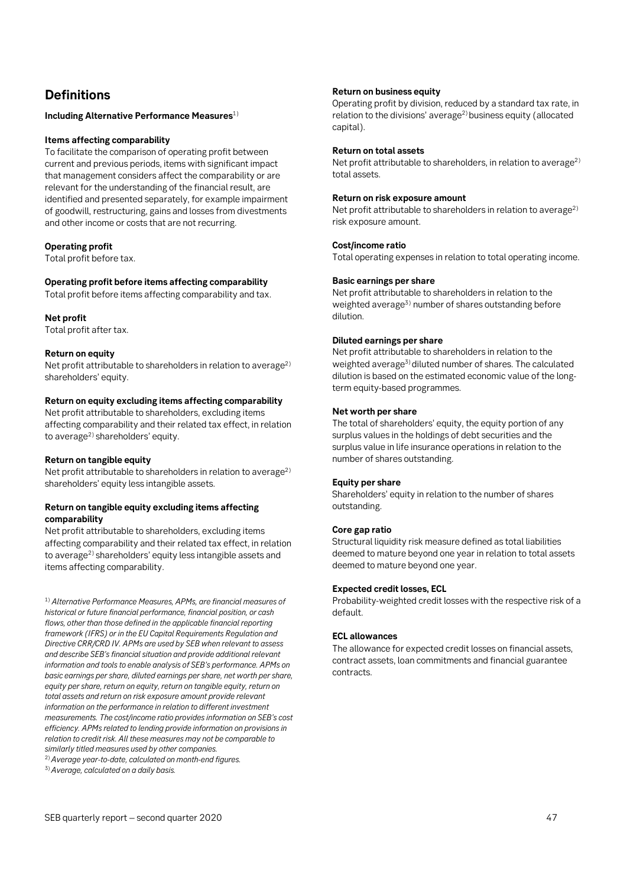## Definitions

**Including Alternative Performance Measures**[1]

**Items affecting comparability**
To facilitate the comparison of operating profit between current and previous periods, items with significant impact that management considers affect the comparability or are relevant for the understanding of the financial result, are identified and presented separately, for example impairment of goodwill, restructuring, gains and losses from divestments and other income or costs that are not recurring.

**Operating profit**
Total profit before tax.

**Operating profit before items affecting comparability**
Total profit before items affecting comparability and tax.

**Net profit**
Total profit after tax.

**Return on equity**
Net profit attributable to shareholders in relation to average[2] shareholders' equity.

**Return on equity excluding items affecting comparability**
Net profit attributable to shareholders, excluding items affecting comparability and their related tax effect, in relation to average[2] shareholders' equity.

**Return on tangible equity**
Net profit attributable to shareholders in relation to average[2] shareholders' equity less intangible assets.

**Return on tangible equity excluding items affecting comparability**
Net profit attributable to shareholders, excluding items affecting comparability and their related tax effect, in relation to average[2] shareholders' equity less intangible assets and items affecting comparability.

[1] *Alternative Performance Measures, APMs, are financial measures of historical or future financial performance, financial position, or cash flows, other than those defined in the applicable financial reporting framework (IFRS) or in the EU Capital Requirements Regulation and Directive CRR/CRD IV. APMs are used by SEB when relevant to assess and describe SEB's financial situation and provide additional relevant information and tools to enable analysis of SEB's performance. APMs on basic earnings per share, diluted earnings per share, net worth per share, equity per share, return on equity, return on tangible equity, return on total assets and return on risk exposure amount provide relevant information on the performance in relation to different investment measurements. The cost/income ratio provides information on SEB's cost efficiency. APMs related to lending provide information on provisions in relation to credit risk. All these measures may not be comparable to similarly titled measures used by other companies.*
[2] *Average year-to-date, calculated on month-end figures.*
[3] *Average, calculated on a daily basis.*

**Return on business equity**
Operating profit by division, reduced by a standard tax rate, in relation to the divisions' average[2] business equity (allocated capital).

**Return on total assets**
Net profit attributable to shareholders, in relation to average[2] total assets.

**Return on risk exposure amount**
Net profit attributable to shareholders in relation to average[2] risk exposure amount.

**Cost/income ratio**
Total operating expenses in relation to total operating income.

**Basic earnings per share**
Net profit attributable to shareholders in relation to the weighted average[3] number of shares outstanding before dilution.

**Diluted earnings per share**
Net profit attributable to shareholders in relation to the weighted average[3] diluted number of shares. The calculated dilution is based on the estimated economic value of the long-term equity-based programmes.

**Net worth per share**
The total of shareholders' equity, the equity portion of any surplus values in the holdings of debt securities and the surplus value in life insurance operations in relation to the number of shares outstanding.

**Equity per share**
Shareholders' equity in relation to the number of shares outstanding.

**Core gap ratio**
Structural liquidity risk measure defined as total liabilities deemed to mature beyond one year in relation to total assets deemed to mature beyond one year.

**Expected credit losses, ECL**
Probability-weighted credit losses with the respective risk of a default.

**ECL allowances**
The allowance for expected credit losses on financial assets, contract assets, loan commitments and financial guarantee contracts.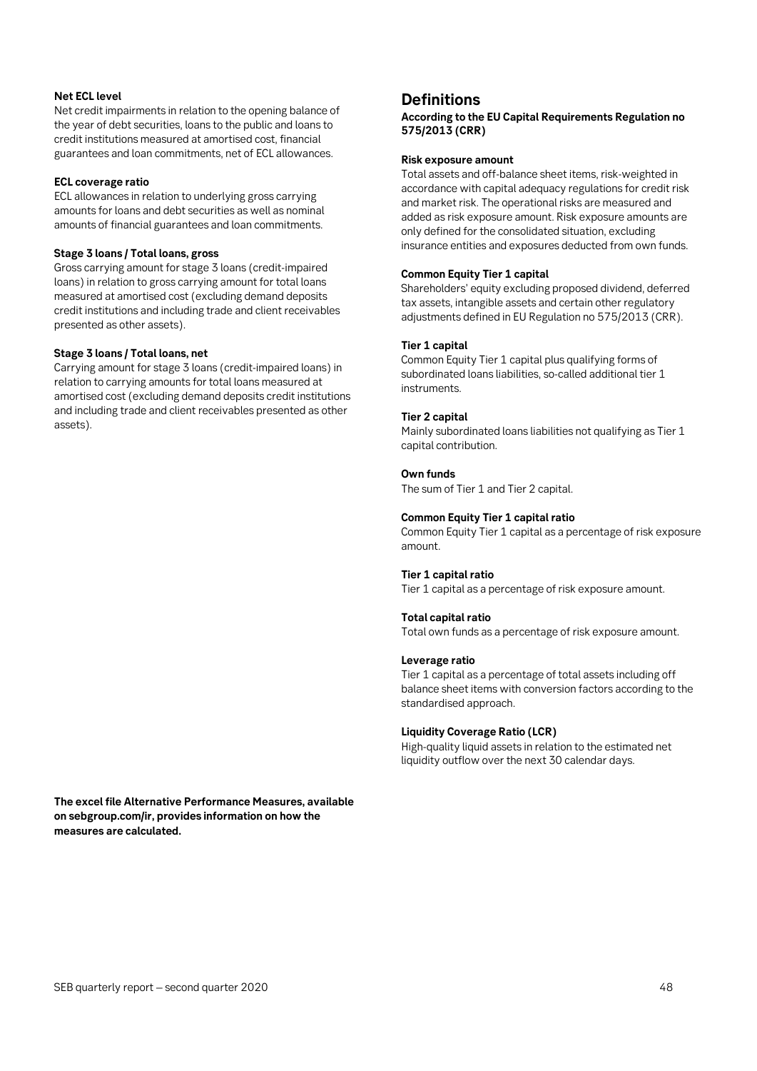**Net ECL level**

Net credit impairments in relation to the opening balance of the year of debt securities, loans to the public and loans to credit institutions measured at amortised cost, financial guarantees and loan commitments, net of ECL allowances.

**ECL coverage ratio**

ECL allowances in relation to underlying gross carrying amounts for loans and debt securities as well as nominal amounts of financial guarantees and loan commitments.

**Stage 3 loans / Total loans, gross**

Gross carrying amount for stage 3 loans (credit-impaired loans) in relation to gross carrying amount for total loans measured at amortised cost (excluding demand deposits credit institutions and including trade and client receivables presented as other assets).

**Stage 3 loans / Total loans, net**

Carrying amount for stage 3 loans (credit-impaired loans) in relation to carrying amounts for total loans measured at amortised cost (excluding demand deposits credit institutions and including trade and client receivables presented as other assets).

**The excel file Alternative Performance Measures, available on sebgroup.com/ir, provides information on how the measures are calculated.**

## Definitions

**According to the EU Capital Requirements Regulation no 575/2013 (CRR)**

**Risk exposure amount**

Total assets and off-balance sheet items, risk-weighted in accordance with capital adequacy regulations for credit risk and market risk. The operational risks are measured and added as risk exposure amount. Risk exposure amounts are only defined for the consolidated situation, excluding insurance entities and exposures deducted from own funds.

**Common Equity Tier 1 capital**

Shareholders' equity excluding proposed dividend, deferred tax assets, intangible assets and certain other regulatory adjustments defined in EU Regulation no 575/2013 (CRR).

**Tier 1 capital**

Common Equity Tier 1 capital plus qualifying forms of subordinated loans liabilities, so-called additional tier 1 instruments.

**Tier 2 capital**

Mainly subordinated loans liabilities not qualifying as Tier 1 capital contribution.

**Own funds**

The sum of Tier 1 and Tier 2 capital.

**Common Equity Tier 1 capital ratio**

Common Equity Tier 1 capital as a percentage of risk exposure amount.

**Tier 1 capital ratio**

Tier 1 capital as a percentage of risk exposure amount.

**Total capital ratio**

Total own funds as a percentage of risk exposure amount.

**Leverage ratio**

Tier 1 capital as a percentage of total assets including off balance sheet items with conversion factors according to the standardised approach.

**Liquidity Coverage Ratio (LCR)**

High-quality liquid assets in relation to the estimated net liquidity outflow over the next 30 calendar days.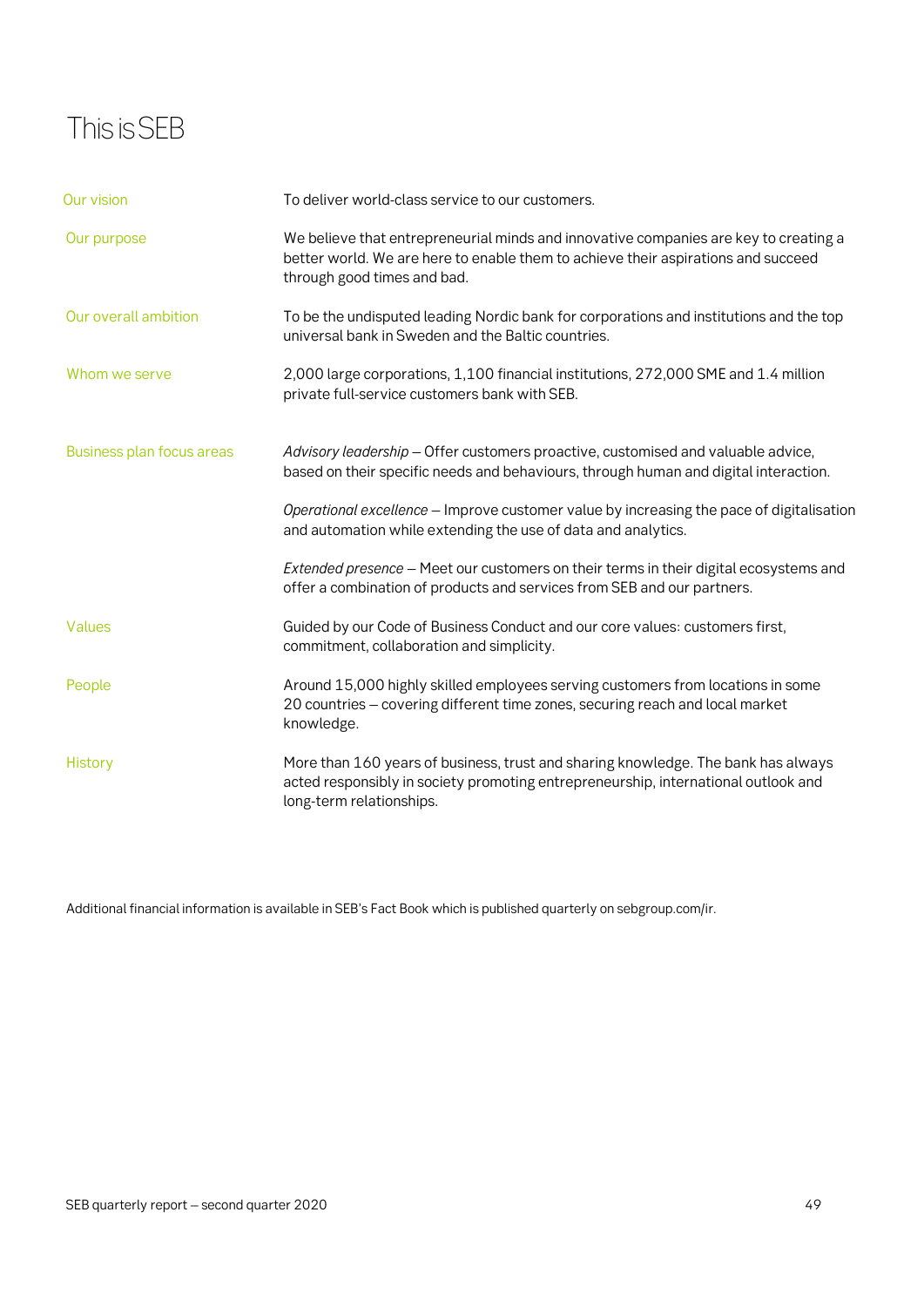# This is SEB

| | |
|---|---|
| Our vision | To deliver world-class service to our customers. |
| Our purpose | We believe that entrepreneurial minds and innovative companies are key to creating a better world. We are here to enable them to achieve their aspirations and succeed through good times and bad. |
| Our overall ambition | To be the undisputed leading Nordic bank for corporations and institutions and the top universal bank in Sweden and the Baltic countries. |
| Whom we serve | 2,000 large corporations, 1,100 financial institutions, 272,000 SME and 1.4 million private full-service customers bank with SEB. |
| Business plan focus areas | *Advisory leadership* – Offer customers proactive, customised and valuable advice, based on their specific needs and behaviours, through human and digital interaction.<br><br>*Operational excellence* – Improve customer value by increasing the pace of digitalisation and automation while extending the use of data and analytics.<br><br>*Extended presence* – Meet our customers on their terms in their digital ecosystems and offer a combination of products and services from SEB and our partners. |
| Values | Guided by our Code of Business Conduct and our core values: customers first, commitment, collaboration and simplicity. |
| People | Around 15,000 highly skilled employees serving customers from locations in some 20 countries – covering different time zones, securing reach and local market knowledge. |
| History | More than 160 years of business, trust and sharing knowledge. The bank has always acted responsibly in society promoting entrepreneurship, international outlook and long-term relationships. |

Additional financial information is available in SEB's Fact Book which is published quarterly on sebgroup.com/ir.